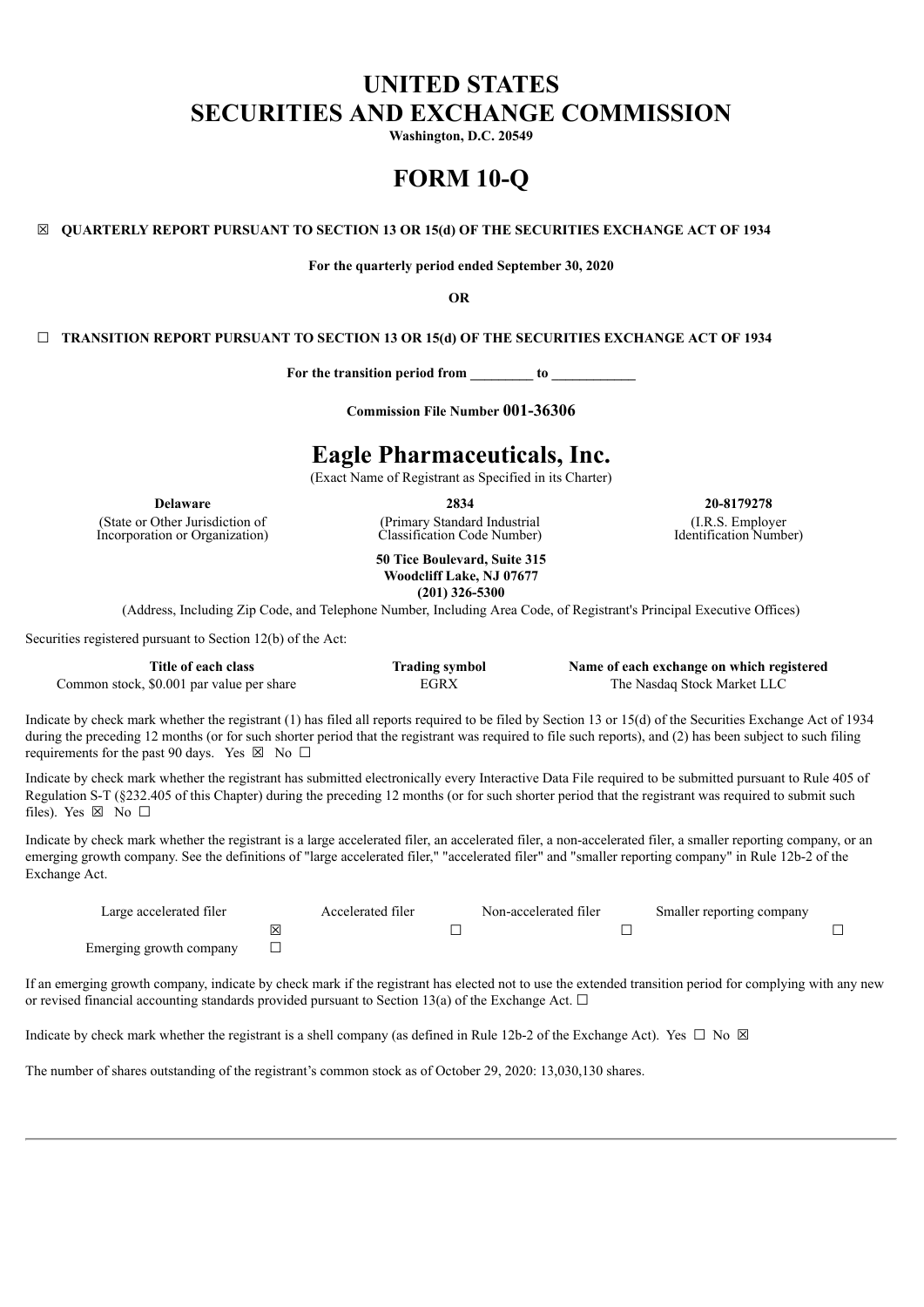# UNITED STATES
# SECURITIES AND EXCHANGE COMMISSION

**Washington, D.C. 20549**

# FORM 10-Q

☒ **QUARTERLY REPORT PURSUANT TO SECTION 13 OR 15(d) OF THE SECURITIES EXCHANGE ACT OF 1934**

**For the quarterly period ended September 30, 2020**

**OR**

☐ **TRANSITION REPORT PURSUANT TO SECTION 13 OR 15(d) OF THE SECURITIES EXCHANGE ACT OF 1934**

**For the transition period from _________ to ____________**

**Commission File Number 001-36306**

# Eagle Pharmaceuticals, Inc.

(Exact Name of Registrant as Specified in its Charter)

| **Delaware** | **2834** | **20-8179278** |
|---|---|---|
| (State or Other Jurisdiction of Incorporation or Organization) | (Primary Standard Industrial Classification Code Number) | (I.R.S. Employer Identification Number) |

**50 Tice Boulevard, Suite 315**
**Woodcliff Lake, NJ 07677**
**(201) 326-5300**

(Address, Including Zip Code, and Telephone Number, Including Area Code, of Registrant's Principal Executive Offices)

Securities registered pursuant to Section 12(b) of the Act:

| Title of each class | Trading symbol | Name of each exchange on which registered |
|---|---|---|
| Common stock, $0.001 par value per share | EGRX | The Nasdaq Stock Market LLC |

Indicate by check mark whether the registrant (1) has filed all reports required to be filed by Section 13 or 15(d) of the Securities Exchange Act of 1934 during the preceding 12 months (or for such shorter period that the registrant was required to file such reports), and (2) has been subject to such filing requirements for the past 90 days. Yes ☒ No ☐

Indicate by check mark whether the registrant has submitted electronically every Interactive Data File required to be submitted pursuant to Rule 405 of Regulation S-T (§232.405 of this Chapter) during the preceding 12 months (or for such shorter period that the registrant was required to submit such files). Yes ☒ No ☐

Indicate by check mark whether the registrant is a large accelerated filer, an accelerated filer, a non-accelerated filer, a smaller reporting company, or an emerging growth company. See the definitions of "large accelerated filer," "accelerated filer" and "smaller reporting company" in Rule 12b-2 of the Exchange Act.

| Large accelerated filer | Accelerated filer | Non-accelerated filer | Smaller reporting company |
|---|---|---|---|
| ☒ | ☐ | ☐ | ☐ |
| Emerging growth company ☐ | | | |

If an emerging growth company, indicate by check mark if the registrant has elected not to use the extended transition period for complying with any new or revised financial accounting standards provided pursuant to Section 13(a) of the Exchange Act. ☐

Indicate by check mark whether the registrant is a shell company (as defined in Rule 12b-2 of the Exchange Act). Yes ☐ No ☒

The number of shares outstanding of the registrant's common stock as of October 29, 2020: 13,030,130 shares.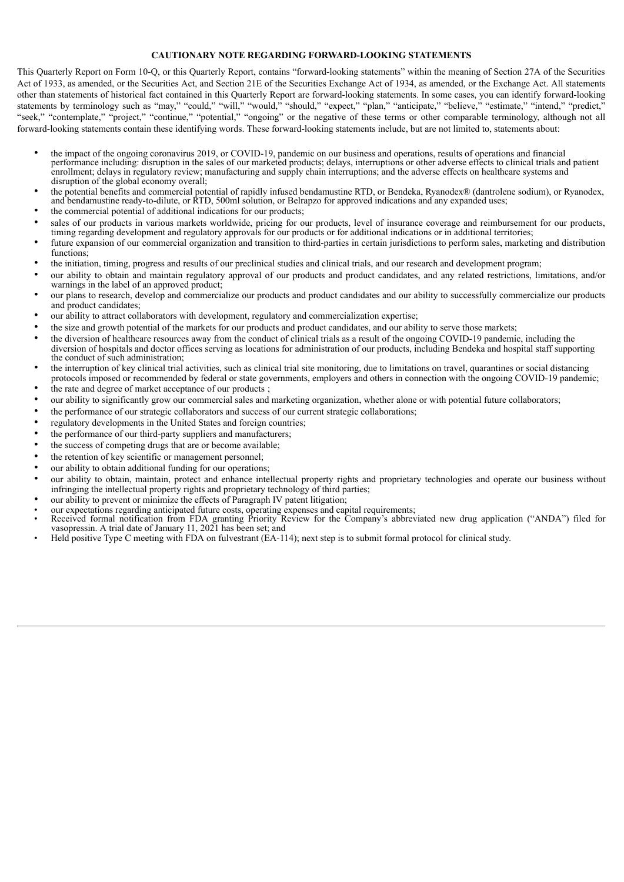**CAUTIONARY NOTE REGARDING FORWARD-LOOKING STATEMENTS**

This Quarterly Report on Form 10-Q, or this Quarterly Report, contains "forward-looking statements" within the meaning of Section 27A of the Securities Act of 1933, as amended, or the Securities Act, and Section 21E of the Securities Exchange Act of 1934, as amended, or the Exchange Act. All statements other than statements of historical fact contained in this Quarterly Report are forward-looking statements. In some cases, you can identify forward-looking statements by terminology such as "may," "could," "will," "would," "should," "expect," "plan," "anticipate," "believe," "estimate," "intend," "predict," "seek," "contemplate," "project," "continue," "potential," "ongoing" or the negative of these terms or other comparable terminology, although not all forward-looking statements contain these identifying words. These forward-looking statements include, but are not limited to, statements about:

- the impact of the ongoing coronavirus 2019, or COVID-19, pandemic on our business and operations, results of operations and financial performance including: disruption in the sales of our marketed products; delays, interruptions or other adverse effects to clinical trials and patient enrollment; delays in regulatory review; manufacturing and supply chain interruptions; and the adverse effects on healthcare systems and disruption of the global economy overall;
- the potential benefits and commercial potential of rapidly infused bendamustine RTD, or Bendeka, Ryanodex® (dantrolene sodium), or Ryanodex, and bendamustine ready-to-dilute, or RTD, 500ml solution, or Belrapzo for approved indications and any expanded uses;
- the commercial potential of additional indications for our products;
- sales of our products in various markets worldwide, pricing for our products, level of insurance coverage and reimbursement for our products, timing regarding development and regulatory approvals for our products or for additional indications or in additional territories;
- future expansion of our commercial organization and transition to third-parties in certain jurisdictions to perform sales, marketing and distribution functions;
- the initiation, timing, progress and results of our preclinical studies and clinical trials, and our research and development program;
- our ability to obtain and maintain regulatory approval of our products and product candidates, and any related restrictions, limitations, and/or warnings in the label of an approved product;
- our plans to research, develop and commercialize our products and product candidates and our ability to successfully commercialize our products and product candidates;
- our ability to attract collaborators with development, regulatory and commercialization expertise;
- the size and growth potential of the markets for our products and product candidates, and our ability to serve those markets;
- the diversion of healthcare resources away from the conduct of clinical trials as a result of the ongoing COVID-19 pandemic, including the diversion of hospitals and doctor offices serving as locations for administration of our products, including Bendeka and hospital staff supporting the conduct of such administration;
- the interruption of key clinical trial activities, such as clinical trial site monitoring, due to limitations on travel, quarantines or social distancing protocols imposed or recommended by federal or state governments, employers and others in connection with the ongoing COVID-19 pandemic;
- the rate and degree of market acceptance of our products ;
- our ability to significantly grow our commercial sales and marketing organization, whether alone or with potential future collaborators;
- the performance of our strategic collaborators and success of our current strategic collaborations;
- regulatory developments in the United States and foreign countries;
- the performance of our third-party suppliers and manufacturers;
- the success of competing drugs that are or become available;
- the retention of key scientific or management personnel;
- our ability to obtain additional funding for our operations;
- our ability to obtain, maintain, protect and enhance intellectual property rights and proprietary technologies and operate our business without infringing the intellectual property rights and proprietary technology of third parties;
- our ability to prevent or minimize the effects of Paragraph IV patent litigation;
- our expectations regarding anticipated future costs, operating expenses and capital requirements;
- Received formal notification from FDA granting Priority Review for the Company's abbreviated new drug application ("ANDA") filed for vasopressin. A trial date of January 11, 2021 has been set; and
- Held positive Type C meeting with FDA on fulvestrant (EA-114); next step is to submit formal protocol for clinical study.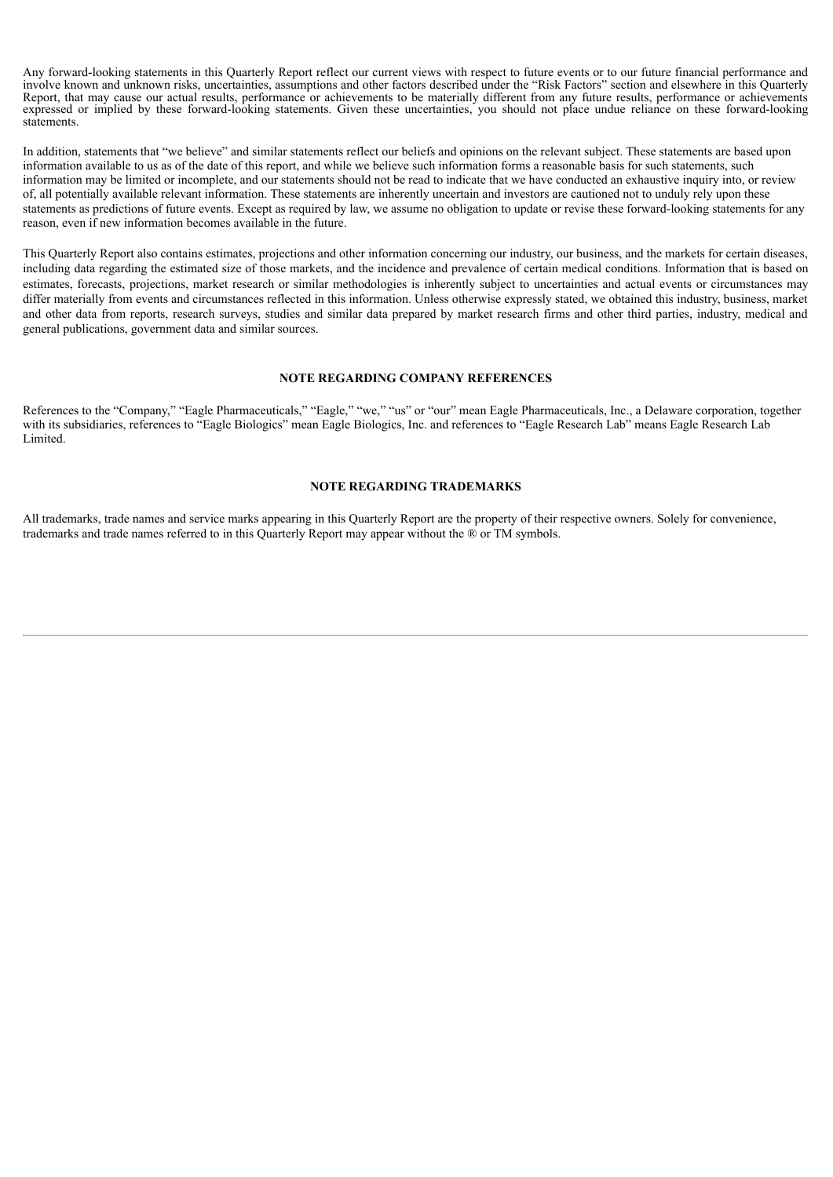Any forward-looking statements in this Quarterly Report reflect our current views with respect to future events or to our future financial performance and involve known and unknown risks, uncertainties, assumptions and other factors described under the "Risk Factors" section and elsewhere in this Quarterly Report, that may cause our actual results, performance or achievements to be materially different from any future results, performance or achievements expressed or implied by these forward-looking statements. Given these uncertainties, you should not place undue reliance on these forward-looking statements.

In addition, statements that "we believe" and similar statements reflect our beliefs and opinions on the relevant subject. These statements are based upon information available to us as of the date of this report, and while we believe such information forms a reasonable basis for such statements, such information may be limited or incomplete, and our statements should not be read to indicate that we have conducted an exhaustive inquiry into, or review of, all potentially available relevant information. These statements are inherently uncertain and investors are cautioned not to unduly rely upon these statements as predictions of future events. Except as required by law, we assume no obligation to update or revise these forward-looking statements for any reason, even if new information becomes available in the future.

This Quarterly Report also contains estimates, projections and other information concerning our industry, our business, and the markets for certain diseases, including data regarding the estimated size of those markets, and the incidence and prevalence of certain medical conditions. Information that is based on estimates, forecasts, projections, market research or similar methodologies is inherently subject to uncertainties and actual events or circumstances may differ materially from events and circumstances reflected in this information. Unless otherwise expressly stated, we obtained this industry, business, market and other data from reports, research surveys, studies and similar data prepared by market research firms and other third parties, industry, medical and general publications, government data and similar sources.

## NOTE REGARDING COMPANY REFERENCES

References to the "Company," "Eagle Pharmaceuticals," "Eagle," "we," "us" or "our" mean Eagle Pharmaceuticals, Inc., a Delaware corporation, together with its subsidiaries, references to "Eagle Biologics" mean Eagle Biologics, Inc. and references to "Eagle Research Lab" means Eagle Research Lab Limited.

## NOTE REGARDING TRADEMARKS

All trademarks, trade names and service marks appearing in this Quarterly Report are the property of their respective owners. Solely for convenience, trademarks and trade names referred to in this Quarterly Report may appear without the ® or TM symbols.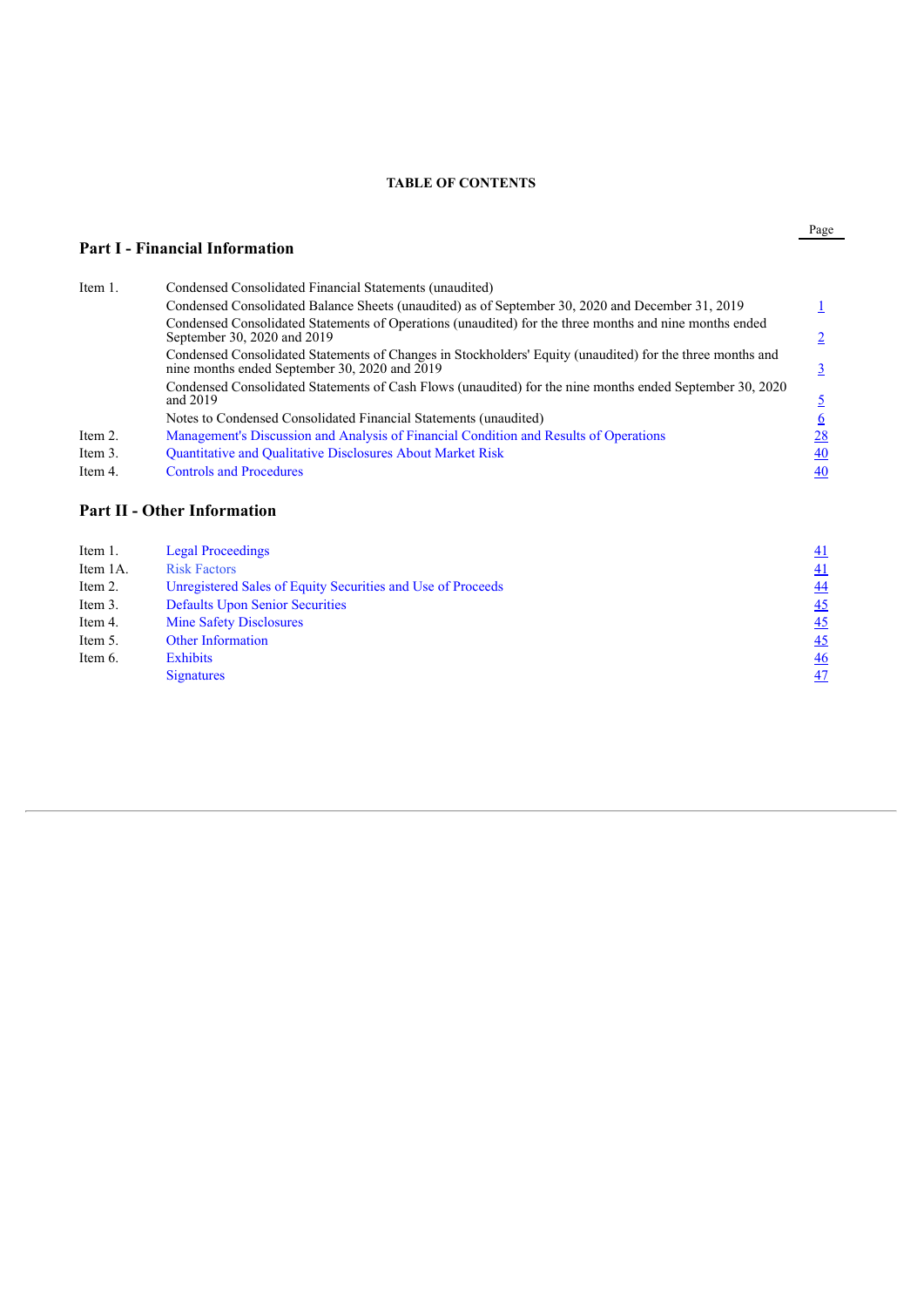# TABLE OF CONTENTS

## Part I - Financial Information

| | | Page |
|---|---|---|
| Item 1. | Condensed Consolidated Financial Statements (unaudited) | |
| | Condensed Consolidated Balance Sheets (unaudited) as of September 30, 2020 and December 31, 2019 | 1 |
| | Condensed Consolidated Statements of Operations (unaudited) for the three months and nine months ended September 30, 2020 and 2019 | 2 |
| | Condensed Consolidated Statements of Changes in Stockholders' Equity (unaudited) for the three months and nine months ended September 30, 2020 and 2019 | 3 |
| | Condensed Consolidated Statements of Cash Flows (unaudited) for the nine months ended September 30, 2020 and 2019 | 5 |
| | Notes to Condensed Consolidated Financial Statements (unaudited) | 6 |
| Item 2. | Management's Discussion and Analysis of Financial Condition and Results of Operations | 28 |
| Item 3. | Quantitative and Qualitative Disclosures About Market Risk | 40 |
| Item 4. | Controls and Procedures | 40 |

## Part II - Other Information

| | | |
|---|---|---|
| Item 1. | Legal Proceedings | 41 |
| Item 1A. | Risk Factors | 41 |
| Item 2. | Unregistered Sales of Equity Securities and Use of Proceeds | 44 |
| Item 3. | Defaults Upon Senior Securities | 45 |
| Item 4. | Mine Safety Disclosures | 45 |
| Item 5. | Other Information | 45 |
| Item 6. | Exhibits | 46 |
| | Signatures | 47 |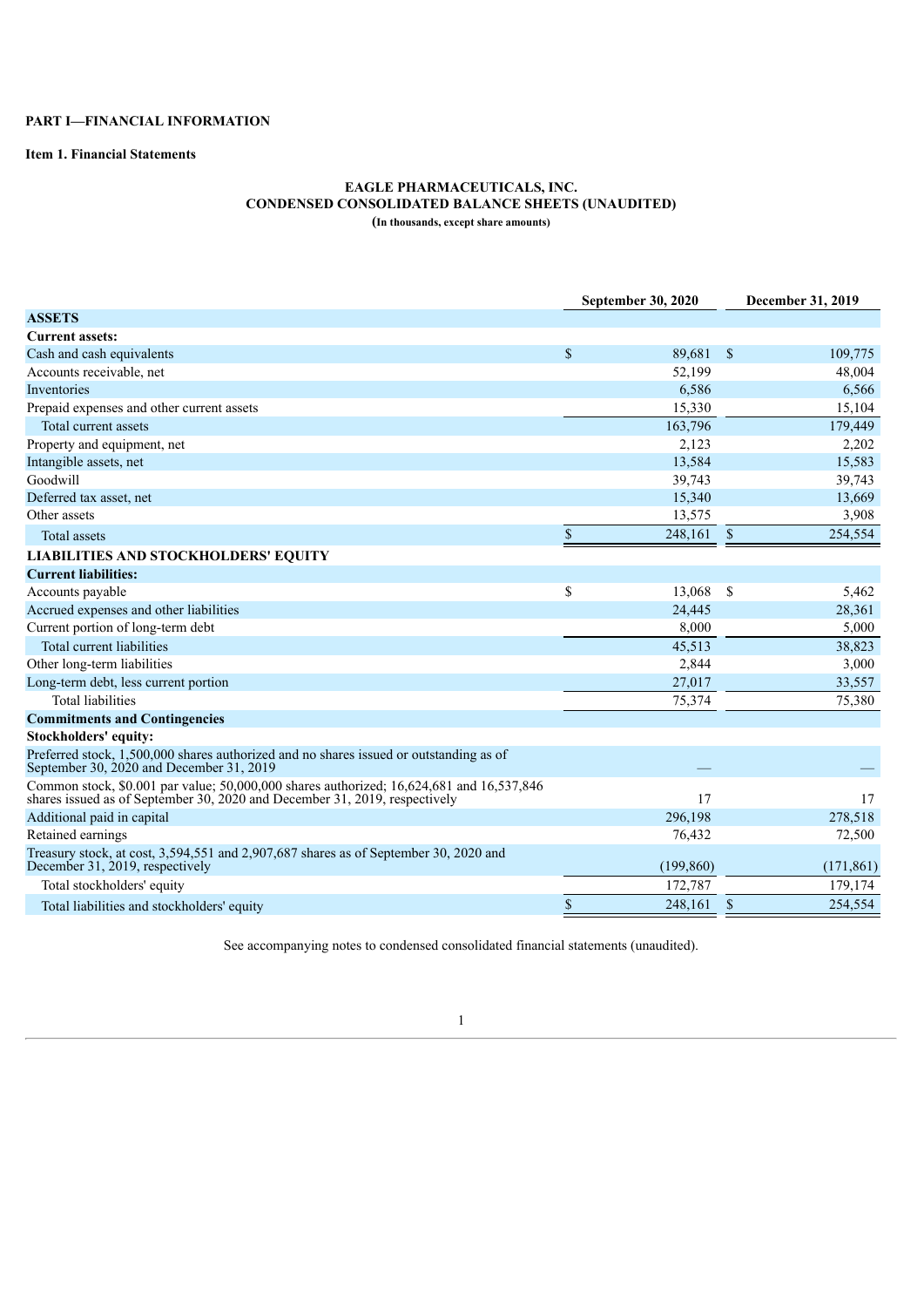**PART I—FINANCIAL INFORMATION**

**Item 1. Financial Statements**

**EAGLE PHARMACEUTICALS, INC.**
**CONDENSED CONSOLIDATED BALANCE SHEETS (UNAUDITED)**
**(In thousands, except share amounts)**

| | September 30, 2020 | December 31, 2019 |
|---|---|---|
| **ASSETS** | | |
| **Current assets:** | | |
| Cash and cash equivalents | $ 89,681 | $ 109,775 |
| Accounts receivable, net | 52,199 | 48,004 |
| Inventories | 6,586 | 6,566 |
| Prepaid expenses and other current assets | 15,330 | 15,104 |
| Total current assets | 163,796 | 179,449 |
| Property and equipment, net | 2,123 | 2,202 |
| Intangible assets, net | 13,584 | 15,583 |
| Goodwill | 39,743 | 39,743 |
| Deferred tax asset, net | 15,340 | 13,669 |
| Other assets | 13,575 | 3,908 |
| Total assets | $ 248,161 | $ 254,554 |
| **LIABILITIES AND STOCKHOLDERS' EQUITY** | | |
| **Current liabilities:** | | |
| Accounts payable | $ 13,068 | $ 5,462 |
| Accrued expenses and other liabilities | 24,445 | 28,361 |
| Current portion of long-term debt | 8,000 | 5,000 |
| Total current liabilities | 45,513 | 38,823 |
| Other long-term liabilities | 2,844 | 3,000 |
| Long-term debt, less current portion | 27,017 | 33,557 |
| Total liabilities | 75,374 | 75,380 |
| **Commitments and Contingencies** | | |
| **Stockholders' equity:** | | |
| Preferred stock, 1,500,000 shares authorized and no shares issued or outstanding as of September 30, 2020 and December 31, 2019 | — | — |
| Common stock, $0.001 par value; 50,000,000 shares authorized; 16,624,681 and 16,537,846 shares issued as of September 30, 2020 and December 31, 2019, respectively | 17 | 17 |
| Additional paid in capital | 296,198 | 278,518 |
| Retained earnings | 76,432 | 72,500 |
| Treasury stock, at cost, 3,594,551 and 2,907,687 shares as of September 30, 2020 and December 31, 2019, respectively | (199,860) | (171,861) |
| Total stockholders' equity | 172,787 | 179,174 |
| Total liabilities and stockholders' equity | $ 248,161 | $ 254,554 |

See accompanying notes to condensed consolidated financial statements (unaudited).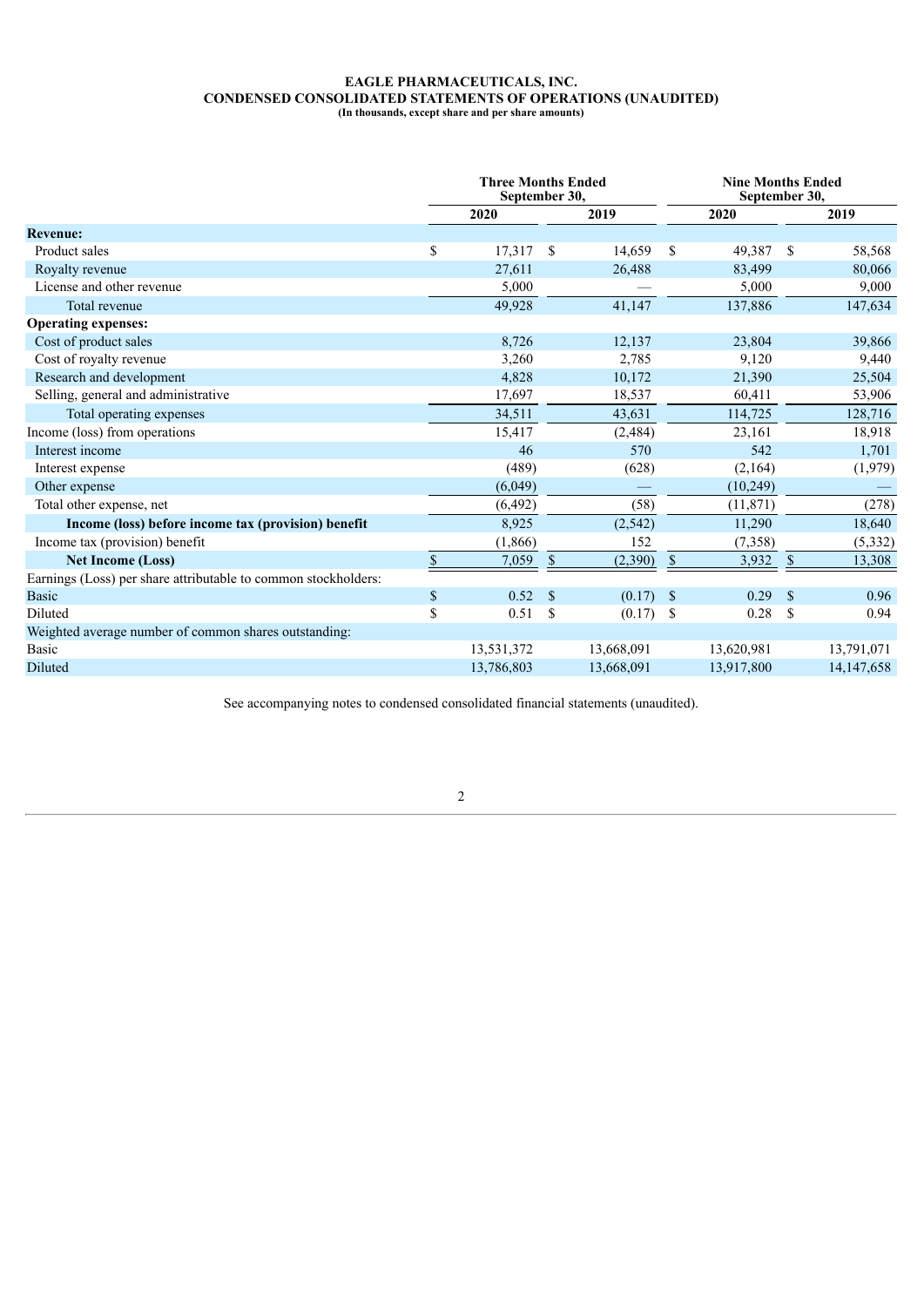**EAGLE PHARMACEUTICALS, INC.**
**CONDENSED CONSOLIDATED STATEMENTS OF OPERATIONS (UNAUDITED)**
**(In thousands, except share and per share amounts)**

| | Three Months Ended September 30, | | Nine Months Ended September 30, | |
|---|---|---|---|---|
| | 2020 | 2019 | 2020 | 2019 |
| **Revenue:** | | | | |
| Product sales | $ 17,317 | $ 14,659 | $ 49,387 | $ 58,568 |
| Royalty revenue | 27,611 | 26,488 | 83,499 | 80,066 |
| License and other revenue | 5,000 | — | 5,000 | 9,000 |
| Total revenue | 49,928 | 41,147 | 137,886 | 147,634 |
| **Operating expenses:** | | | | |
| Cost of product sales | 8,726 | 12,137 | 23,804 | 39,866 |
| Cost of royalty revenue | 3,260 | 2,785 | 9,120 | 9,440 |
| Research and development | 4,828 | 10,172 | 21,390 | 25,504 |
| Selling, general and administrative | 17,697 | 18,537 | 60,411 | 53,906 |
| Total operating expenses | 34,511 | 43,631 | 114,725 | 128,716 |
| Income (loss) from operations | 15,417 | (2,484) | 23,161 | 18,918 |
| Interest income | 46 | 570 | 542 | 1,701 |
| Interest expense | (489) | (628) | (2,164) | (1,979) |
| Other expense | (6,049) | — | (10,249) | — |
| Total other expense, net | (6,492) | (58) | (11,871) | (278) |
| **Income (loss) before income tax (provision) benefit** | 8,925 | (2,542) | 11,290 | 18,640 |
| Income tax (provision) benefit | (1,866) | 152 | (7,358) | (5,332) |
| **Net Income (Loss)** | $ 7,059 | $ (2,390) | $ 3,932 | $ 13,308 |
| Earnings (Loss) per share attributable to common stockholders: | | | | |
| Basic | $ 0.52 | $ (0.17) | $ 0.29 | $ 0.96 |
| Diluted | $ 0.51 | $ (0.17) | $ 0.28 | $ 0.94 |
| Weighted average number of common shares outstanding: | | | | |
| Basic | 13,531,372 | 13,668,091 | 13,620,981 | 13,791,071 |
| Diluted | 13,786,803 | 13,668,091 | 13,917,800 | 14,147,658 |

See accompanying notes to condensed consolidated financial statements (unaudited).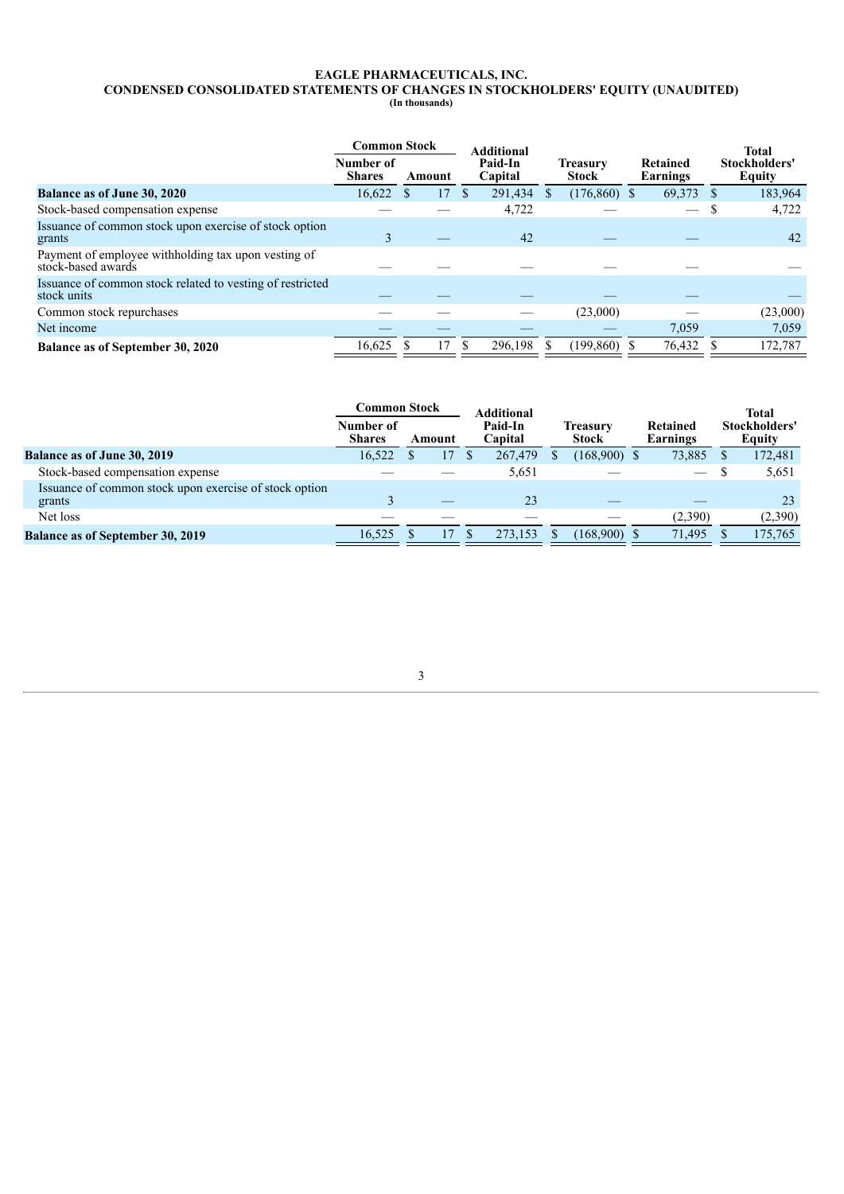**EAGLE PHARMACEUTICALS, INC.**
**CONDENSED CONSOLIDATED STATEMENTS OF CHANGES IN STOCKHOLDERS' EQUITY (UNAUDITED)**
**(In thousands)**

| | Common Stock | | Additional Paid-In Capital | Treasury Stock | Retained Earnings | Total Stockholders' Equity |
|---|---|---|---|---|---|---|
| | Number of Shares | Amount | | | | |
| **Balance as of June 30, 2020** | 16,622 | $ 17 | $ 291,434 | $ (176,860) | $ 69,373 | $ 183,964 |
| Stock-based compensation expense | — | — | 4,722 | — | — | $ 4,722 |
| Issuance of common stock upon exercise of stock option grants | 3 | — | 42 | — | — | 42 |
| Payment of employee withholding tax upon vesting of stock-based awards | — | — | — | — | — | — |
| Issuance of common stock related to vesting of restricted stock units | — | — | — | — | — | — |
| Common stock repurchases | — | — | — | (23,000) | — | (23,000) |
| Net income | — | — | — | — | 7,059 | 7,059 |
| **Balance as of September 30, 2020** | 16,625 | $ 17 | $ 296,198 | $ (199,860) | $ 76,432 | $ 172,787 |

| | Common Stock | | Additional Paid-In Capital | Treasury Stock | Retained Earnings | Total Stockholders' Equity |
|---|---|---|---|---|---|---|
| | Number of Shares | Amount | | | | |
| **Balance as of June 30, 2019** | 16,522 | $ 17 | $ 267,479 | $ (168,900) | $ 73,885 | $ 172,481 |
| Stock-based compensation expense | — | — | 5,651 | — | — | $ 5,651 |
| Issuance of common stock upon exercise of stock option grants | 3 | — | 23 | — | — | 23 |
| Net loss | — | — | — | — | (2,390) | (2,390) |
| **Balance as of September 30, 2019** | 16,525 | $ 17 | $ 273,153 | $ (168,900) | $ 71,495 | $ 175,765 |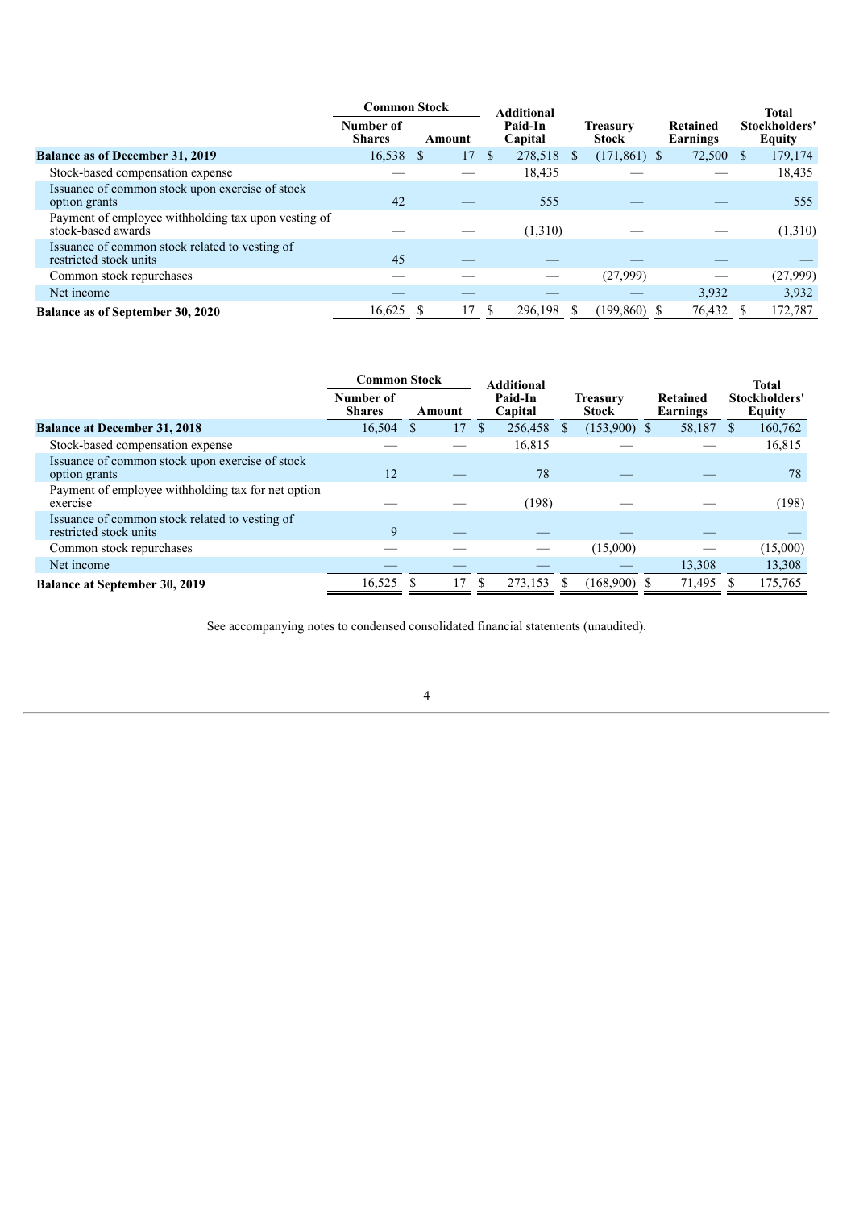| | Common Stock | | Additional Paid-In Capital | Treasury Stock | Retained Earnings | Total Stockholders' Equity |
|---|---|---|---|---|---|---|
| | Number of Shares | Amount | | | | |
| **Balance as of December 31, 2019** | 16,538 | $ 17 | $ 278,518 | $ (171,861) | $ 72,500 | $ 179,174 |
| Stock-based compensation expense | — | — | 18,435 | — | — | 18,435 |
| Issuance of common stock upon exercise of stock option grants | 42 | — | 555 | — | — | 555 |
| Payment of employee withholding tax upon vesting of stock-based awards | — | — | (1,310) | — | — | (1,310) |
| Issuance of common stock related to vesting of restricted stock units | 45 | — | — | — | — | — |
| Common stock repurchases | — | — | — | (27,999) | — | (27,999) |
| Net income | — | — | — | — | 3,932 | 3,932 |
| **Balance as of September 30, 2020** | 16,625 | $ 17 | $ 296,198 | $ (199,860) | $ 76,432 | $ 172,787 |

| | Common Stock | | Additional Paid-In Capital | Treasury Stock | Retained Earnings | Total Stockholders' Equity |
|---|---|---|---|---|---|---|
| | Number of Shares | Amount | | | | |
| **Balance at December 31, 2018** | 16,504 | $ 17 | $ 256,458 | $ (153,900) | $ 58,187 | $ 160,762 |
| Stock-based compensation expense | — | — | 16,815 | — | — | 16,815 |
| Issuance of common stock upon exercise of stock option grants | 12 | — | 78 | — | — | 78 |
| Payment of employee withholding tax for net option exercise | — | — | (198) | — | — | (198) |
| Issuance of common stock related to vesting of restricted stock units | 9 | — | — | — | — | — |
| Common stock repurchases | — | — | — | (15,000) | — | (15,000) |
| Net income | — | — | — | — | 13,308 | 13,308 |
| **Balance at September 30, 2019** | 16,525 | $ 17 | $ 273,153 | $ (168,900) | $ 71,495 | $ 175,765 |

See accompanying notes to condensed consolidated financial statements (unaudited).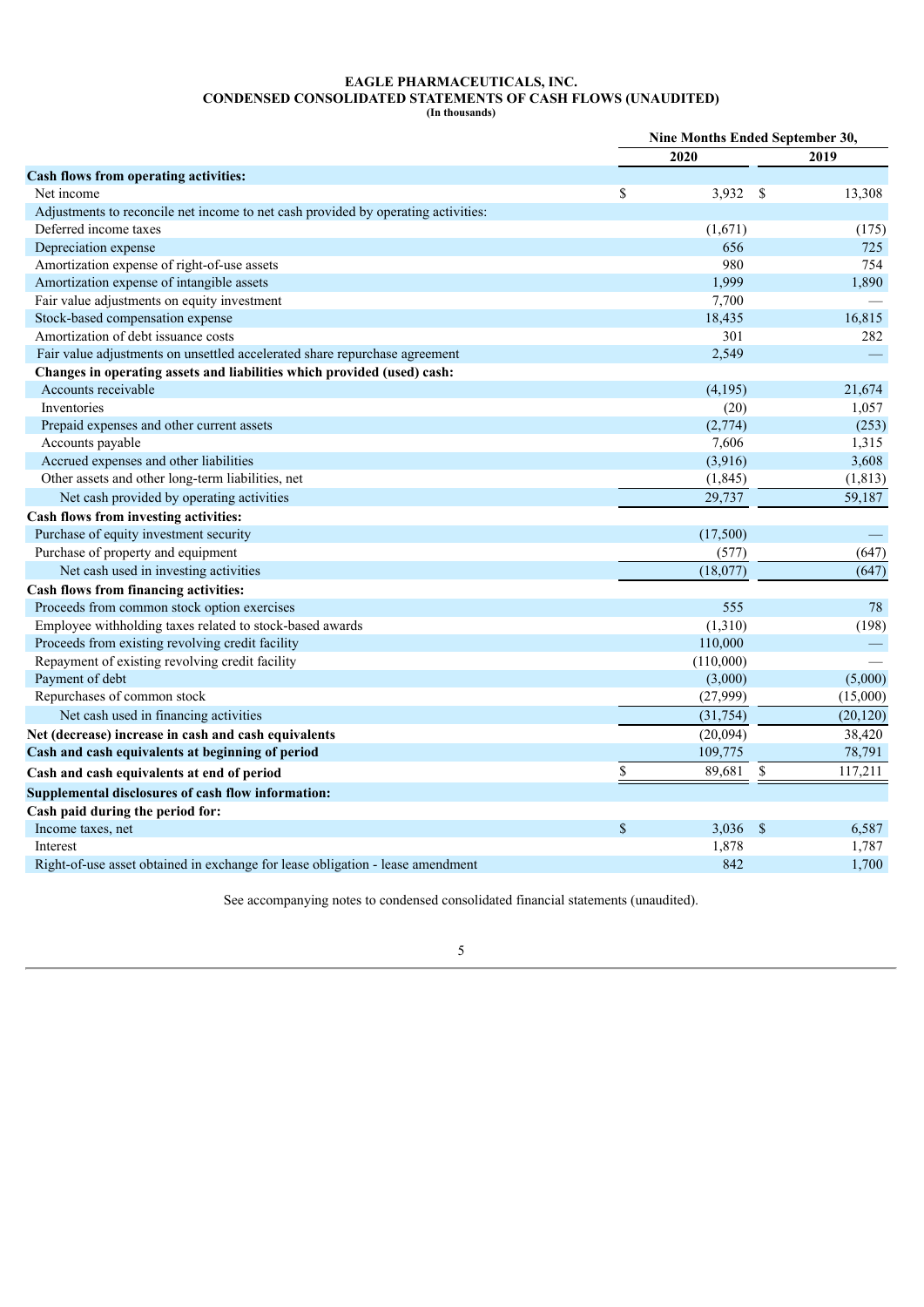# EAGLE PHARMACEUTICALS, INC.
## CONDENSED CONSOLIDATED STATEMENTS OF CASH FLOWS (UNAUDITED)
**(In thousands)**

| | Nine Months Ended September 30, | |
|---|---|---|
| | 2020 | 2019 |
| **Cash flows from operating activities:** | | |
| Net income | $ 3,932 | $ 13,308 |
| Adjustments to reconcile net income to net cash provided by operating activities: | | |
| Deferred income taxes | (1,671) | (175) |
| Depreciation expense | 656 | 725 |
| Amortization expense of right-of-use assets | 980 | 754 |
| Amortization expense of intangible assets | 1,999 | 1,890 |
| Fair value adjustments on equity investment | 7,700 | — |
| Stock-based compensation expense | 18,435 | 16,815 |
| Amortization of debt issuance costs | 301 | 282 |
| Fair value adjustments on unsettled accelerated share repurchase agreement | 2,549 | — |
| **Changes in operating assets and liabilities which provided (used) cash:** | | |
| Accounts receivable | (4,195) | 21,674 |
| Inventories | (20) | 1,057 |
| Prepaid expenses and other current assets | (2,774) | (253) |
| Accounts payable | 7,606 | 1,315 |
| Accrued expenses and other liabilities | (3,916) | 3,608 |
| Other assets and other long-term liabilities, net | (1,845) | (1,813) |
| Net cash provided by operating activities | 29,737 | 59,187 |
| **Cash flows from investing activities:** | | |
| Purchase of equity investment security | (17,500) | — |
| Purchase of property and equipment | (577) | (647) |
| Net cash used in investing activities | (18,077) | (647) |
| **Cash flows from financing activities:** | | |
| Proceeds from common stock option exercises | 555 | 78 |
| Employee withholding taxes related to stock-based awards | (1,310) | (198) |
| Proceeds from existing revolving credit facility | 110,000 | — |
| Repayment of existing revolving credit facility | (110,000) | — |
| Payment of debt | (3,000) | (5,000) |
| Repurchases of common stock | (27,999) | (15,000) |
| Net cash used in financing activities | (31,754) | (20,120) |
| **Net (decrease) increase in cash and cash equivalents** | (20,094) | 38,420 |
| **Cash and cash equivalents at beginning of period** | 109,775 | 78,791 |
| **Cash and cash equivalents at end of period** | $ 89,681 | $ 117,211 |
| **Supplemental disclosures of cash flow information:** | | |
| **Cash paid during the period for:** | | |
| Income taxes, net | $ 3,036 | $ 6,587 |
| Interest | 1,878 | 1,787 |
| Right-of-use asset obtained in exchange for lease obligation - lease amendment | 842 | 1,700 |

See accompanying notes to condensed consolidated financial statements (unaudited).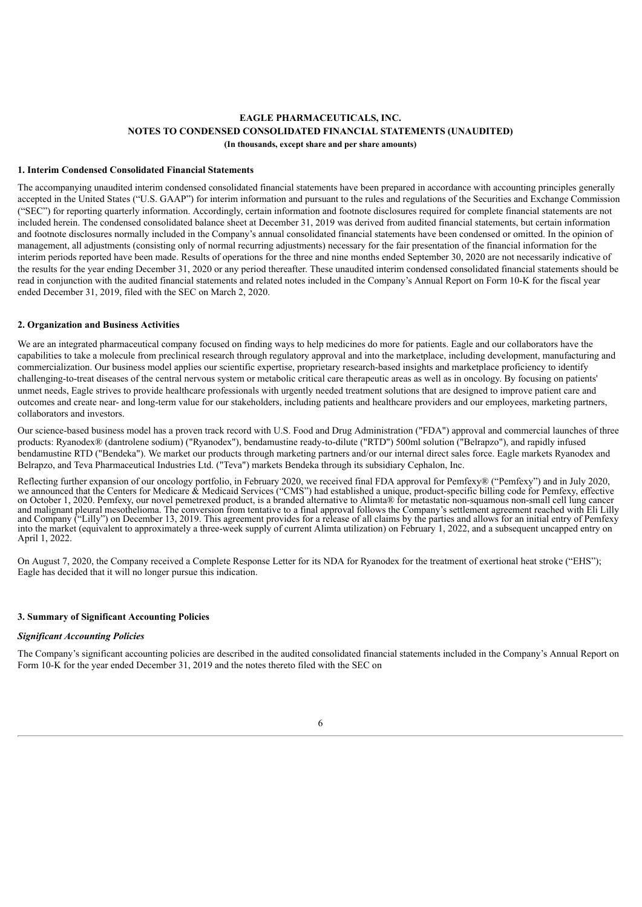**EAGLE PHARMACEUTICALS, INC.**
**NOTES TO CONDENSED CONSOLIDATED FINANCIAL STATEMENTS (UNAUDITED)**
**(In thousands, except share and per share amounts)**

### 1. Interim Condensed Consolidated Financial Statements

The accompanying unaudited interim condensed consolidated financial statements have been prepared in accordance with accounting principles generally accepted in the United States ("U.S. GAAP") for interim information and pursuant to the rules and regulations of the Securities and Exchange Commission ("SEC") for reporting quarterly information. Accordingly, certain information and footnote disclosures required for complete financial statements are not included herein. The condensed consolidated balance sheet at December 31, 2019 was derived from audited financial statements, but certain information and footnote disclosures normally included in the Company's annual consolidated financial statements have been condensed or omitted. In the opinion of management, all adjustments (consisting only of normal recurring adjustments) necessary for the fair presentation of the financial information for the interim periods reported have been made. Results of operations for the three and nine months ended September 30, 2020 are not necessarily indicative of the results for the year ending December 31, 2020 or any period thereafter. These unaudited interim condensed consolidated financial statements should be read in conjunction with the audited financial statements and related notes included in the Company's Annual Report on Form 10-K for the fiscal year ended December 31, 2019, filed with the SEC on March 2, 2020.

### 2. Organization and Business Activities

We are an integrated pharmaceutical company focused on finding ways to help medicines do more for patients. Eagle and our collaborators have the capabilities to take a molecule from preclinical research through regulatory approval and into the marketplace, including development, manufacturing and commercialization. Our business model applies our scientific expertise, proprietary research-based insights and marketplace proficiency to identify challenging-to-treat diseases of the central nervous system or metabolic critical care therapeutic areas as well as in oncology. By focusing on patients' unmet needs, Eagle strives to provide healthcare professionals with urgently needed treatment solutions that are designed to improve patient care and outcomes and create near- and long-term value for our stakeholders, including patients and healthcare providers and our employees, marketing partners, collaborators and investors.

Our science-based business model has a proven track record with U.S. Food and Drug Administration ("FDA") approval and commercial launches of three products: Ryanodex® (dantrolene sodium) ("Ryanodex"), bendamustine ready-to-dilute ("RTD") 500ml solution ("Belrapzo"), and rapidly infused bendamustine RTD ("Bendeka"). We market our products through marketing partners and/or our internal direct sales force. Eagle markets Ryanodex and Belrapzo, and Teva Pharmaceutical Industries Ltd. ("Teva") markets Bendeka through its subsidiary Cephalon, Inc.

Reflecting further expansion of our oncology portfolio, in February 2020, we received final FDA approval for Pemfexy® ("Pemfexy") and in July 2020, we announced that the Centers for Medicare & Medicaid Services ("CMS") had established a unique, product-specific billing code for Pemfexy, effective on October 1, 2020. Pemfexy, our novel pemetrexed product, is a branded alternative to Alimta® for metastatic non-squamous non-small cell lung cancer and malignant pleural mesothelioma. The conversion from tentative to a final approval follows the Company's settlement agreement reached with Eli Lilly and Company ("Lilly") on December 13, 2019. This agreement provides for a release of all claims by the parties and allows for an initial entry of Pemfexy into the market (equivalent to approximately a three-week supply of current Alimta utilization) on February 1, 2022, and a subsequent uncapped entry on April 1, 2022.

On August 7, 2020, the Company received a Complete Response Letter for its NDA for Ryanodex for the treatment of exertional heat stroke ("EHS"); Eagle has decided that it will no longer pursue this indication.

### 3. Summary of Significant Accounting Policies

#### *Significant Accounting Policies*

The Company's significant accounting policies are described in the audited consolidated financial statements included in the Company's Annual Report on Form 10-K for the year ended December 31, 2019 and the notes thereto filed with the SEC on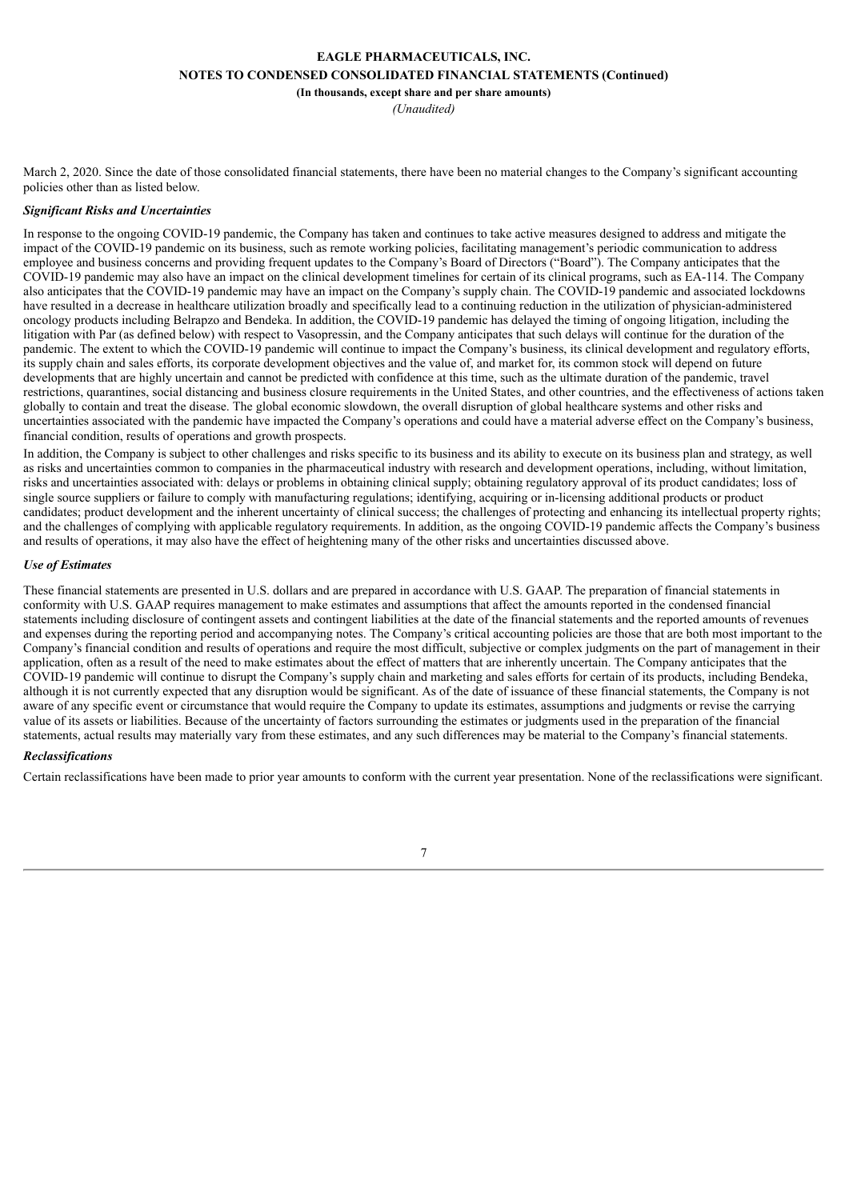March 2, 2020. Since the date of those consolidated financial statements, there have been no material changes to the Company's significant accounting policies other than as listed below.

***Significant Risks and Uncertainties***

In response to the ongoing COVID-19 pandemic, the Company has taken and continues to take active measures designed to address and mitigate the impact of the COVID-19 pandemic on its business, such as remote working policies, facilitating management's periodic communication to address employee and business concerns and providing frequent updates to the Company's Board of Directors ("Board"). The Company anticipates that the COVID-19 pandemic may also have an impact on the clinical development timelines for certain of its clinical programs, such as EA-114. The Company also anticipates that the COVID-19 pandemic may have an impact on the Company's supply chain. The COVID-19 pandemic and associated lockdowns have resulted in a decrease in healthcare utilization broadly and specifically lead to a continuing reduction in the utilization of physician-administered oncology products including Belrapzo and Bendeka. In addition, the COVID-19 pandemic has delayed the timing of ongoing litigation, including the litigation with Par (as defined below) with respect to Vasopressin, and the Company anticipates that such delays will continue for the duration of the pandemic. The extent to which the COVID-19 pandemic will continue to impact the Company's business, its clinical development and regulatory efforts, its supply chain and sales efforts, its corporate development objectives and the value of, and market for, its common stock will depend on future developments that are highly uncertain and cannot be predicted with confidence at this time, such as the ultimate duration of the pandemic, travel restrictions, quarantines, social distancing and business closure requirements in the United States, and other countries, and the effectiveness of actions taken globally to contain and treat the disease. The global economic slowdown, the overall disruption of global healthcare systems and other risks and uncertainties associated with the pandemic have impacted the Company's operations and could have a material adverse effect on the Company's business, financial condition, results of operations and growth prospects.

In addition, the Company is subject to other challenges and risks specific to its business and its ability to execute on its business plan and strategy, as well as risks and uncertainties common to companies in the pharmaceutical industry with research and development operations, including, without limitation, risks and uncertainties associated with: delays or problems in obtaining clinical supply; obtaining regulatory approval of its product candidates; loss of single source suppliers or failure to comply with manufacturing regulations; identifying, acquiring or in-licensing additional products or product candidates; product development and the inherent uncertainty of clinical success; the challenges of protecting and enhancing its intellectual property rights; and the challenges of complying with applicable regulatory requirements. In addition, as the ongoing COVID-19 pandemic affects the Company's business and results of operations, it may also have the effect of heightening many of the other risks and uncertainties discussed above.

***Use of Estimates***

These financial statements are presented in U.S. dollars and are prepared in accordance with U.S. GAAP. The preparation of financial statements in conformity with U.S. GAAP requires management to make estimates and assumptions that affect the amounts reported in the condensed financial statements including disclosure of contingent assets and contingent liabilities at the date of the financial statements and the reported amounts of revenues and expenses during the reporting period and accompanying notes. The Company's critical accounting policies are those that are both most important to the Company's financial condition and results of operations and require the most difficult, subjective or complex judgments on the part of management in their application, often as a result of the need to make estimates about the effect of matters that are inherently uncertain. The Company anticipates that the COVID-19 pandemic will continue to disrupt the Company's supply chain and marketing and sales efforts for certain of its products, including Bendeka, although it is not currently expected that any disruption would be significant. As of the date of issuance of these financial statements, the Company is not aware of any specific event or circumstance that would require the Company to update its estimates, assumptions and judgments or revise the carrying value of its assets or liabilities. Because of the uncertainty of factors surrounding the estimates or judgments used in the preparation of the financial statements, actual results may materially vary from these estimates, and any such differences may be material to the Company's financial statements.

***Reclassifications***

Certain reclassifications have been made to prior year amounts to conform with the current year presentation. None of the reclassifications were significant.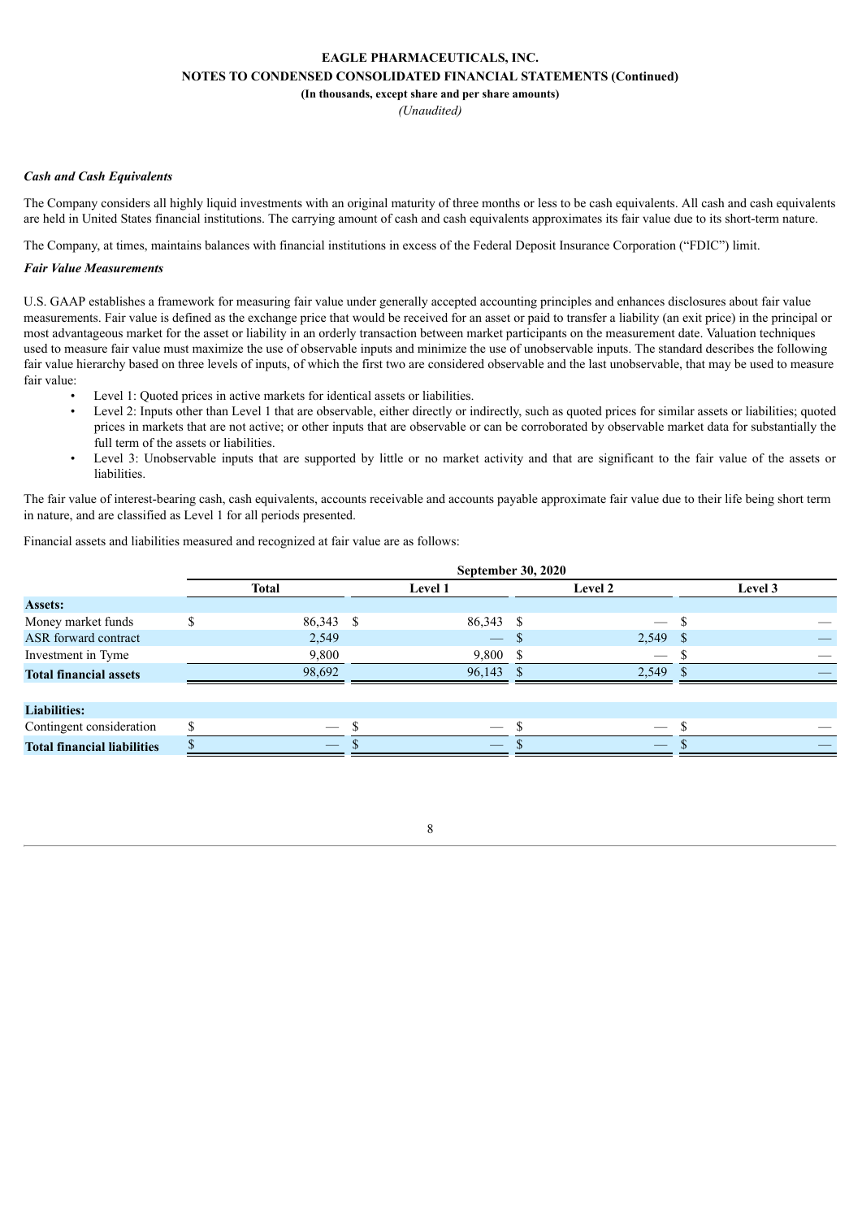*Cash and Cash Equivalents*

The Company considers all highly liquid investments with an original maturity of three months or less to be cash equivalents. All cash and cash equivalents are held in United States financial institutions. The carrying amount of cash and cash equivalents approximates its fair value due to its short-term nature.

The Company, at times, maintains balances with financial institutions in excess of the Federal Deposit Insurance Corporation ("FDIC") limit.

*Fair Value Measurements*

U.S. GAAP establishes a framework for measuring fair value under generally accepted accounting principles and enhances disclosures about fair value measurements. Fair value is defined as the exchange price that would be received for an asset or paid to transfer a liability (an exit price) in the principal or most advantageous market for the asset or liability in an orderly transaction between market participants on the measurement date. Valuation techniques used to measure fair value must maximize the use of observable inputs and minimize the use of unobservable inputs. The standard describes the following fair value hierarchy based on three levels of inputs, of which the first two are considered observable and the last unobservable, that may be used to measure fair value:

- Level 1: Quoted prices in active markets for identical assets or liabilities.
- Level 2: Inputs other than Level 1 that are observable, either directly or indirectly, such as quoted prices for similar assets or liabilities; quoted prices in markets that are not active; or other inputs that are observable or can be corroborated by observable market data for substantially the full term of the assets or liabilities.
- Level 3: Unobservable inputs that are supported by little or no market activity and that are significant to the fair value of the assets or liabilities.

The fair value of interest-bearing cash, cash equivalents, accounts receivable and accounts payable approximate fair value due to their life being short term in nature, and are classified as Level 1 for all periods presented.

Financial assets and liabilities measured and recognized at fair value are as follows:

| | September 30, 2020 | | | |
|---|---|---|---|---|
| | Total | Level 1 | Level 2 | Level 3 |
| **Assets:** | | | | |
| Money market funds | $ 86,343 | $ 86,343 | $ — | $ — |
| ASR forward contract | 2,549 | — | $ 2,549 | $ — |
| Investment in Tyme | 9,800 | 9,800 | $ — | $ — |
| **Total financial assets** | 98,692 | 96,143 | $ 2,549 | $ — |
| | | | | |
| **Liabilities:** | | | | |
| Contingent consideration | $ — | $ — | $ — | $ — |
| **Total financial liabilities** | $ — | $ — | $ — | $ — |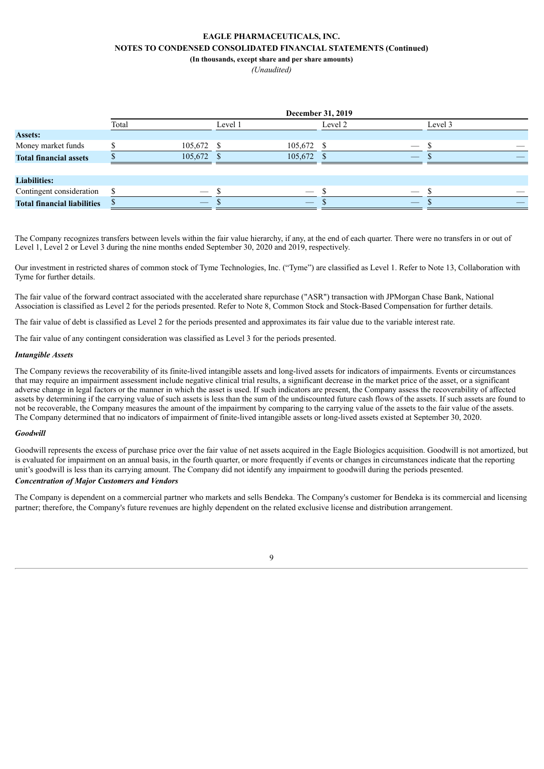| | December 31, 2019 | | | |
|---|---|---|---|---|
| | Total | Level 1 | Level 2 | Level 3 |
| **Assets:** | | | | |
| Money market funds | $ 105,672 | $ 105,672 | $ — | $ — |
| **Total financial assets** | $ 105,672 | $ 105,672 | $ — | $ — |
| | | | | |
| **Liabilities:** | | | | |
| Contingent consideration | $ — | $ — | $ — | $ — |
| **Total financial liabilities** | $ — | $ — | $ — | $ — |

The Company recognizes transfers between levels within the fair value hierarchy, if any, at the end of each quarter. There were no transfers in or out of Level 1, Level 2 or Level 3 during the nine months ended September 30, 2020 and 2019, respectively.

Our investment in restricted shares of common stock of Tyme Technologies, Inc. ("Tyme") are classified as Level 1. Refer to Note 13, Collaboration with Tyme for further details.

The fair value of the forward contract associated with the accelerated share repurchase ("ASR") transaction with JPMorgan Chase Bank, National Association is classified as Level 2 for the periods presented. Refer to Note 8, Common Stock and Stock-Based Compensation for further details.

The fair value of debt is classified as Level 2 for the periods presented and approximates its fair value due to the variable interest rate.

The fair value of any contingent consideration was classified as Level 3 for the periods presented.

***Intangible Assets***

The Company reviews the recoverability of its finite-lived intangible assets and long-lived assets for indicators of impairments. Events or circumstances that may require an impairment assessment include negative clinical trial results, a significant decrease in the market price of the asset, or a significant adverse change in legal factors or the manner in which the asset is used. If such indicators are present, the Company assess the recoverability of affected assets by determining if the carrying value of such assets is less than the sum of the undiscounted future cash flows of the assets. If such assets are found to not be recoverable, the Company measures the amount of the impairment by comparing to the carrying value of the assets to the fair value of the assets. The Company determined that no indicators of impairment of finite-lived intangible assets or long-lived assets existed at September 30, 2020.

***Goodwill***

Goodwill represents the excess of purchase price over the fair value of net assets acquired in the Eagle Biologics acquisition. Goodwill is not amortized, but is evaluated for impairment on an annual basis, in the fourth quarter, or more frequently if events or changes in circumstances indicate that the reporting unit's goodwill is less than its carrying amount. The Company did not identify any impairment to goodwill during the periods presented.

***Concentration of Major Customers and Vendors***

The Company is dependent on a commercial partner who markets and sells Bendeka. The Company's customer for Bendeka is its commercial and licensing partner; therefore, the Company's future revenues are highly dependent on the related exclusive license and distribution arrangement.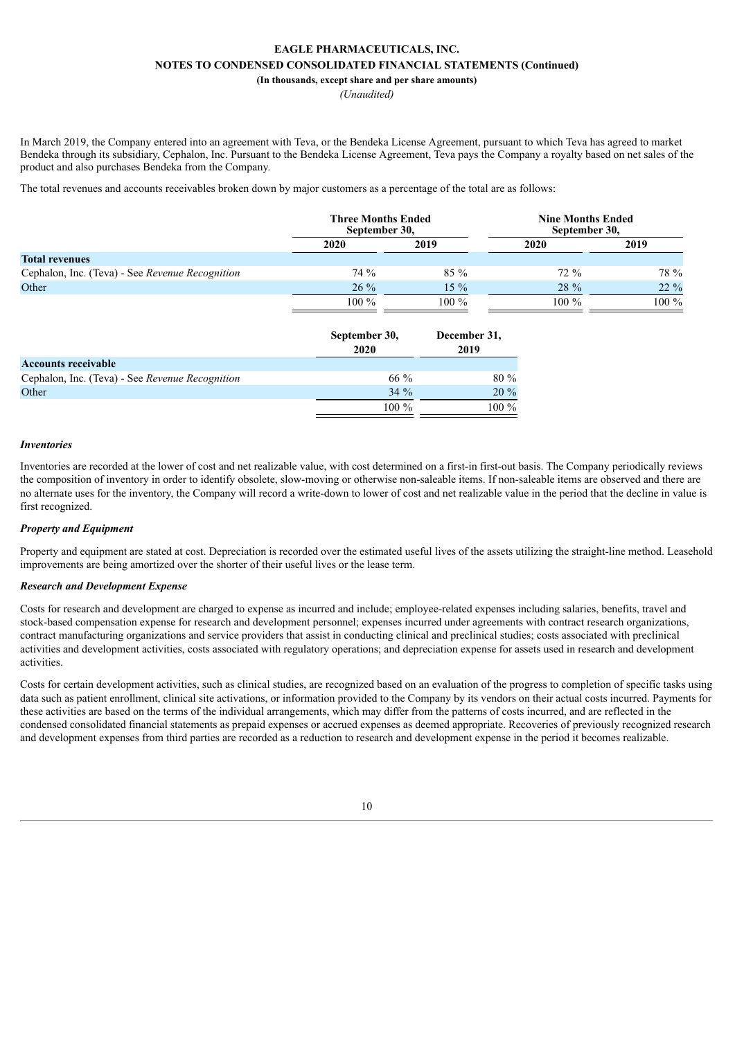In March 2019, the Company entered into an agreement with Teva, or the Bendeka License Agreement, pursuant to which Teva has agreed to market Bendeka through its subsidiary, Cephalon, Inc. Pursuant to the Bendeka License Agreement, Teva pays the Company a royalty based on net sales of the product and also purchases Bendeka from the Company.

The total revenues and accounts receivables broken down by major customers as a percentage of the total are as follows:

| | Three Months Ended September 30, | | Nine Months Ended September 30, | |
|---|---|---|---|---|
| | 2020 | 2019 | 2020 | 2019 |
| **Total revenues** | | | | |
| Cephalon, Inc. (Teva) - See *Revenue Recognition* | 74 % | 85 % | 72 % | 78 % |
| Other | 26 % | 15 % | 28 % | 22 % |
| | 100 % | 100 % | 100 % | 100 % |

| | September 30, 2020 | December 31, 2019 |
|---|---|---|
| **Accounts receivable** | | |
| Cephalon, Inc. (Teva) - See *Revenue Recognition* | 66 % | 80 % |
| Other | 34 % | 20 % |
| | 100 % | 100 % |

***Inventories***

Inventories are recorded at the lower of cost and net realizable value, with cost determined on a first-in first-out basis. The Company periodically reviews the composition of inventory in order to identify obsolete, slow-moving or otherwise non-saleable items. If non-saleable items are observed and there are no alternate uses for the inventory, the Company will record a write-down to lower of cost and net realizable value in the period that the decline in value is first recognized.

***Property and Equipment***

Property and equipment are stated at cost. Depreciation is recorded over the estimated useful lives of the assets utilizing the straight-line method. Leasehold improvements are being amortized over the shorter of their useful lives or the lease term.

***Research and Development Expense***

Costs for research and development are charged to expense as incurred and include; employee-related expenses including salaries, benefits, travel and stock-based compensation expense for research and development personnel; expenses incurred under agreements with contract research organizations, contract manufacturing organizations and service providers that assist in conducting clinical and preclinical studies; costs associated with preclinical activities and development activities, costs associated with regulatory operations; and depreciation expense for assets used in research and development activities.

Costs for certain development activities, such as clinical studies, are recognized based on an evaluation of the progress to completion of specific tasks using data such as patient enrollment, clinical site activations, or information provided to the Company by its vendors on their actual costs incurred. Payments for these activities are based on the terms of the individual arrangements, which may differ from the patterns of costs incurred, and are reflected in the condensed consolidated financial statements as prepaid expenses or accrued expenses as deemed appropriate. Recoveries of previously recognized research and development expenses from third parties are recorded as a reduction to research and development expense in the period it becomes realizable.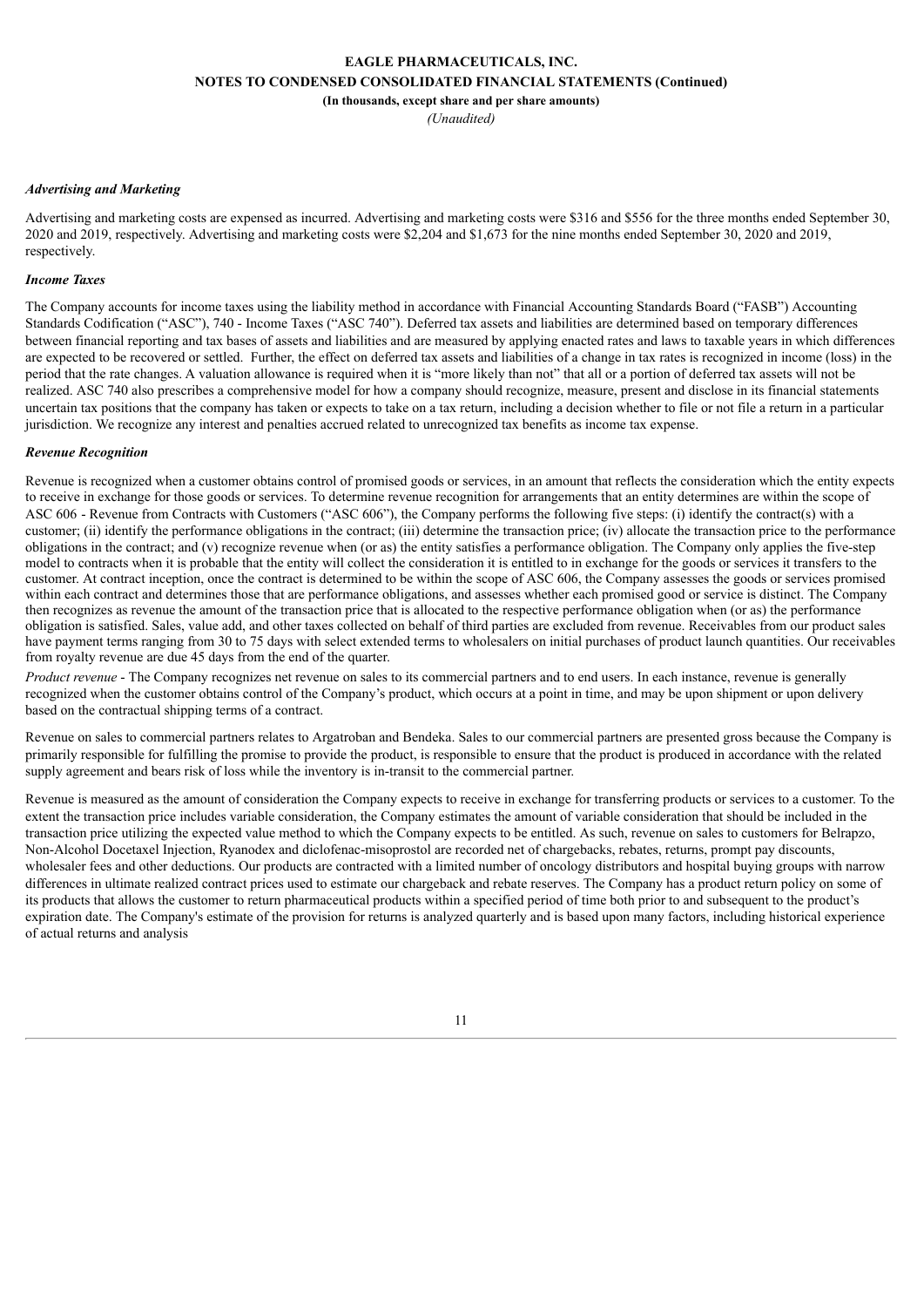### *Advertising and Marketing*

Advertising and marketing costs are expensed as incurred. Advertising and marketing costs were $316 and $556 for the three months ended September 30, 2020 and 2019, respectively. Advertising and marketing costs were $2,204 and $1,673 for the nine months ended September 30, 2020 and 2019, respectively.

### *Income Taxes*

The Company accounts for income taxes using the liability method in accordance with Financial Accounting Standards Board ("FASB") Accounting Standards Codification ("ASC"), 740 - Income Taxes ("ASC 740"). Deferred tax assets and liabilities are determined based on temporary differences between financial reporting and tax bases of assets and liabilities and are measured by applying enacted rates and laws to taxable years in which differences are expected to be recovered or settled. Further, the effect on deferred tax assets and liabilities of a change in tax rates is recognized in income (loss) in the period that the rate changes. A valuation allowance is required when it is "more likely than not" that all or a portion of deferred tax assets will not be realized. ASC 740 also prescribes a comprehensive model for how a company should recognize, measure, present and disclose in its financial statements uncertain tax positions that the company has taken or expects to take on a tax return, including a decision whether to file or not file a return in a particular jurisdiction. We recognize any interest and penalties accrued related to unrecognized tax benefits as income tax expense.

### *Revenue Recognition*

Revenue is recognized when a customer obtains control of promised goods or services, in an amount that reflects the consideration which the entity expects to receive in exchange for those goods or services. To determine revenue recognition for arrangements that an entity determines are within the scope of ASC 606 - Revenue from Contracts with Customers ("ASC 606"), the Company performs the following five steps: (i) identify the contract(s) with a customer; (ii) identify the performance obligations in the contract; (iii) determine the transaction price; (iv) allocate the transaction price to the performance obligations in the contract; and (v) recognize revenue when (or as) the entity satisfies a performance obligation. The Company only applies the five-step model to contracts when it is probable that the entity will collect the consideration it is entitled to in exchange for the goods or services it transfers to the customer. At contract inception, once the contract is determined to be within the scope of ASC 606, the Company assesses the goods or services promised within each contract and determines those that are performance obligations, and assesses whether each promised good or service is distinct. The Company then recognizes as revenue the amount of the transaction price that is allocated to the respective performance obligation when (or as) the performance obligation is satisfied. Sales, value add, and other taxes collected on behalf of third parties are excluded from revenue. Receivables from our product sales have payment terms ranging from 30 to 75 days with select extended terms to wholesalers on initial purchases of product launch quantities. Our receivables from royalty revenue are due 45 days from the end of the quarter.

*Product revenue* - The Company recognizes net revenue on sales to its commercial partners and to end users. In each instance, revenue is generally recognized when the customer obtains control of the Company's product, which occurs at a point in time, and may be upon shipment or upon delivery based on the contractual shipping terms of a contract.

Revenue on sales to commercial partners relates to Argatroban and Bendeka. Sales to our commercial partners are presented gross because the Company is primarily responsible for fulfilling the promise to provide the product, is responsible to ensure that the product is produced in accordance with the related supply agreement and bears risk of loss while the inventory is in-transit to the commercial partner.

Revenue is measured as the amount of consideration the Company expects to receive in exchange for transferring products or services to a customer. To the extent the transaction price includes variable consideration, the Company estimates the amount of variable consideration that should be included in the transaction price utilizing the expected value method to which the Company expects to be entitled. As such, revenue on sales to customers for Belrapzo, Non-Alcohol Docetaxel Injection, Ryanodex and diclofenac-misoprostol are recorded net of chargebacks, rebates, returns, prompt pay discounts, wholesaler fees and other deductions. Our products are contracted with a limited number of oncology distributors and hospital buying groups with narrow differences in ultimate realized contract prices used to estimate our chargeback and rebate reserves. The Company has a product return policy on some of its products that allows the customer to return pharmaceutical products within a specified period of time both prior to and subsequent to the product's expiration date. The Company's estimate of the provision for returns is analyzed quarterly and is based upon many factors, including historical experience of actual returns and analysis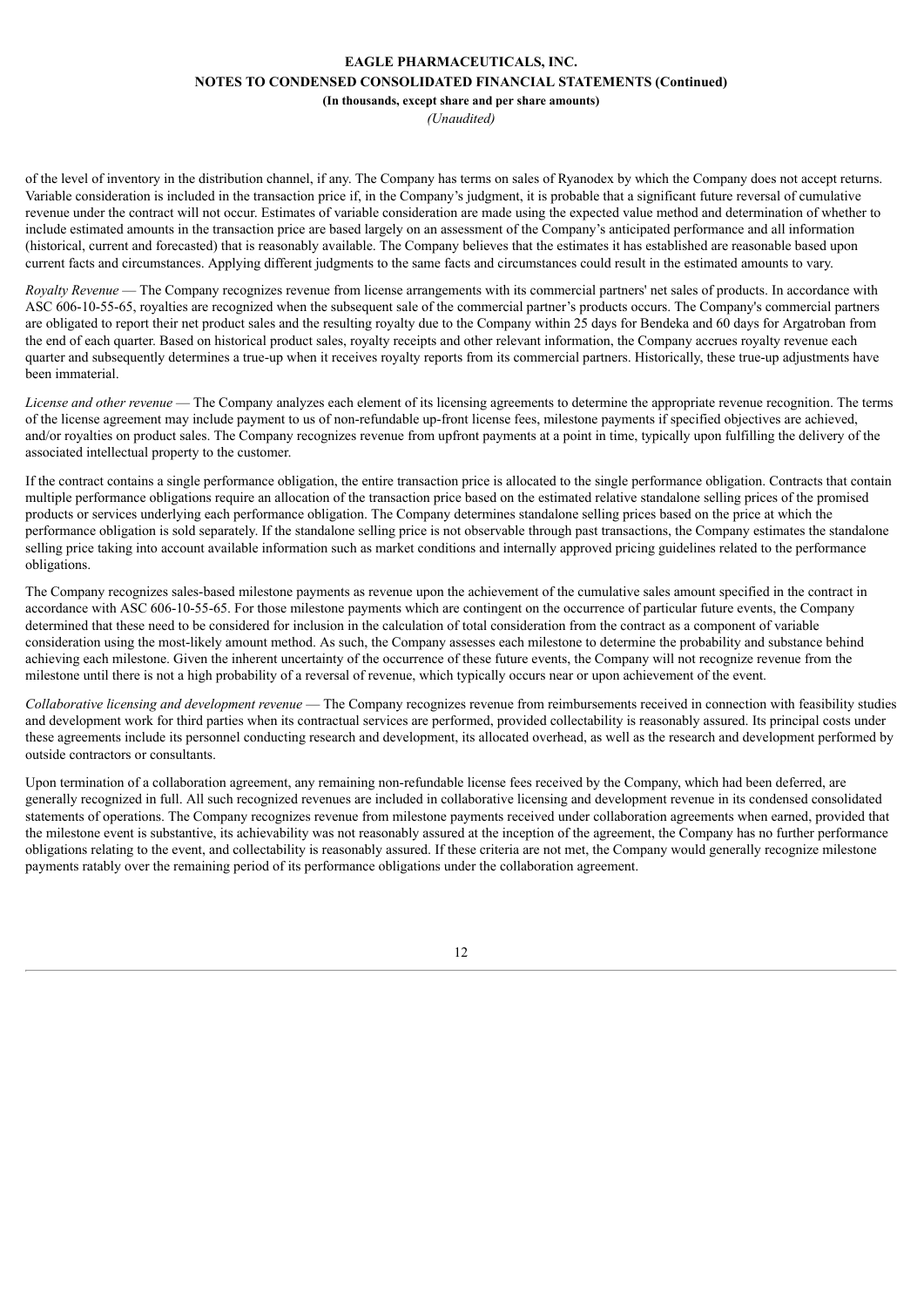of the level of inventory in the distribution channel, if any. The Company has terms on sales of Ryanodex by which the Company does not accept returns. Variable consideration is included in the transaction price if, in the Company's judgment, it is probable that a significant future reversal of cumulative revenue under the contract will not occur. Estimates of variable consideration are made using the expected value method and determination of whether to include estimated amounts in the transaction price are based largely on an assessment of the Company's anticipated performance and all information (historical, current and forecasted) that is reasonably available. The Company believes that the estimates it has established are reasonable based upon current facts and circumstances. Applying different judgments to the same facts and circumstances could result in the estimated amounts to vary.

*Royalty Revenue* — The Company recognizes revenue from license arrangements with its commercial partners' net sales of products. In accordance with ASC 606-10-55-65, royalties are recognized when the subsequent sale of the commercial partner's products occurs. The Company's commercial partners are obligated to report their net product sales and the resulting royalty due to the Company within 25 days for Bendeka and 60 days for Argatroban from the end of each quarter. Based on historical product sales, royalty receipts and other relevant information, the Company accrues royalty revenue each quarter and subsequently determines a true-up when it receives royalty reports from its commercial partners. Historically, these true-up adjustments have been immaterial.

*License and other revenue* — The Company analyzes each element of its licensing agreements to determine the appropriate revenue recognition. The terms of the license agreement may include payment to us of non-refundable up-front license fees, milestone payments if specified objectives are achieved, and/or royalties on product sales. The Company recognizes revenue from upfront payments at a point in time, typically upon fulfilling the delivery of the associated intellectual property to the customer.

If the contract contains a single performance obligation, the entire transaction price is allocated to the single performance obligation. Contracts that contain multiple performance obligations require an allocation of the transaction price based on the estimated relative standalone selling prices of the promised products or services underlying each performance obligation. The Company determines standalone selling prices based on the price at which the performance obligation is sold separately. If the standalone selling price is not observable through past transactions, the Company estimates the standalone selling price taking into account available information such as market conditions and internally approved pricing guidelines related to the performance obligations.

The Company recognizes sales-based milestone payments as revenue upon the achievement of the cumulative sales amount specified in the contract in accordance with ASC 606-10-55-65. For those milestone payments which are contingent on the occurrence of particular future events, the Company determined that these need to be considered for inclusion in the calculation of total consideration from the contract as a component of variable consideration using the most-likely amount method. As such, the Company assesses each milestone to determine the probability and substance behind achieving each milestone. Given the inherent uncertainty of the occurrence of these future events, the Company will not recognize revenue from the milestone until there is not a high probability of a reversal of revenue, which typically occurs near or upon achievement of the event.

*Collaborative licensing and development revenue* — The Company recognizes revenue from reimbursements received in connection with feasibility studies and development work for third parties when its contractual services are performed, provided collectability is reasonably assured. Its principal costs under these agreements include its personnel conducting research and development, its allocated overhead, as well as the research and development performed by outside contractors or consultants.

Upon termination of a collaboration agreement, any remaining non-refundable license fees received by the Company, which had been deferred, are generally recognized in full. All such recognized revenues are included in collaborative licensing and development revenue in its condensed consolidated statements of operations. The Company recognizes revenue from milestone payments received under collaboration agreements when earned, provided that the milestone event is substantive, its achievability was not reasonably assured at the inception of the agreement, the Company has no further performance obligations relating to the event, and collectability is reasonably assured. If these criteria are not met, the Company would generally recognize milestone payments ratably over the remaining period of its performance obligations under the collaboration agreement.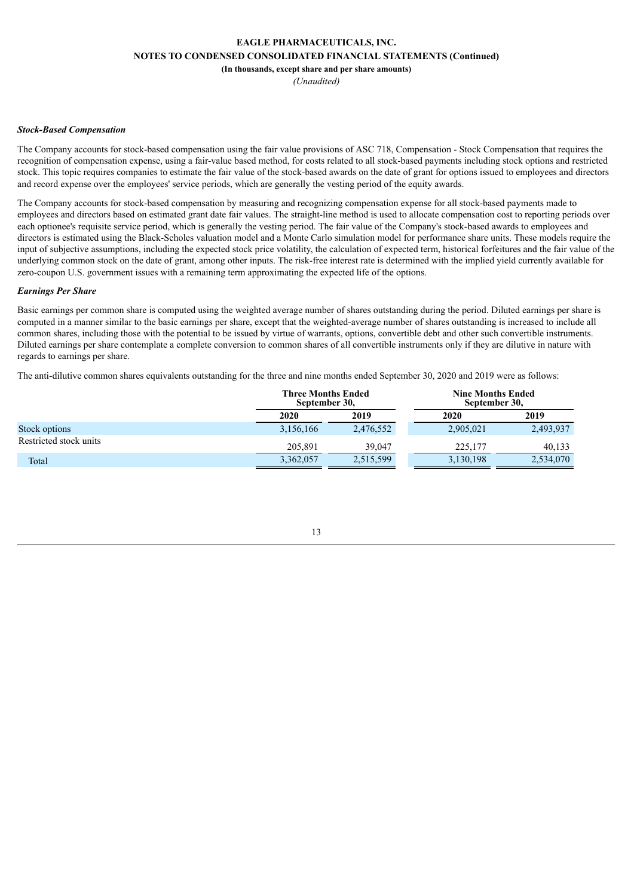***Stock-Based Compensation***

The Company accounts for stock-based compensation using the fair value provisions of ASC 718, Compensation - Stock Compensation that requires the recognition of compensation expense, using a fair-value based method, for costs related to all stock-based payments including stock options and restricted stock. This topic requires companies to estimate the fair value of the stock-based awards on the date of grant for options issued to employees and directors and record expense over the employees' service periods, which are generally the vesting period of the equity awards.

The Company accounts for stock-based compensation by measuring and recognizing compensation expense for all stock-based payments made to employees and directors based on estimated grant date fair values. The straight-line method is used to allocate compensation cost to reporting periods over each optionee's requisite service period, which is generally the vesting period. The fair value of the Company's stock-based awards to employees and directors is estimated using the Black-Scholes valuation model and a Monte Carlo simulation model for performance share units. These models require the input of subjective assumptions, including the expected stock price volatility, the calculation of expected term, historical forfeitures and the fair value of the underlying common stock on the date of grant, among other inputs. The risk-free interest rate is determined with the implied yield currently available for zero-coupon U.S. government issues with a remaining term approximating the expected life of the options.

***Earnings Per Share***

Basic earnings per common share is computed using the weighted average number of shares outstanding during the period. Diluted earnings per share is computed in a manner similar to the basic earnings per share, except that the weighted-average number of shares outstanding is increased to include all common shares, including those with the potential to be issued by virtue of warrants, options, convertible debt and other such convertible instruments. Diluted earnings per share contemplate a complete conversion to common shares of all convertible instruments only if they are dilutive in nature with regards to earnings per share.

The anti-dilutive common shares equivalents outstanding for the three and nine months ended September 30, 2020 and 2019 were as follows:

| | Three Months Ended September 30, | | Nine Months Ended September 30, | |
|---|---|---|---|---|
| | **2020** | **2019** | **2020** | **2019** |
| Stock options | 3,156,166 | 2,476,552 | 2,905,021 | 2,493,937 |
| Restricted stock units | 205,891 | 39,047 | 225,177 | 40,133 |
| Total | 3,362,057 | 2,515,599 | 3,130,198 | 2,534,070 |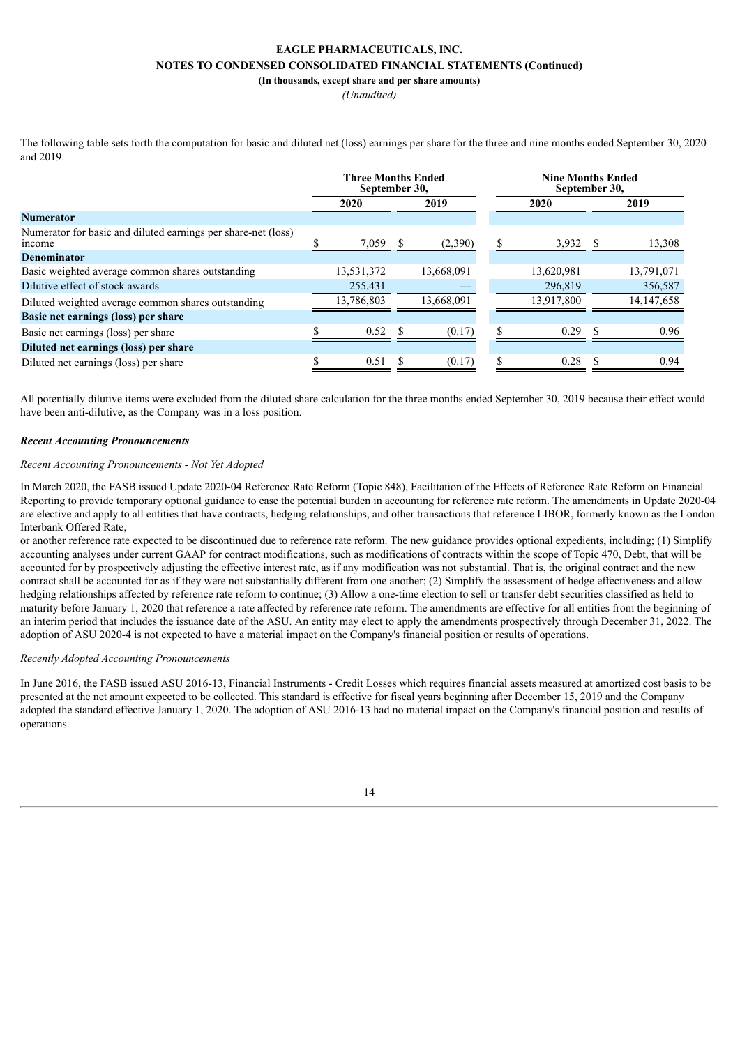**EAGLE PHARMACEUTICALS, INC.**
**NOTES TO CONDENSED CONSOLIDATED FINANCIAL STATEMENTS (Continued)**
**(In thousands, except share and per share amounts)**
*(Unaudited)*

The following table sets forth the computation for basic and diluted net (loss) earnings per share for the three and nine months ended September 30, 2020 and 2019:

| | Three Months Ended September 30, | | Nine Months Ended September 30, | |
|---|---|---|---|---|
| | 2020 | 2019 | 2020 | 2019 |
| **Numerator** | | | | |
| Numerator for basic and diluted earnings per share-net (loss) income | $ 7,059 | $ (2,390) | $ 3,932 | $ 13,308 |
| **Denominator** | | | | |
| Basic weighted average common shares outstanding | 13,531,372 | 13,668,091 | 13,620,981 | 13,791,071 |
| Dilutive effect of stock awards | 255,431 | — | 296,819 | 356,587 |
| Diluted weighted average common shares outstanding | 13,786,803 | 13,668,091 | 13,917,800 | 14,147,658 |
| **Basic net earnings (loss) per share** | | | | |
| Basic net earnings (loss) per share | $ 0.52 | $ (0.17) | $ 0.29 | $ 0.96 |
| **Diluted net earnings (loss) per share** | | | | |
| Diluted net earnings (loss) per share | $ 0.51 | $ (0.17) | $ 0.28 | $ 0.94 |

All potentially dilutive items were excluded from the diluted share calculation for the three months ended September 30, 2019 because their effect would have been anti-dilutive, as the Company was in a loss position.

***Recent Accounting Pronouncements***

*Recent Accounting Pronouncements - Not Yet Adopted*

In March 2020, the FASB issued Update 2020-04 Reference Rate Reform (Topic 848), Facilitation of the Effects of Reference Rate Reform on Financial Reporting to provide temporary optional guidance to ease the potential burden in accounting for reference rate reform. The amendments in Update 2020-04 are elective and apply to all entities that have contracts, hedging relationships, and other transactions that reference LIBOR, formerly known as the London Interbank Offered Rate,
or another reference rate expected to be discontinued due to reference rate reform. The new guidance provides optional expedients, including; (1) Simplify accounting analyses under current GAAP for contract modifications, such as modifications of contracts within the scope of Topic 470, Debt, that will be accounted for by prospectively adjusting the effective interest rate, as if any modification was not substantial. That is, the original contract and the new contract shall be accounted for as if they were not substantially different from one another; (2) Simplify the assessment of hedge effectiveness and allow hedging relationships affected by reference rate reform to continue; (3) Allow a one-time election to sell or transfer debt securities classified as held to maturity before January 1, 2020 that reference a rate affected by reference rate reform. The amendments are effective for all entities from the beginning of an interim period that includes the issuance date of the ASU. An entity may elect to apply the amendments prospectively through December 31, 2022. The adoption of ASU 2020-4 is not expected to have a material impact on the Company's financial position or results of operations.

*Recently Adopted Accounting Pronouncements*

In June 2016, the FASB issued ASU 2016-13, Financial Instruments - Credit Losses which requires financial assets measured at amortized cost basis to be presented at the net amount expected to be collected. This standard is effective for fiscal years beginning after December 15, 2019 and the Company adopted the standard effective January 1, 2020. The adoption of ASU 2016-13 had no material impact on the Company's financial position and results of operations.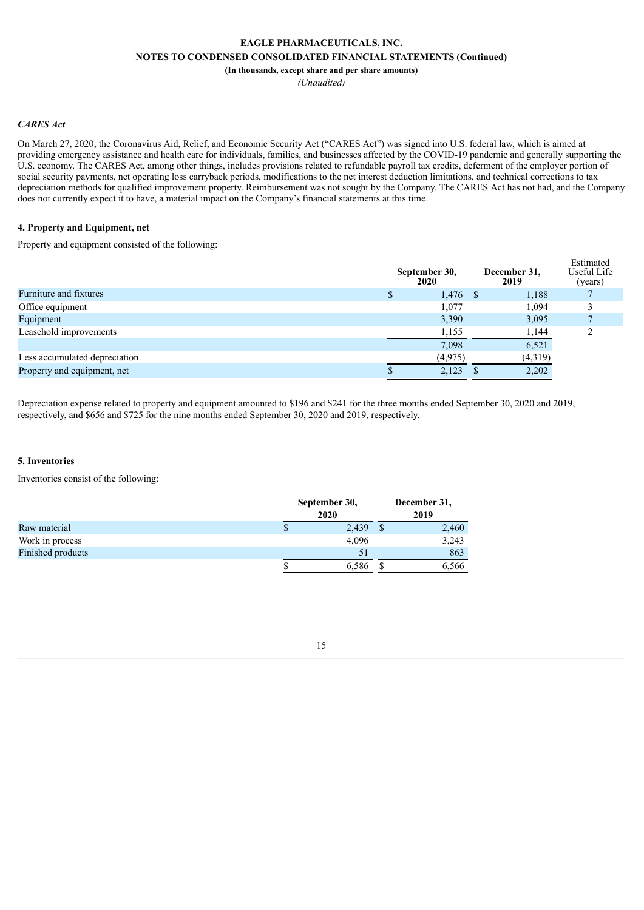*CARES Act*

On March 27, 2020, the Coronavirus Aid, Relief, and Economic Security Act ("CARES Act") was signed into U.S. federal law, which is aimed at providing emergency assistance and health care for individuals, families, and businesses affected by the COVID-19 pandemic and generally supporting the U.S. economy. The CARES Act, among other things, includes provisions related to refundable payroll tax credits, deferment of the employer portion of social security payments, net operating loss carryback periods, modifications to the net interest deduction limitations, and technical corrections to tax depreciation methods for qualified improvement property. Reimbursement was not sought by the Company. The CARES Act has not had, and the Company does not currently expect it to have, a material impact on the Company's financial statements at this time.

**4. Property and Equipment, net**

Property and equipment consisted of the following:

| | September 30, 2020 | December 31, 2019 | Estimated Useful Life (years) |
|---|---|---|---|
| Furniture and fixtures | $ 1,476 | $ 1,188 | 7 |
| Office equipment | 1,077 | 1,094 | 3 |
| Equipment | 3,390 | 3,095 | 7 |
| Leasehold improvements | 1,155 | 1,144 | 2 |
| | 7,098 | 6,521 | |
| Less accumulated depreciation | (4,975) | (4,319) | |
| Property and equipment, net | $ 2,123 | $ 2,202 | |

Depreciation expense related to property and equipment amounted to $196 and $241 for the three months ended September 30, 2020 and 2019, respectively, and $656 and $725 for the nine months ended September 30, 2020 and 2019, respectively.

**5. Inventories**

Inventories consist of the following:

| | September 30, 2020 | December 31, 2019 |
|---|---|---|
| Raw material | $ 2,439 | $ 2,460 |
| Work in process | 4,096 | 3,243 |
| Finished products | 51 | 863 |
| | $ 6,586 | $ 6,566 |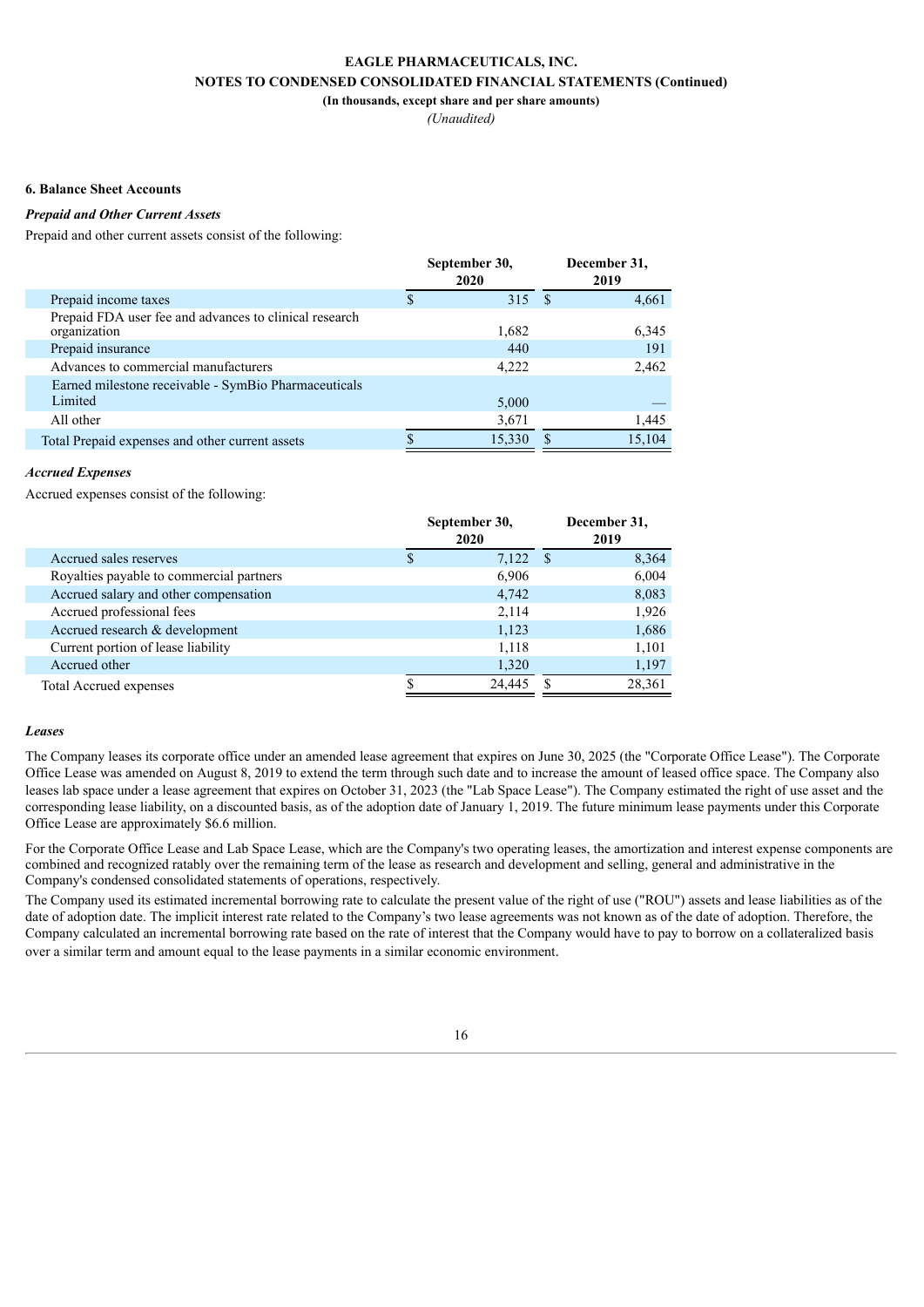## 6. Balance Sheet Accounts

***Prepaid and Other Current Assets***

Prepaid and other current assets consist of the following:

| | September 30, 2020 | December 31, 2019 |
|---|---|---|
| Prepaid income taxes | $ 315 | $ 4,661 |
| Prepaid FDA user fee and advances to clinical research organization | 1,682 | 6,345 |
| Prepaid insurance | 440 | 191 |
| Advances to commercial manufacturers | 4,222 | 2,462 |
| Earned milestone receivable - SymBio Pharmaceuticals Limited | 5,000 | — |
| All other | 3,671 | 1,445 |
| Total Prepaid expenses and other current assets | $ 15,330 | $ 15,104 |

***Accrued Expenses***

Accrued expenses consist of the following:

| | September 30, 2020 | December 31, 2019 |
|---|---|---|
| Accrued sales reserves | $ 7,122 | $ 8,364 |
| Royalties payable to commercial partners | 6,906 | 6,004 |
| Accrued salary and other compensation | 4,742 | 8,083 |
| Accrued professional fees | 2,114 | 1,926 |
| Accrued research & development | 1,123 | 1,686 |
| Current portion of lease liability | 1,118 | 1,101 |
| Accrued other | 1,320 | 1,197 |
| Total Accrued expenses | $ 24,445 | $ 28,361 |

***Leases***

The Company leases its corporate office under an amended lease agreement that expires on June 30, 2025 (the "Corporate Office Lease"). The Corporate Office Lease was amended on August 8, 2019 to extend the term through such date and to increase the amount of leased office space. The Company also leases lab space under a lease agreement that expires on October 31, 2023 (the "Lab Space Lease"). The Company estimated the right of use asset and the corresponding lease liability, on a discounted basis, as of the adoption date of January 1, 2019. The future minimum lease payments under this Corporate Office Lease are approximately $6.6 million.

For the Corporate Office Lease and Lab Space Lease, which are the Company's two operating leases, the amortization and interest expense components are combined and recognized ratably over the remaining term of the lease as research and development and selling, general and administrative in the Company's condensed consolidated statements of operations, respectively.

The Company used its estimated incremental borrowing rate to calculate the present value of the right of use ("ROU") assets and lease liabilities as of the date of adoption date. The implicit interest rate related to the Company's two lease agreements was not known as of the date of adoption. Therefore, the Company calculated an incremental borrowing rate based on the rate of interest that the Company would have to pay to borrow on a collateralized basis over a similar term and amount equal to the lease payments in a similar economic environment.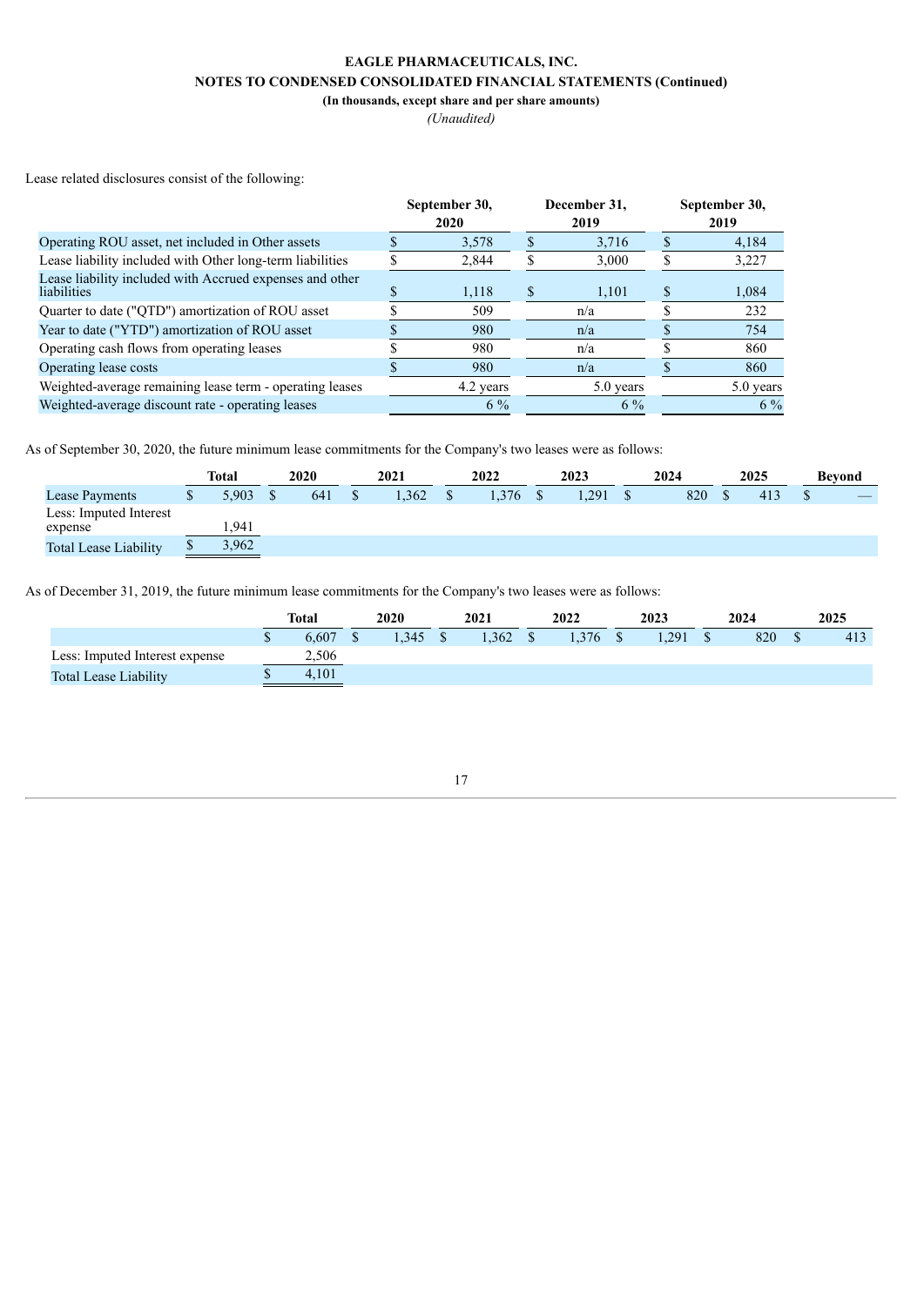**EAGLE PHARMACEUTICALS, INC.**

**NOTES TO CONDENSED CONSOLIDATED FINANCIAL STATEMENTS (Continued)**

**(In thousands, except share and per share amounts)**

*(Unaudited)*

Lease related disclosures consist of the following:

| | September 30, 2020 | December 31, 2019 | September 30, 2019 |
|---|---|---|---|
| Operating ROU asset, net included in Other assets | $ 3,578 | $ 3,716 | $ 4,184 |
| Lease liability included with Other long-term liabilities | $ 2,844 | $ 3,000 | $ 3,227 |
| Lease liability included with Accrued expenses and other liabilities | $ 1,118 | $ 1,101 | $ 1,084 |
| Quarter to date ("QTD") amortization of ROU asset | $ 509 | n/a | $ 232 |
| Year to date ("YTD") amortization of ROU asset | $ 980 | n/a | $ 754 |
| Operating cash flows from operating leases | $ 980 | n/a | $ 860 |
| Operating lease costs | $ 980 | n/a | $ 860 |
| Weighted-average remaining lease term - operating leases | 4.2 years | 5.0 years | 5.0 years |
| Weighted-average discount rate - operating leases | 6 % | 6 % | 6 % |

As of September 30, 2020, the future minimum lease commitments for the Company's two leases were as follows:

| | Total | 2020 | 2021 | 2022 | 2023 | 2024 | 2025 | Beyond |
|---|---|---|---|---|---|---|---|---|
| Lease Payments | $ 5,903 | $ 641 | $ 1,362 | $ 1,376 | $ 1,291 | $ 820 | $ 413 | $ — |
| Less: Imputed Interest expense | 1,941 | | | | | | | |
| Total Lease Liability | $ 3,962 | | | | | | | |

As of December 31, 2019, the future minimum lease commitments for the Company's two leases were as follows:

| | Total | 2020 | 2021 | 2022 | 2023 | 2024 | 2025 |
|---|---|---|---|---|---|---|---|
| | $ 6,607 | $ 1,345 | $ 1,362 | $ 1,376 | $ 1,291 | $ 820 | $ 413 |
| Less: Imputed Interest expense | 2,506 | | | | | | |
| Total Lease Liability | $ 4,101 | | | | | | |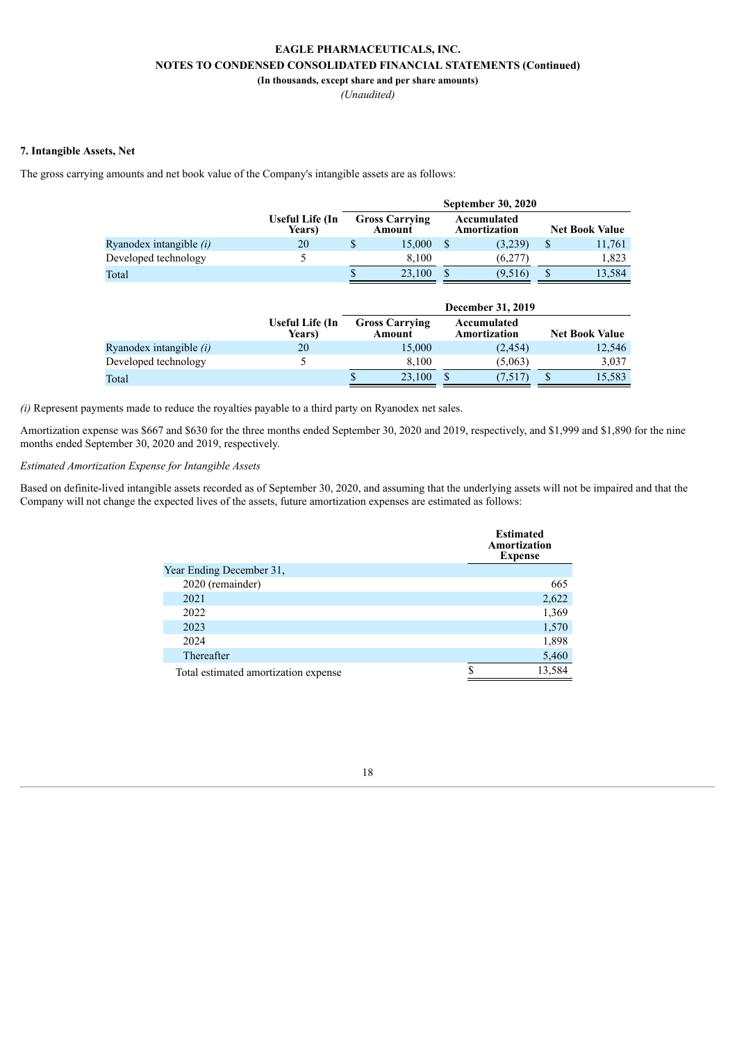**EAGLE PHARMACEUTICALS, INC.**
**NOTES TO CONDENSED CONSOLIDATED FINANCIAL STATEMENTS (Continued)**
**(In thousands, except share and per share amounts)**
*(Unaudited)*

**7. Intangible Assets, Net**

The gross carrying amounts and net book value of the Company's intangible assets are as follows:

| | | September 30, 2020 | | |
|---|---|---|---|---|
| | **Useful Life (In Years)** | **Gross Carrying Amount** | **Accumulated Amortization** | **Net Book Value** |
| Ryanodex intangible *(i)* | 20 | $ 15,000 | $ (3,239) | $ 11,761 |
| Developed technology | 5 | 8,100 | (6,277) | 1,823 |
| Total | | $ 23,100 | $ (9,516) | $ 13,584 |

| | | December 31, 2019 | | |
|---|---|---|---|---|
| | **Useful Life (In Years)** | **Gross Carrying Amount** | **Accumulated Amortization** | **Net Book Value** |
| Ryanodex intangible *(i)* | 20 | 15,000 | (2,454) | 12,546 |
| Developed technology | 5 | 8,100 | (5,063) | 3,037 |
| Total | | $ 23,100 | $ (7,517) | $ 15,583 |

*(i)* Represent payments made to reduce the royalties payable to a third party on Ryanodex net sales.

Amortization expense was $667 and $630 for the three months ended September 30, 2020 and 2019, respectively, and $1,999 and $1,890 for the nine months ended September 30, 2020 and 2019, respectively.

*Estimated Amortization Expense for Intangible Assets*

Based on definite-lived intangible assets recorded as of September 30, 2020, and assuming that the underlying assets will not be impaired and that the Company will not change the expected lives of the assets, future amortization expenses are estimated as follows:

| | **Estimated Amortization Expense** |
|---|---|
| Year Ending December 31, | |
| 2020 (remainder) | 665 |
| 2021 | 2,622 |
| 2022 | 1,369 |
| 2023 | 1,570 |
| 2024 | 1,898 |
| Thereafter | 5,460 |
| Total estimated amortization expense | $ 13,584 |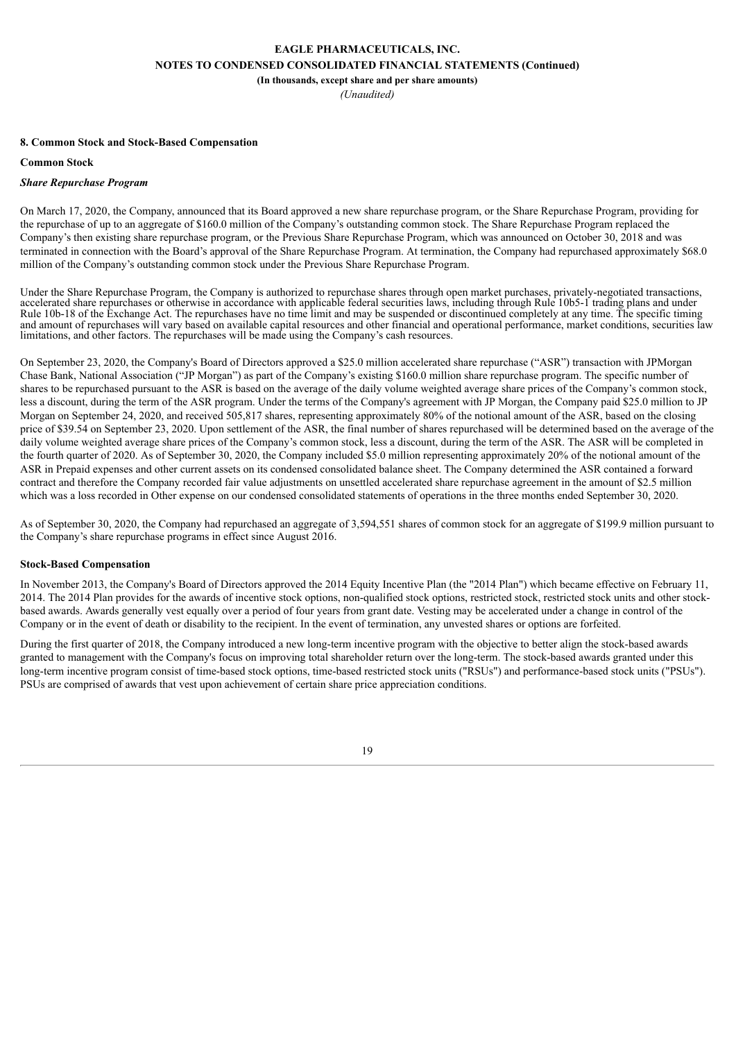## 8. Common Stock and Stock-Based Compensation

### Common Stock

#### *Share Repurchase Program*

On March 17, 2020, the Company, announced that its Board approved a new share repurchase program, or the Share Repurchase Program, providing for the repurchase of up to an aggregate of $160.0 million of the Company's outstanding common stock. The Share Repurchase Program replaced the Company's then existing share repurchase program, or the Previous Share Repurchase Program, which was announced on October 30, 2018 and was terminated in connection with the Board's approval of the Share Repurchase Program. At termination, the Company had repurchased approximately $68.0 million of the Company's outstanding common stock under the Previous Share Repurchase Program.

Under the Share Repurchase Program, the Company is authorized to repurchase shares through open market purchases, privately-negotiated transactions, accelerated share repurchases or otherwise in accordance with applicable federal securities laws, including through Rule 10b5-1 trading plans and under Rule 10b-18 of the Exchange Act. The repurchases have no time limit and may be suspended or discontinued completely at any time. The specific timing and amount of repurchases will vary based on available capital resources and other financial and operational performance, market conditions, securities law limitations, and other factors. The repurchases will be made using the Company's cash resources.

On September 23, 2020, the Company's Board of Directors approved a $25.0 million accelerated share repurchase ("ASR") transaction with JPMorgan Chase Bank, National Association ("JP Morgan") as part of the Company's existing $160.0 million share repurchase program. The specific number of shares to be repurchased pursuant to the ASR is based on the average of the daily volume weighted average share prices of the Company's common stock, less a discount, during the term of the ASR program. Under the terms of the Company's agreement with JP Morgan, the Company paid $25.0 million to JP Morgan on September 24, 2020, and received 505,817 shares, representing approximately 80% of the notional amount of the ASR, based on the closing price of $39.54 on September 23, 2020. Upon settlement of the ASR, the final number of shares repurchased will be determined based on the average of the daily volume weighted average share prices of the Company's common stock, less a discount, during the term of the ASR. The ASR will be completed in the fourth quarter of 2020. As of September 30, 2020, the Company included $5.0 million representing approximately 20% of the notional amount of the ASR in Prepaid expenses and other current assets on its condensed consolidated balance sheet. The Company determined the ASR contained a forward contract and therefore the Company recorded fair value adjustments on unsettled accelerated share repurchase agreement in the amount of $2.5 million which was a loss recorded in Other expense on our condensed consolidated statements of operations in the three months ended September 30, 2020.

As of September 30, 2020, the Company had repurchased an aggregate of 3,594,551 shares of common stock for an aggregate of $199.9 million pursuant to the Company's share repurchase programs in effect since August 2016.

### Stock-Based Compensation

In November 2013, the Company's Board of Directors approved the 2014 Equity Incentive Plan (the "2014 Plan") which became effective on February 11, 2014. The 2014 Plan provides for the awards of incentive stock options, non-qualified stock options, restricted stock, restricted stock units and other stock-based awards. Awards generally vest equally over a period of four years from grant date. Vesting may be accelerated under a change in control of the Company or in the event of death or disability to the recipient. In the event of termination, any unvested shares or options are forfeited.

During the first quarter of 2018, the Company introduced a new long-term incentive program with the objective to better align the stock-based awards granted to management with the Company's focus on improving total shareholder return over the long-term. The stock-based awards granted under this long-term incentive program consist of time-based stock options, time-based restricted stock units ("RSUs") and performance-based stock units ("PSUs"). PSUs are comprised of awards that vest upon achievement of certain share price appreciation conditions.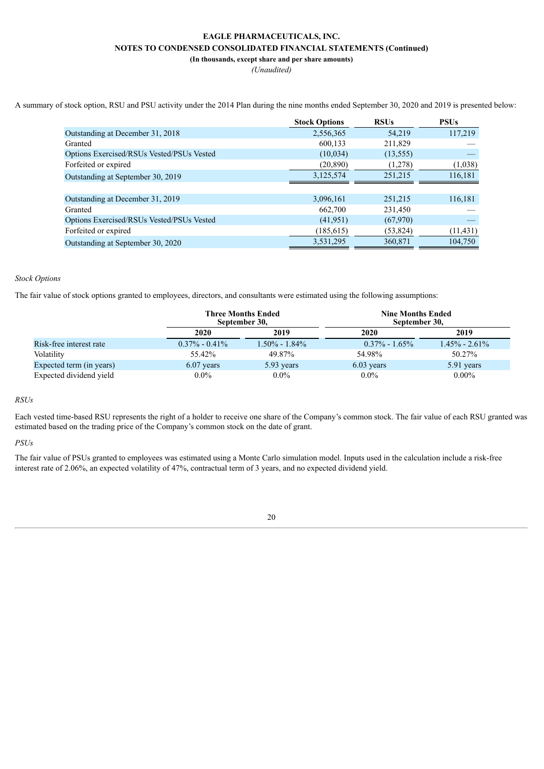**EAGLE PHARMACEUTICALS, INC.**

**NOTES TO CONDENSED CONSOLIDATED FINANCIAL STATEMENTS (Continued)**

**(In thousands, except share and per share amounts)**

*(Unaudited)*

A summary of stock option, RSU and PSU activity under the 2014 Plan during the nine months ended September 30, 2020 and 2019 is presented below:

| | Stock Options | RSUs | PSUs |
|---|---|---|---|
| Outstanding at December 31, 2018 | 2,556,365 | 54,219 | 117,219 |
| Granted | 600,133 | 211,829 | — |
| Options Exercised/RSUs Vested/PSUs Vested | (10,034) | (13,555) | — |
| Forfeited or expired | (20,890) | (1,278) | (1,038) |
| Outstanding at September 30, 2019 | 3,125,574 | 251,215 | 116,181 |
| | | | |
| Outstanding at December 31, 2019 | 3,096,161 | 251,215 | 116,181 |
| Granted | 662,700 | 231,450 | — |
| Options Exercised/RSUs Vested/PSUs Vested | (41,951) | (67,970) | — |
| Forfeited or expired | (185,615) | (53,824) | (11,431) |
| Outstanding at September 30, 2020 | 3,531,295 | 360,871 | 104,750 |

*Stock Options*

The fair value of stock options granted to employees, directors, and consultants were estimated using the following assumptions:

| | Three Months Ended September 30, | | Nine Months Ended September 30, | |
|---|---|---|---|---|
| | 2020 | 2019 | 2020 | 2019 |
| Risk-free interest rate | 0.37% - 0.41% | 1.50% - 1.84% | 0.37% - 1.65% | 1.45% - 2.61% |
| Volatility | 55.42% | 49.87% | 54.98% | 50.27% |
| Expected term (in years) | 6.07 years | 5.93 years | 6.03 years | 5.91 years |
| Expected dividend yield | 0.0% | 0.0% | 0.0% | 0.00% |

*RSUs*

Each vested time-based RSU represents the right of a holder to receive one share of the Company's common stock. The fair value of each RSU granted was estimated based on the trading price of the Company's common stock on the date of grant.

*PSUs*

The fair value of PSUs granted to employees was estimated using a Monte Carlo simulation model. Inputs used in the calculation include a risk-free interest rate of 2.06%, an expected volatility of 47%, contractual term of 3 years, and no expected dividend yield.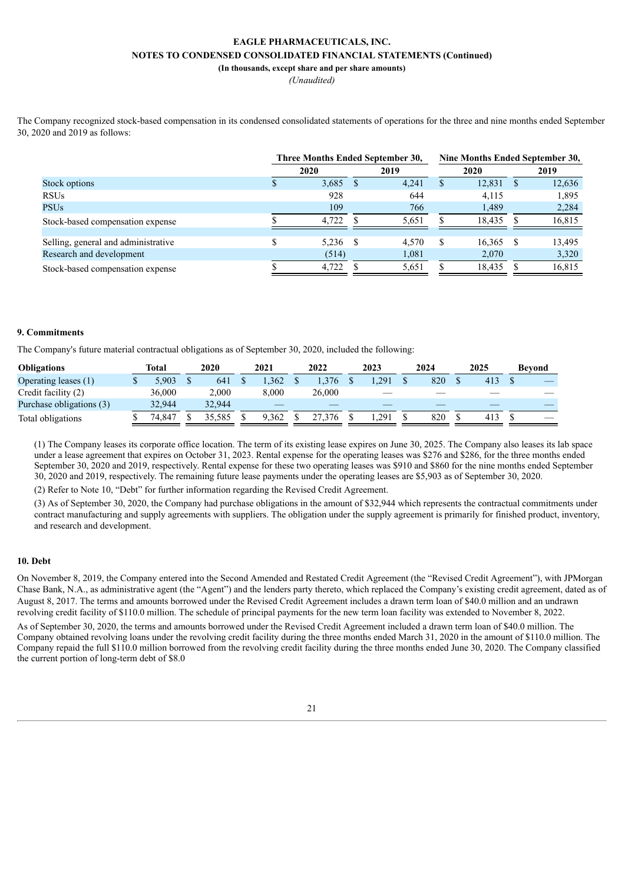The Company recognized stock-based compensation in its condensed consolidated statements of operations for the three and nine months ended September 30, 2020 and 2019 as follows:

| | Three Months Ended September 30, | | Nine Months Ended September 30, | |
|---|---|---|---|---|
| | 2020 | 2019 | 2020 | 2019 |
| Stock options | $ 3,685 | $ 4,241 | $ 12,831 | $ 12,636 |
| RSUs | 928 | 644 | 4,115 | 1,895 |
| PSUs | 109 | 766 | 1,489 | 2,284 |
| Stock-based compensation expense | $ 4,722 | $ 5,651 | $ 18,435 | $ 16,815 |
| | | | | |
| Selling, general and administrative | $ 5,236 | $ 4,570 | $ 16,365 | $ 13,495 |
| Research and development | (514) | 1,081 | 2,070 | 3,320 |
| Stock-based compensation expense | $ 4,722 | $ 5,651 | $ 18,435 | $ 16,815 |

## 9. Commitments

The Company's future material contractual obligations as of September 30, 2020, included the following:

| Obligations | Total | 2020 | 2021 | 2022 | 2023 | 2024 | 2025 | Beyond |
|---|---|---|---|---|---|---|---|---|
| Operating leases (1) | $ 5,903 | $ 641 | $ 1,362 | $ 1,376 | $ 1,291 | $ 820 | $ 413 | $ — |
| Credit facility (2) | 36,000 | 2,000 | 8,000 | 26,000 | — | — | — | — |
| Purchase obligations (3) | 32,944 | 32,944 | — | — | — | — | — | — |
| Total obligations | $ 74,847 | $ 35,585 | $ 9,362 | $ 27,376 | $ 1,291 | $ 820 | $ 413 | $ — |

(1) The Company leases its corporate office location. The term of its existing lease expires on June 30, 2025. The Company also leases its lab space under a lease agreement that expires on October 31, 2023. Rental expense for the operating leases was $276 and $286, for the three months ended September 30, 2020 and 2019, respectively. Rental expense for these two operating leases was $910 and $860 for the nine months ended September 30, 2020 and 2019, respectively. The remaining future lease payments under the operating leases are $5,903 as of September 30, 2020.

(2) Refer to Note 10, "Debt" for further information regarding the Revised Credit Agreement.

(3) As of September 30, 2020, the Company had purchase obligations in the amount of $32,944 which represents the contractual commitments under contract manufacturing and supply agreements with suppliers. The obligation under the supply agreement is primarily for finished product, inventory, and research and development.

## 10. Debt

On November 8, 2019, the Company entered into the Second Amended and Restated Credit Agreement (the "Revised Credit Agreement"), with JPMorgan Chase Bank, N.A., as administrative agent (the "Agent") and the lenders party thereto, which replaced the Company's existing credit agreement, dated as of August 8, 2017. The terms and amounts borrowed under the Revised Credit Agreement includes a drawn term loan of $40.0 million and an undrawn revolving credit facility of $110.0 million. The schedule of principal payments for the new term loan facility was extended to November 8, 2022.

As of September 30, 2020, the terms and amounts borrowed under the Revised Credit Agreement included a drawn term loan of $40.0 million. The Company obtained revolving loans under the revolving credit facility during the three months ended March 31, 2020 in the amount of $110.0 million. The Company repaid the full $110.0 million borrowed from the revolving credit facility during the three months ended June 30, 2020. The Company classified the current portion of long-term debt of $8.0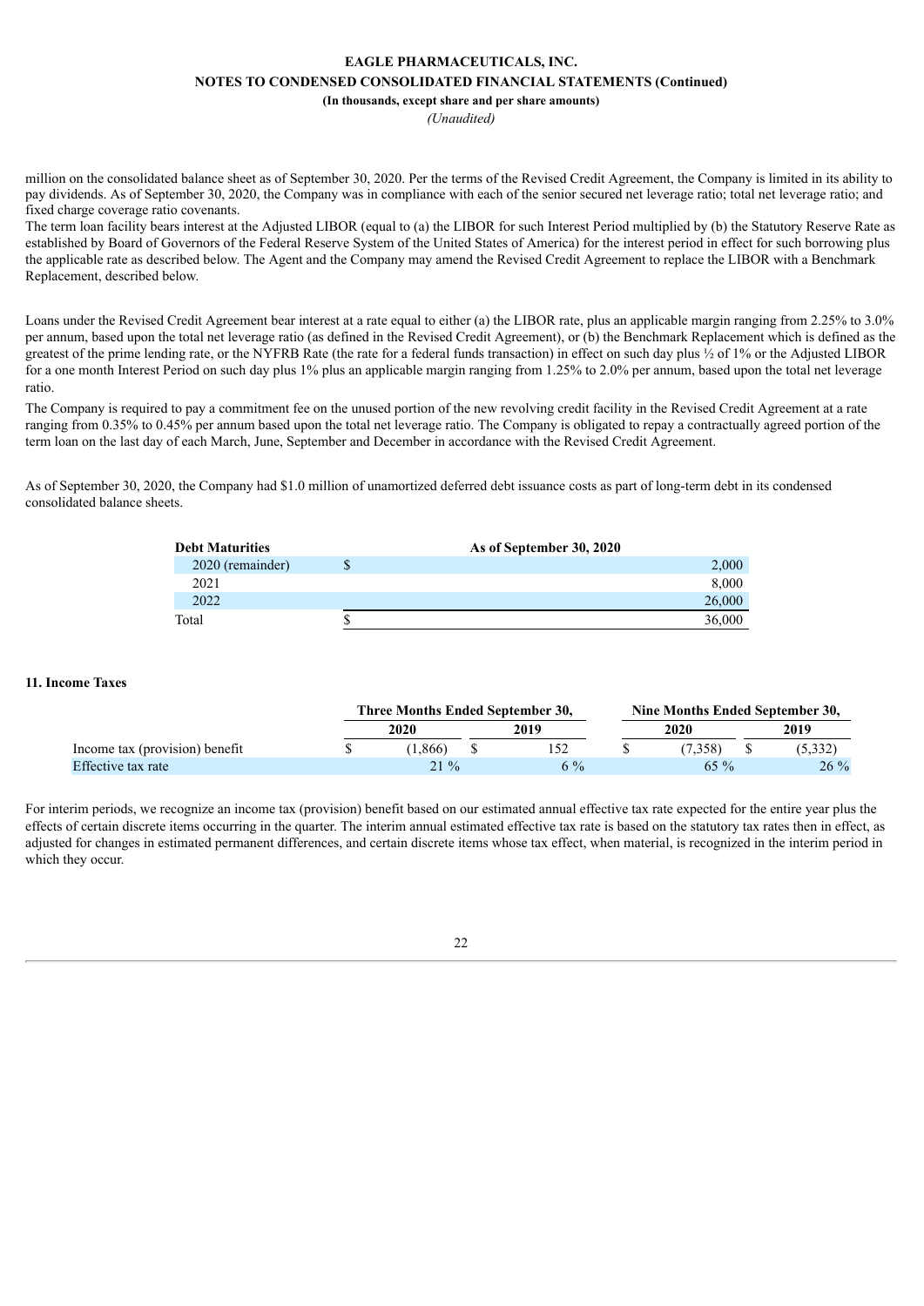million on the consolidated balance sheet as of September 30, 2020. Per the terms of the Revised Credit Agreement, the Company is limited in its ability to pay dividends. As of September 30, 2020, the Company was in compliance with each of the senior secured net leverage ratio; total net leverage ratio; and fixed charge coverage ratio covenants.

The term loan facility bears interest at the Adjusted LIBOR (equal to (a) the LIBOR for such Interest Period multiplied by (b) the Statutory Reserve Rate as established by Board of Governors of the Federal Reserve System of the United States of America) for the interest period in effect for such borrowing plus the applicable rate as described below. The Agent and the Company may amend the Revised Credit Agreement to replace the LIBOR with a Benchmark Replacement, described below.

Loans under the Revised Credit Agreement bear interest at a rate equal to either (a) the LIBOR rate, plus an applicable margin ranging from 2.25% to 3.0% per annum, based upon the total net leverage ratio (as defined in the Revised Credit Agreement), or (b) the Benchmark Replacement which is defined as the greatest of the prime lending rate, or the NYFRB Rate (the rate for a federal funds transaction) in effect on such day plus ½ of 1% or the Adjusted LIBOR for a one month Interest Period on such day plus 1% plus an applicable margin ranging from 1.25% to 2.0% per annum, based upon the total net leverage ratio.

The Company is required to pay a commitment fee on the unused portion of the new revolving credit facility in the Revised Credit Agreement at a rate ranging from 0.35% to 0.45% per annum based upon the total net leverage ratio. The Company is obligated to repay a contractually agreed portion of the term loan on the last day of each March, June, September and December in accordance with the Revised Credit Agreement.

As of September 30, 2020, the Company had $1.0 million of unamortized deferred debt issuance costs as part of long-term debt in its condensed consolidated balance sheets.

| **Debt Maturities** | **As of September 30, 2020** |
|---|---|
| 2020 (remainder) | $ 2,000 |
| 2021 | 8,000 |
| 2022 | 26,000 |
| Total | $ 36,000 |

## 11. Income Taxes

| | **Three Months Ended September 30,** | | **Nine Months Ended September 30,** | |
|---|---|---|---|---|
| | **2020** | **2019** | **2020** | **2019** |
| Income tax (provision) benefit | $ (1,866) | $ 152 | $ (7,358) | $ (5,332) |
| Effective tax rate | 21 % | 6 % | 65 % | 26 % |

For interim periods, we recognize an income tax (provision) benefit based on our estimated annual effective tax rate expected for the entire year plus the effects of certain discrete items occurring in the quarter. The interim annual estimated effective tax rate is based on the statutory tax rates then in effect, as adjusted for changes in estimated permanent differences, and certain discrete items whose tax effect, when material, is recognized in the interim period in which they occur.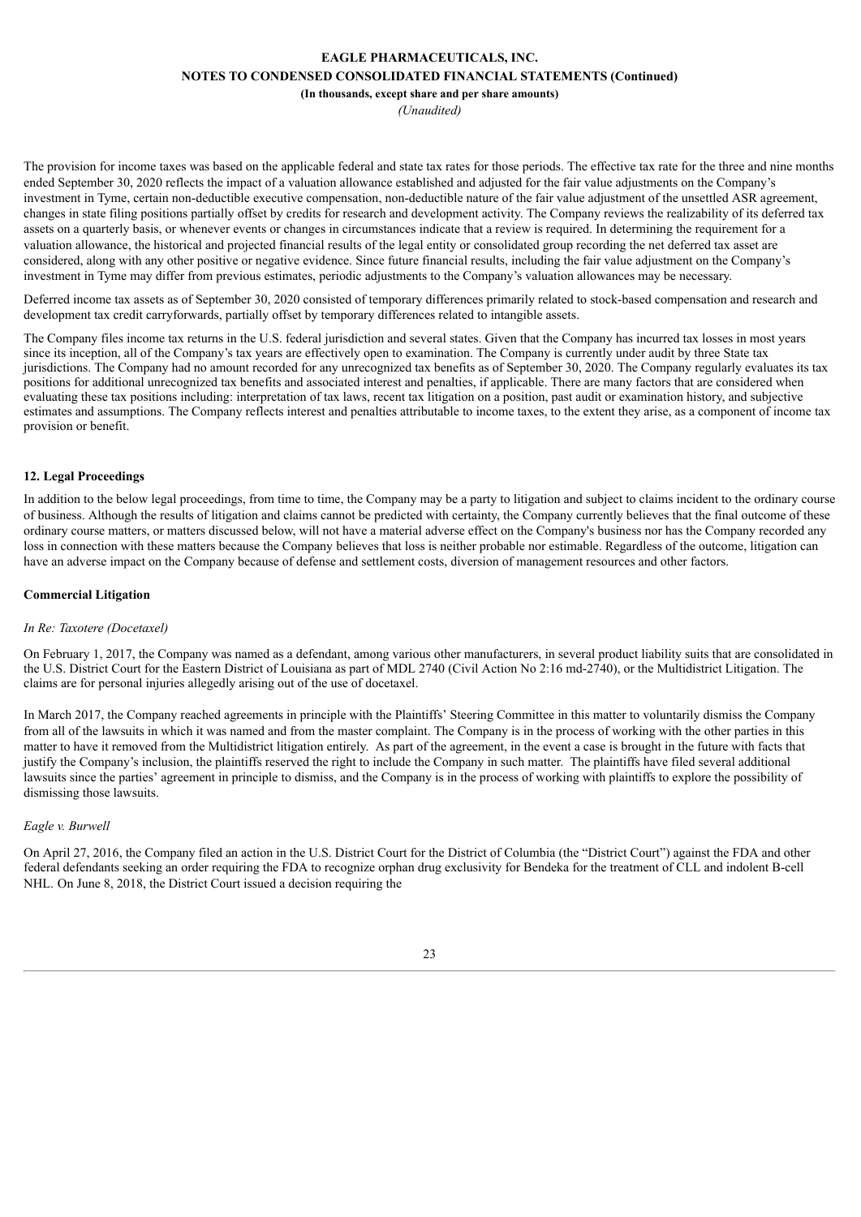The provision for income taxes was based on the applicable federal and state tax rates for those periods. The effective tax rate for the three and nine months ended September 30, 2020 reflects the impact of a valuation allowance established and adjusted for the fair value adjustments on the Company's investment in Tyme, certain non-deductible executive compensation, non-deductible nature of the fair value adjustment of the unsettled ASR agreement, changes in state filing positions partially offset by credits for research and development activity. The Company reviews the realizability of its deferred tax assets on a quarterly basis, or whenever events or changes in circumstances indicate that a review is required. In determining the requirement for a valuation allowance, the historical and projected financial results of the legal entity or consolidated group recording the net deferred tax asset are considered, along with any other positive or negative evidence. Since future financial results, including the fair value adjustment on the Company's investment in Tyme may differ from previous estimates, periodic adjustments to the Company's valuation allowances may be necessary.

Deferred income tax assets as of September 30, 2020 consisted of temporary differences primarily related to stock-based compensation and research and development tax credit carryforwards, partially offset by temporary differences related to intangible assets.

The Company files income tax returns in the U.S. federal jurisdiction and several states. Given that the Company has incurred tax losses in most years since its inception, all of the Company's tax years are effectively open to examination. The Company is currently under audit by three State tax jurisdictions. The Company had no amount recorded for any unrecognized tax benefits as of September 30, 2020. The Company regularly evaluates its tax positions for additional unrecognized tax benefits and associated interest and penalties, if applicable. There are many factors that are considered when evaluating these tax positions including: interpretation of tax laws, recent tax litigation on a position, past audit or examination history, and subjective estimates and assumptions. The Company reflects interest and penalties attributable to income taxes, to the extent they arise, as a component of income tax provision or benefit.

## 12. Legal Proceedings

In addition to the below legal proceedings, from time to time, the Company may be a party to litigation and subject to claims incident to the ordinary course of business. Although the results of litigation and claims cannot be predicted with certainty, the Company currently believes that the final outcome of these ordinary course matters, or matters discussed below, will not have a material adverse effect on the Company's business nor has the Company recorded any loss in connection with these matters because the Company believes that loss is neither probable nor estimable. Regardless of the outcome, litigation can have an adverse impact on the Company because of defense and settlement costs, diversion of management resources and other factors.

### Commercial Litigation

*In Re: Taxotere (Docetaxel)*

On February 1, 2017, the Company was named as a defendant, among various other manufacturers, in several product liability suits that are consolidated in the U.S. District Court for the Eastern District of Louisiana as part of MDL 2740 (Civil Action No 2:16 md-2740), or the Multidistrict Litigation. The claims are for personal injuries allegedly arising out of the use of docetaxel.

In March 2017, the Company reached agreements in principle with the Plaintiffs' Steering Committee in this matter to voluntarily dismiss the Company from all of the lawsuits in which it was named and from the master complaint. The Company is in the process of working with the other parties in this matter to have it removed from the Multidistrict litigation entirely. As part of the agreement, in the event a case is brought in the future with facts that justify the Company's inclusion, the plaintiffs reserved the right to include the Company in such matter. The plaintiffs have filed several additional lawsuits since the parties' agreement in principle to dismiss, and the Company is in the process of working with plaintiffs to explore the possibility of dismissing those lawsuits.

*Eagle v. Burwell*

On April 27, 2016, the Company filed an action in the U.S. District Court for the District of Columbia (the "District Court") against the FDA and other federal defendants seeking an order requiring the FDA to recognize orphan drug exclusivity for Bendeka for the treatment of CLL and indolent B-cell NHL. On June 8, 2018, the District Court issued a decision requiring the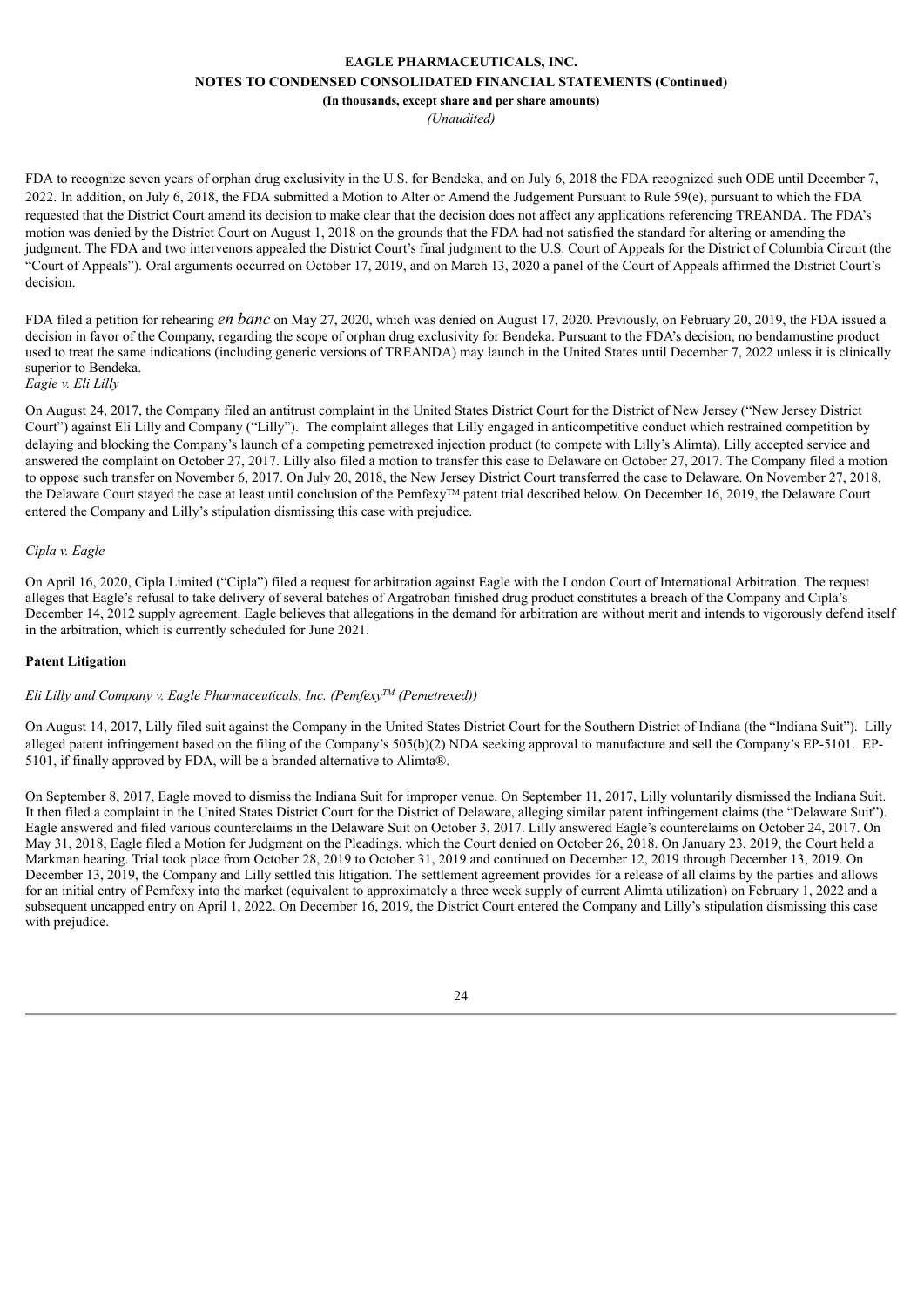FDA to recognize seven years of orphan drug exclusivity in the U.S. for Bendeka, and on July 6, 2018 the FDA recognized such ODE until December 7, 2022. In addition, on July 6, 2018, the FDA submitted a Motion to Alter or Amend the Judgement Pursuant to Rule 59(e), pursuant to which the FDA requested that the District Court amend its decision to make clear that the decision does not affect any applications referencing TREANDA. The FDA's motion was denied by the District Court on August 1, 2018 on the grounds that the FDA had not satisfied the standard for altering or amending the judgment. The FDA and two intervenors appealed the District Court's final judgment to the U.S. Court of Appeals for the District of Columbia Circuit (the "Court of Appeals"). Oral arguments occurred on October 17, 2019, and on March 13, 2020 a panel of the Court of Appeals affirmed the District Court's decision.

FDA filed a petition for rehearing *en banc* on May 27, 2020, which was denied on August 17, 2020. Previously, on February 20, 2019, the FDA issued a decision in favor of the Company, regarding the scope of orphan drug exclusivity for Bendeka. Pursuant to the FDA's decision, no bendamustine product used to treat the same indications (including generic versions of TREANDA) may launch in the United States until December 7, 2022 unless it is clinically superior to Bendeka.

*Eagle v. Eli Lilly*

On August 24, 2017, the Company filed an antitrust complaint in the United States District Court for the District of New Jersey ("New Jersey District Court") against Eli Lilly and Company ("Lilly"). The complaint alleges that Lilly engaged in anticompetitive conduct which restrained competition by delaying and blocking the Company's launch of a competing pemetrexed injection product (to compete with Lilly's Alimta). Lilly accepted service and answered the complaint on October 27, 2017. Lilly also filed a motion to transfer this case to Delaware on October 27, 2017. The Company filed a motion to oppose such transfer on November 6, 2017. On July 20, 2018, the New Jersey District Court transferred the case to Delaware. On November 27, 2018, the Delaware Court stayed the case at least until conclusion of the Pemfexy™ patent trial described below. On December 16, 2019, the Delaware Court entered the Company and Lilly's stipulation dismissing this case with prejudice.

*Cipla v. Eagle*

On April 16, 2020, Cipla Limited ("Cipla") filed a request for arbitration against Eagle with the London Court of International Arbitration. The request alleges that Eagle's refusal to take delivery of several batches of Argatroban finished drug product constitutes a breach of the Company and Cipla's December 14, 2012 supply agreement. Eagle believes that allegations in the demand for arbitration are without merit and intends to vigorously defend itself in the arbitration, which is currently scheduled for June 2021.

**Patent Litigation**

*Eli Lilly and Company v. Eagle Pharmaceuticals, Inc. (Pemfexy™ (Pemetrexed))*

On August 14, 2017, Lilly filed suit against the Company in the United States District Court for the Southern District of Indiana (the "Indiana Suit"). Lilly alleged patent infringement based on the filing of the Company's 505(b)(2) NDA seeking approval to manufacture and sell the Company's EP-5101. EP-5101, if finally approved by FDA, will be a branded alternative to Alimta®.

On September 8, 2017, Eagle moved to dismiss the Indiana Suit for improper venue. On September 11, 2017, Lilly voluntarily dismissed the Indiana Suit. It then filed a complaint in the United States District Court for the District of Delaware, alleging similar patent infringement claims (the "Delaware Suit"). Eagle answered and filed various counterclaims in the Delaware Suit on October 3, 2017. Lilly answered Eagle's counterclaims on October 24, 2017. On May 31, 2018, Eagle filed a Motion for Judgment on the Pleadings, which the Court denied on October 26, 2018. On January 23, 2019, the Court held a Markman hearing. Trial took place from October 28, 2019 to October 31, 2019 and continued on December 12, 2019 through December 13, 2019. On December 13, 2019, the Company and Lilly settled this litigation. The settlement agreement provides for a release of all claims by the parties and allows for an initial entry of Pemfexy into the market (equivalent to approximately a three week supply of current Alimta utilization) on February 1, 2022 and a subsequent uncapped entry on April 1, 2022. On December 16, 2019, the District Court entered the Company and Lilly's stipulation dismissing this case with prejudice.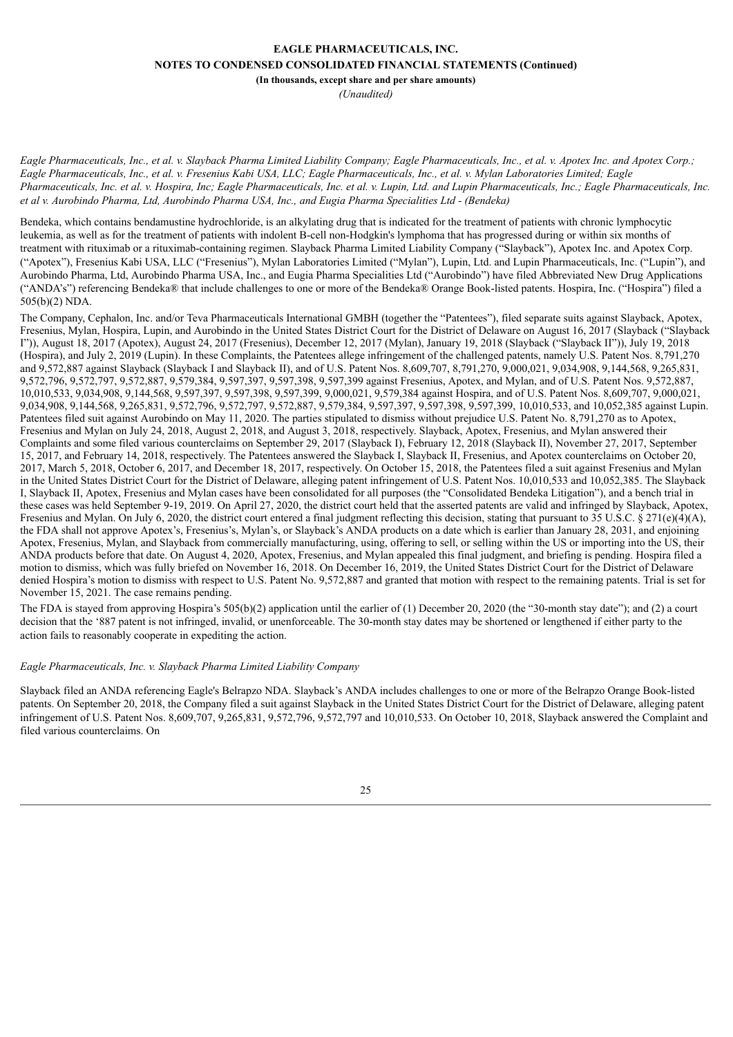*Eagle Pharmaceuticals, Inc., et al. v. Slayback Pharma Limited Liability Company; Eagle Pharmaceuticals, Inc., et al. v. Apotex Inc. and Apotex Corp.; Eagle Pharmaceuticals, Inc., et al. v. Fresenius Kabi USA, LLC; Eagle Pharmaceuticals, Inc., et al. v. Mylan Laboratories Limited; Eagle Pharmaceuticals, Inc. et al. v. Hospira, Inc; Eagle Pharmaceuticals, Inc. et al. v. Lupin, Ltd. and Lupin Pharmaceuticals, Inc.; Eagle Pharmaceuticals, Inc. et al v. Aurobindo Pharma, Ltd, Aurobindo Pharma USA, Inc., and Eugia Pharma Specialities Ltd - (Bendeka)*

Bendeka, which contains bendamustine hydrochloride, is an alkylating drug that is indicated for the treatment of patients with chronic lymphocytic leukemia, as well as for the treatment of patients with indolent B-cell non-Hodgkin's lymphoma that has progressed during or within six months of treatment with rituximab or a rituximab-containing regimen. Slayback Pharma Limited Liability Company ("Slayback"), Apotex Inc. and Apotex Corp. ("Apotex"), Fresenius Kabi USA, LLC ("Fresenius"), Mylan Laboratories Limited ("Mylan"), Lupin, Ltd. and Lupin Pharmaceuticals, Inc. ("Lupin"), and Aurobindo Pharma, Ltd, Aurobindo Pharma USA, Inc., and Eugia Pharma Specialities Ltd ("Aurobindo") have filed Abbreviated New Drug Applications ("ANDA's") referencing Bendeka® that include challenges to one or more of the Bendeka® Orange Book-listed patents. Hospira, Inc. ("Hospira") filed a 505(b)(2) NDA.

The Company, Cephalon, Inc. and/or Teva Pharmaceuticals International GMBH (together the "Patentees"), filed separate suits against Slayback, Apotex, Fresenius, Mylan, Hospira, Lupin, and Aurobindo in the United States District Court for the District of Delaware on August 16, 2017 (Slayback ("Slayback I")), August 18, 2017 (Apotex), August 24, 2017 (Fresenius), December 12, 2017 (Mylan), January 19, 2018 (Slayback ("Slayback II")), July 19, 2018 (Hospira), and July 2, 2019 (Lupin). In these Complaints, the Patentees allege infringement of the challenged patents, namely U.S. Patent Nos. 8,791,270 and 9,572,887 against Slayback (Slayback I and Slayback II), and of U.S. Patent Nos. 8,609,707, 8,791,270, 9,000,021, 9,034,908, 9,144,568, 9,265,831, 9,572,796, 9,572,797, 9,572,887, 9,579,384, 9,597,397, 9,597,398, 9,597,399 against Fresenius, Apotex, and Mylan, and of U.S. Patent Nos. 9,572,887, 10,010,533, 9,034,908, 9,144,568, 9,597,397, 9,597,398, 9,597,399, 9,000,021, 9,579,384 against Hospira, and of U.S. Patent Nos. 8,609,707, 9,000,021, 9,034,908, 9,144,568, 9,265,831, 9,572,796, 9,572,797, 9,572,887, 9,579,384, 9,597,397, 9,597,398, 9,597,399, 10,010,533, and 10,052,385 against Lupin. Patentees filed suit against Aurobindo on May 11, 2020. The parties stipulated to dismiss without prejudice U.S. Patent No. 8,791,270 as to Apotex, Fresenius and Mylan on July 24, 2018, August 2, 2018, and August 3, 2018, respectively. Slayback, Apotex, Fresenius, and Mylan answered their Complaints and some filed various counterclaims on September 29, 2017 (Slayback I), February 12, 2018 (Slayback II), November 27, 2017, September 15, 2017, and February 14, 2018, respectively. The Patentees answered the Slayback I, Slayback II, Fresenius, and Apotex counterclaims on October 20, 2017, March 5, 2018, October 6, 2017, and December 18, 2017, respectively. On October 15, 2018, the Patentees filed a suit against Fresenius and Mylan in the United States District Court for the District of Delaware, alleging patent infringement of U.S. Patent Nos. 10,010,533 and 10,052,385. The Slayback I, Slayback II, Apotex, Fresenius and Mylan cases have been consolidated for all purposes (the "Consolidated Bendeka Litigation"), and a bench trial in these cases was held September 9-19, 2019. On April 27, 2020, the district court held that the asserted patents are valid and infringed by Slayback, Apotex, Fresenius and Mylan. On July 6, 2020, the district court entered a final judgment reflecting this decision, stating that pursuant to 35 U.S.C. § 271(e)(4)(A), the FDA shall not approve Apotex's, Fresenius's, Mylan's, or Slayback's ANDA products on a date which is earlier than January 28, 2031, and enjoining Apotex, Fresenius, Mylan, and Slayback from commercially manufacturing, using, offering to sell, or selling within the US or importing into the US, their ANDA products before that date. On August 4, 2020, Apotex, Fresenius, and Mylan appealed this final judgment, and briefing is pending. Hospira filed a motion to dismiss, which was fully briefed on November 16, 2018. On December 16, 2019, the United States District Court for the District of Delaware denied Hospira's motion to dismiss with respect to U.S. Patent No. 9,572,887 and granted that motion with respect to the remaining patents. Trial is set for November 15, 2021. The case remains pending.

The FDA is stayed from approving Hospira's 505(b)(2) application until the earlier of (1) December 20, 2020 (the "30-month stay date"); and (2) a court decision that the '887 patent is not infringed, invalid, or unenforceable. The 30-month stay dates may be shortened or lengthened if either party to the action fails to reasonably cooperate in expediting the action.

*Eagle Pharmaceuticals, Inc. v. Slayback Pharma Limited Liability Company*

Slayback filed an ANDA referencing Eagle's Belrapzo NDA. Slayback's ANDA includes challenges to one or more of the Belrapzo Orange Book-listed patents. On September 20, 2018, the Company filed a suit against Slayback in the United States District Court for the District of Delaware, alleging patent infringement of U.S. Patent Nos. 8,609,707, 9,265,831, 9,572,796, 9,572,797 and 10,010,533. On October 10, 2018, Slayback answered the Complaint and filed various counterclaims. On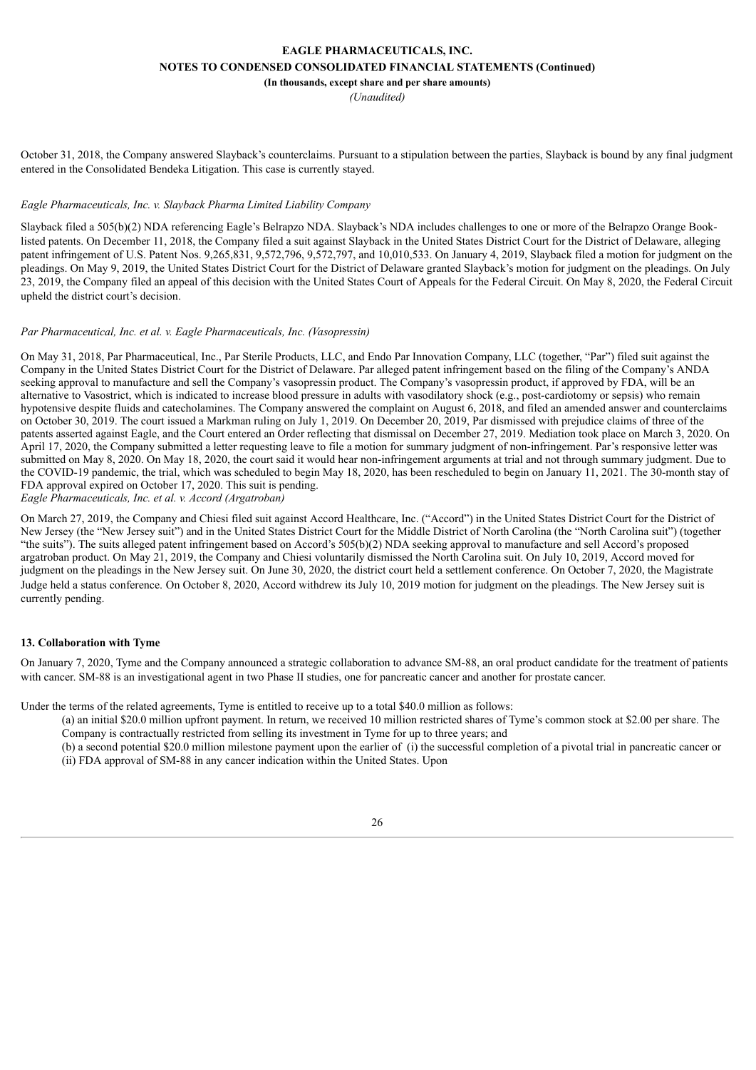October 31, 2018, the Company answered Slayback's counterclaims. Pursuant to a stipulation between the parties, Slayback is bound by any final judgment entered in the Consolidated Bendeka Litigation. This case is currently stayed.

*Eagle Pharmaceuticals, Inc. v. Slayback Pharma Limited Liability Company*

Slayback filed a 505(b)(2) NDA referencing Eagle's Belrapzo NDA. Slayback's NDA includes challenges to one or more of the Belrapzo Orange Book-listed patents. On December 11, 2018, the Company filed a suit against Slayback in the United States District Court for the District of Delaware, alleging patent infringement of U.S. Patent Nos. 9,265,831, 9,572,796, 9,572,797, and 10,010,533. On January 4, 2019, Slayback filed a motion for judgment on the pleadings. On May 9, 2019, the United States District Court for the District of Delaware granted Slayback's motion for judgment on the pleadings. On July 23, 2019, the Company filed an appeal of this decision with the United States Court of Appeals for the Federal Circuit. On May 8, 2020, the Federal Circuit upheld the district court's decision.

*Par Pharmaceutical, Inc. et al. v. Eagle Pharmaceuticals, Inc. (Vasopressin)*

On May 31, 2018, Par Pharmaceutical, Inc., Par Sterile Products, LLC, and Endo Par Innovation Company, LLC (together, "Par") filed suit against the Company in the United States District Court for the District of Delaware. Par alleged patent infringement based on the filing of the Company's ANDA seeking approval to manufacture and sell the Company's vasopressin product. The Company's vasopressin product, if approved by FDA, will be an alternative to Vasostrict, which is indicated to increase blood pressure in adults with vasodilatory shock (e.g., post-cardiotomy or sepsis) who remain hypotensive despite fluids and catecholamines. The Company answered the complaint on August 6, 2018, and filed an amended answer and counterclaims on October 30, 2019. The court issued a Markman ruling on July 1, 2019. On December 20, 2019, Par dismissed with prejudice claims of three of the patents asserted against Eagle, and the Court entered an Order reflecting that dismissal on December 27, 2019. Mediation took place on March 3, 2020. On April 17, 2020, the Company submitted a letter requesting leave to file a motion for summary judgment of non-infringement. Par's responsive letter was submitted on May 8, 2020. On May 18, 2020, the court said it would hear non-infringement arguments at trial and not through summary judgment. Due to the COVID-19 pandemic, the trial, which was scheduled to begin May 18, 2020, has been rescheduled to begin on January 11, 2021. The 30-month stay of FDA approval expired on October 17, 2020. This suit is pending.

*Eagle Pharmaceuticals, Inc. et al. v. Accord (Argatroban)*

On March 27, 2019, the Company and Chiesi filed suit against Accord Healthcare, Inc. ("Accord") in the United States District Court for the District of New Jersey (the "New Jersey suit") and in the United States District Court for the Middle District of North Carolina (the "North Carolina suit") (together "the suits"). The suits alleged patent infringement based on Accord's 505(b)(2) NDA seeking approval to manufacture and sell Accord's proposed argatroban product. On May 21, 2019, the Company and Chiesi voluntarily dismissed the North Carolina suit. On July 10, 2019, Accord moved for judgment on the pleadings in the New Jersey suit. On June 30, 2020, the district court held a settlement conference. On October 7, 2020, the Magistrate Judge held a status conference. On October 8, 2020, Accord withdrew its July 10, 2019 motion for judgment on the pleadings. The New Jersey suit is currently pending.

**13. Collaboration with Tyme**

On January 7, 2020, Tyme and the Company announced a strategic collaboration to advance SM-88, an oral product candidate for the treatment of patients with cancer. SM-88 is an investigational agent in two Phase II studies, one for pancreatic cancer and another for prostate cancer.

Under the terms of the related agreements, Tyme is entitled to receive up to a total $40.0 million as follows:

(a) an initial $20.0 million upfront payment. In return, we received 10 million restricted shares of Tyme's common stock at $2.00 per share. The Company is contractually restricted from selling its investment in Tyme for up to three years; and

(b) a second potential $20.0 million milestone payment upon the earlier of (i) the successful completion of a pivotal trial in pancreatic cancer or (ii) FDA approval of SM-88 in any cancer indication within the United States. Upon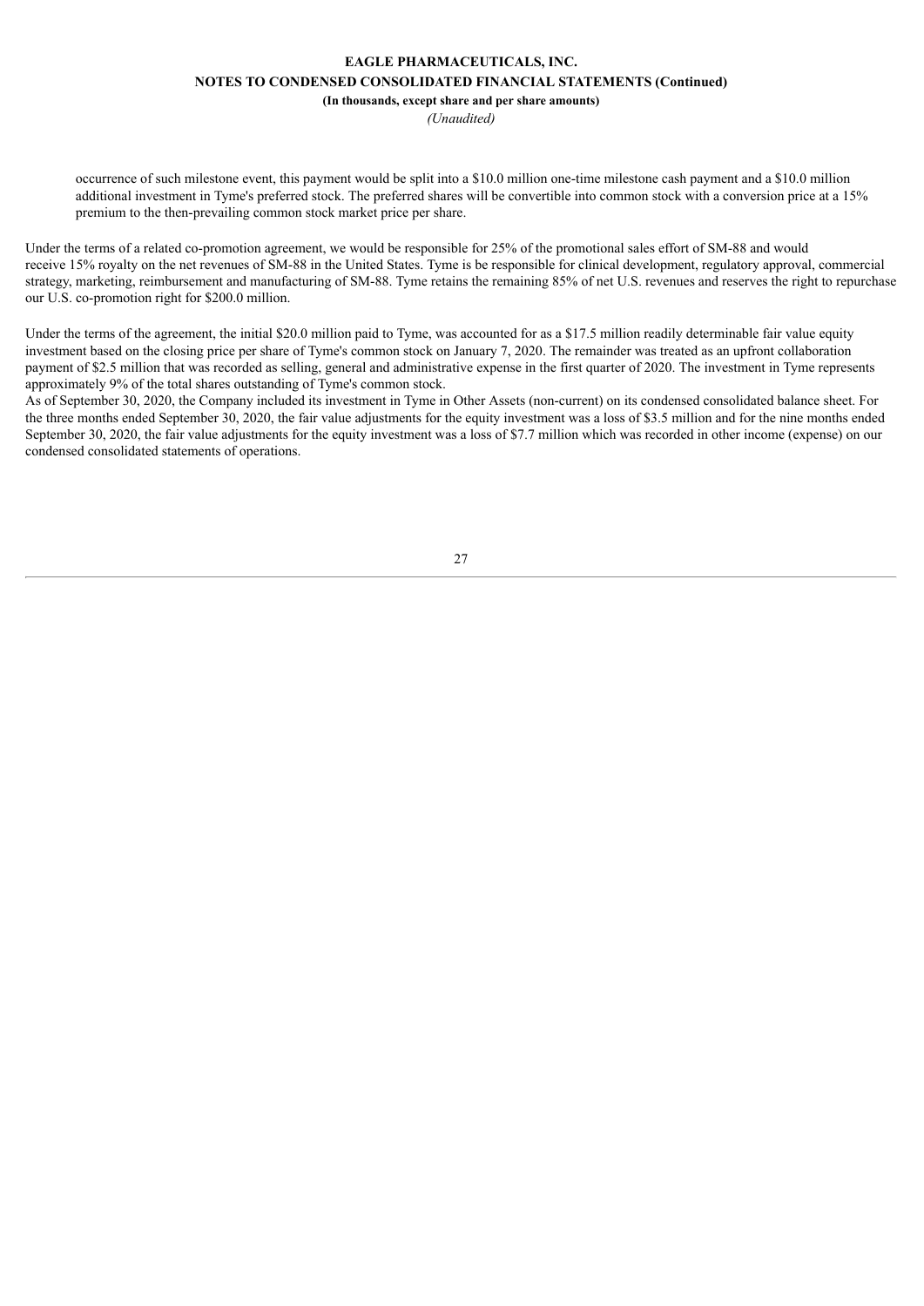occurrence of such milestone event, this payment would be split into a $10.0 million one-time milestone cash payment and a $10.0 million additional investment in Tyme's preferred stock. The preferred shares will be convertible into common stock with a conversion price at a 15% premium to the then-prevailing common stock market price per share.

Under the terms of a related co-promotion agreement, we would be responsible for 25% of the promotional sales effort of SM-88 and would receive 15% royalty on the net revenues of SM-88 in the United States. Tyme is be responsible for clinical development, regulatory approval, commercial strategy, marketing, reimbursement and manufacturing of SM-88. Tyme retains the remaining 85% of net U.S. revenues and reserves the right to repurchase our U.S. co-promotion right for $200.0 million.

Under the terms of the agreement, the initial $20.0 million paid to Tyme, was accounted for as a $17.5 million readily determinable fair value equity investment based on the closing price per share of Tyme's common stock on January 7, 2020. The remainder was treated as an upfront collaboration payment of $2.5 million that was recorded as selling, general and administrative expense in the first quarter of 2020. The investment in Tyme represents approximately 9% of the total shares outstanding of Tyme's common stock.

As of September 30, 2020, the Company included its investment in Tyme in Other Assets (non-current) on its condensed consolidated balance sheet. For the three months ended September 30, 2020, the fair value adjustments for the equity investment was a loss of $3.5 million and for the nine months ended September 30, 2020, the fair value adjustments for the equity investment was a loss of $7.7 million which was recorded in other income (expense) on our condensed consolidated statements of operations.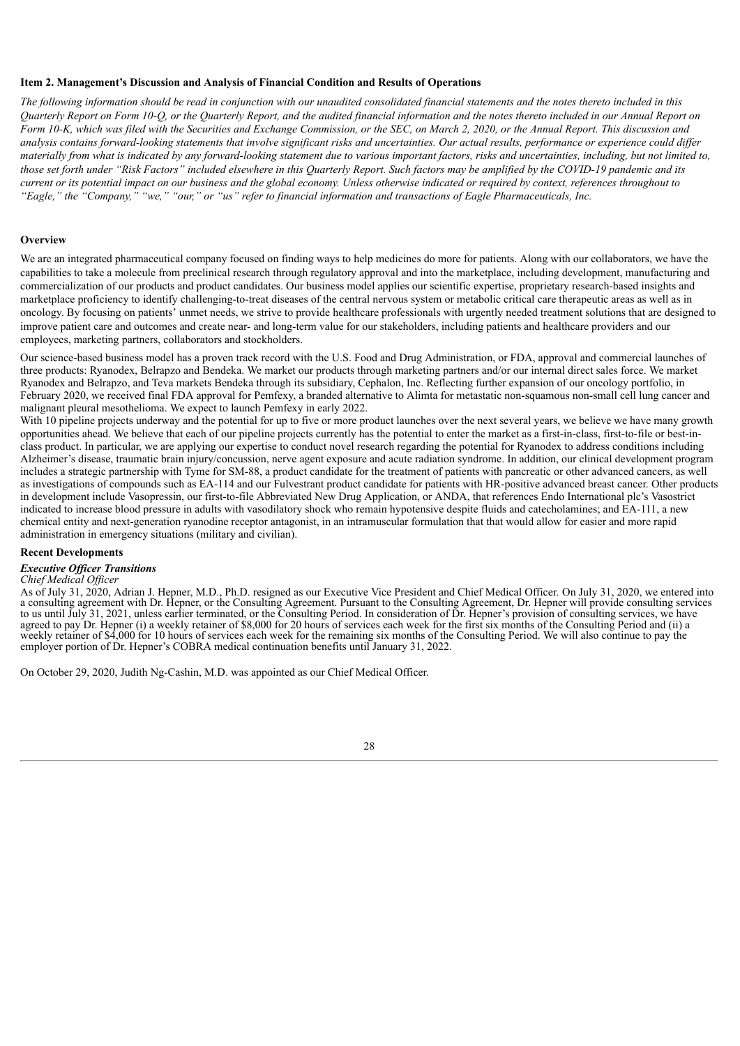### Item 2. Management's Discussion and Analysis of Financial Condition and Results of Operations

*The following information should be read in conjunction with our unaudited consolidated financial statements and the notes thereto included in this Quarterly Report on Form 10-Q, or the Quarterly Report, and the audited financial information and the notes thereto included in our Annual Report on Form 10-K, which was filed with the Securities and Exchange Commission, or the SEC, on March 2, 2020, or the Annual Report. This discussion and analysis contains forward-looking statements that involve significant risks and uncertainties. Our actual results, performance or experience could differ materially from what is indicated by any forward-looking statement due to various important factors, risks and uncertainties, including, but not limited to, those set forth under "Risk Factors" included elsewhere in this Quarterly Report. Such factors may be amplified by the COVID-19 pandemic and its current or its potential impact on our business and the global economy. Unless otherwise indicated or required by context, references throughout to "Eagle," the "Company," "we," "our," or "us" refer to financial information and transactions of Eagle Pharmaceuticals, Inc.*

#### Overview

We are an integrated pharmaceutical company focused on finding ways to help medicines do more for patients. Along with our collaborators, we have the capabilities to take a molecule from preclinical research through regulatory approval and into the marketplace, including development, manufacturing and commercialization of our products and product candidates. Our business model applies our scientific expertise, proprietary research-based insights and marketplace proficiency to identify challenging-to-treat diseases of the central nervous system or metabolic critical care therapeutic areas as well as in oncology. By focusing on patients' unmet needs, we strive to provide healthcare professionals with urgently needed treatment solutions that are designed to improve patient care and outcomes and create near- and long-term value for our stakeholders, including patients and healthcare providers and our employees, marketing partners, collaborators and stockholders.

Our science-based business model has a proven track record with the U.S. Food and Drug Administration, or FDA, approval and commercial launches of three products: Ryanodex, Belrapzo and Bendeka. We market our products through marketing partners and/or our internal direct sales force. We market Ryanodex and Belrapzo, and Teva markets Bendeka through its subsidiary, Cephalon, Inc. Reflecting further expansion of our oncology portfolio, in February 2020, we received final FDA approval for Pemfexy, a branded alternative to Alimta for metastatic non-squamous non-small cell lung cancer and malignant pleural mesothelioma. We expect to launch Pemfexy in early 2022.

With 10 pipeline projects underway and the potential for up to five or more product launches over the next several years, we believe we have many growth opportunities ahead. We believe that each of our pipeline projects currently has the potential to enter the market as a first-in-class, first-to-file or best-in-class product. In particular, we are applying our expertise to conduct novel research regarding the potential for Ryanodex to address conditions including Alzheimer's disease, traumatic brain injury/concussion, nerve agent exposure and acute radiation syndrome. In addition, our clinical development program includes a strategic partnership with Tyme for SM-88, a product candidate for the treatment of patients with pancreatic or other advanced cancers, as well as investigations of compounds such as EA-114 and our Fulvestrant product candidate for patients with HR-positive advanced breast cancer. Other products in development include Vasopressin, our first-to-file Abbreviated New Drug Application, or ANDA, that references Endo International plc's Vasostrict indicated to increase blood pressure in adults with vasodilatory shock who remain hypotensive despite fluids and catecholamines; and EA-111, a new chemical entity and next-generation ryanodine receptor antagonist, in an intramuscular formulation that that would allow for easier and more rapid administration in emergency situations (military and civilian).

#### Recent Developments

##### *Executive Officer Transitions*

*Chief Medical Officer*

As of July 31, 2020, Adrian J. Hepner, M.D., Ph.D. resigned as our Executive Vice President and Chief Medical Officer. On July 31, 2020, we entered into a consulting agreement with Dr. Hepner, or the Consulting Agreement. Pursuant to the Consulting Agreement, Dr. Hepner will provide consulting services to us until July 31, 2021, unless earlier terminated, or the Consulting Period. In consideration of Dr. Hepner's provision of consulting services, we have agreed to pay Dr. Hepner (i) a weekly retainer of $8,000 for 20 hours of services each week for the first six months of the Consulting Period and (ii) a weekly retainer of $4,000 for 10 hours of services each week for the remaining six months of the Consulting Period. We will also continue to pay the employer portion of Dr. Hepner's COBRA medical continuation benefits until January 31, 2022.

On October 29, 2020, Judith Ng-Cashin, M.D. was appointed as our Chief Medical Officer.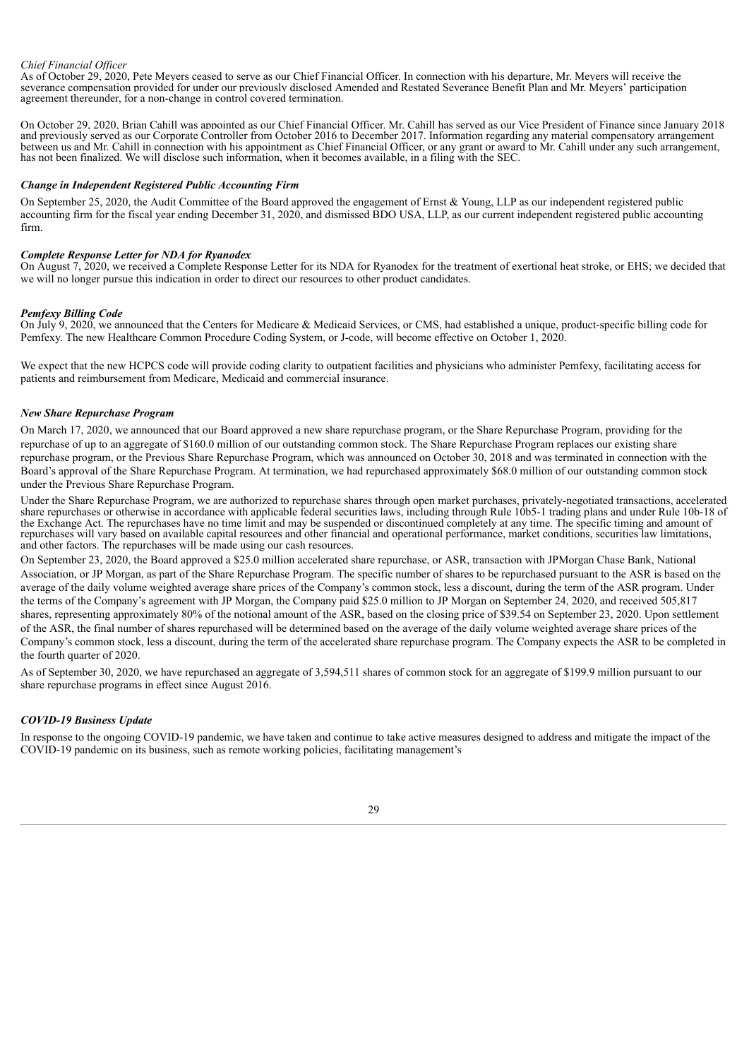*Chief Financial Officer*
As of October 29, 2020, Pete Meyers ceased to serve as our Chief Financial Officer. In connection with his departure, Mr. Meyers will receive the severance compensation provided for under our previously disclosed Amended and Restated Severance Benefit Plan and Mr. Meyers' participation agreement thereunder, for a non-change in control covered termination.

On October 29, 2020, Brian Cahill was appointed as our Chief Financial Officer. Mr. Cahill has served as our Vice President of Finance since January 2018 and previously served as our Corporate Controller from October 2016 to December 2017. Information regarding any material compensatory arrangement between us and Mr. Cahill in connection with his appointment as Chief Financial Officer, or any grant or award to Mr. Cahill under any such arrangement, has not been finalized. We will disclose such information, when it becomes available, in a filing with the SEC.

***Change in Independent Registered Public Accounting Firm***

On September 25, 2020, the Audit Committee of the Board approved the engagement of Ernst & Young, LLP as our independent registered public accounting firm for the fiscal year ending December 31, 2020, and dismissed BDO USA, LLP, as our current independent registered public accounting firm.

***Complete Response Letter for NDA for Ryanodex***
On August 7, 2020, we received a Complete Response Letter for its NDA for Ryanodex for the treatment of exertional heat stroke, or EHS; we decided that we will no longer pursue this indication in order to direct our resources to other product candidates.

***Pemfexy Billing Code***
On July 9, 2020, we announced that the Centers for Medicare & Medicaid Services, or CMS, had established a unique, product-specific billing code for Pemfexy. The new Healthcare Common Procedure Coding System, or J-code, will become effective on October 1, 2020.

We expect that the new HCPCS code will provide coding clarity to outpatient facilities and physicians who administer Pemfexy, facilitating access for patients and reimbursement from Medicare, Medicaid and commercial insurance.

***New Share Repurchase Program***

On March 17, 2020, we announced that our Board approved a new share repurchase program, or the Share Repurchase Program, providing for the repurchase of up to an aggregate of $160.0 million of our outstanding common stock. The Share Repurchase Program replaces our existing share repurchase program, or the Previous Share Repurchase Program, which was announced on October 30, 2018 and was terminated in connection with the Board's approval of the Share Repurchase Program. At termination, we had repurchased approximately $68.0 million of our outstanding common stock under the Previous Share Repurchase Program.

Under the Share Repurchase Program, we are authorized to repurchase shares through open market purchases, privately-negotiated transactions, accelerated share repurchases or otherwise in accordance with applicable federal securities laws, including through Rule 10b5-1 trading plans and under Rule 10b-18 of the Exchange Act. The repurchases have no time limit and may be suspended or discontinued completely at any time. The specific timing and amount of repurchases will vary based on available capital resources and other financial and operational performance, market conditions, securities law limitations, and other factors. The repurchases will be made using our cash resources.

On September 23, 2020, the Board approved a $25.0 million accelerated share repurchase, or ASR, transaction with JPMorgan Chase Bank, National Association, or JP Morgan, as part of the Share Repurchase Program. The specific number of shares to be repurchased pursuant to the ASR is based on the average of the daily volume weighted average share prices of the Company's common stock, less a discount, during the term of the ASR program. Under the terms of the Company's agreement with JP Morgan, the Company paid $25.0 million to JP Morgan on September 24, 2020, and received 505,817 shares, representing approximately 80% of the notional amount of the ASR, based on the closing price of $39.54 on September 23, 2020. Upon settlement of the ASR, the final number of shares repurchased will be determined based on the average of the daily volume weighted average share prices of the Company's common stock, less a discount, during the term of the accelerated share repurchase program. The Company expects the ASR to be completed in the fourth quarter of 2020.

As of September 30, 2020, we have repurchased an aggregate of 3,594,511 shares of common stock for an aggregate of $199.9 million pursuant to our share repurchase programs in effect since August 2016.

***COVID-19 Business Update***

In response to the ongoing COVID-19 pandemic, we have taken and continue to take active measures designed to address and mitigate the impact of the COVID-19 pandemic on its business, such as remote working policies, facilitating management's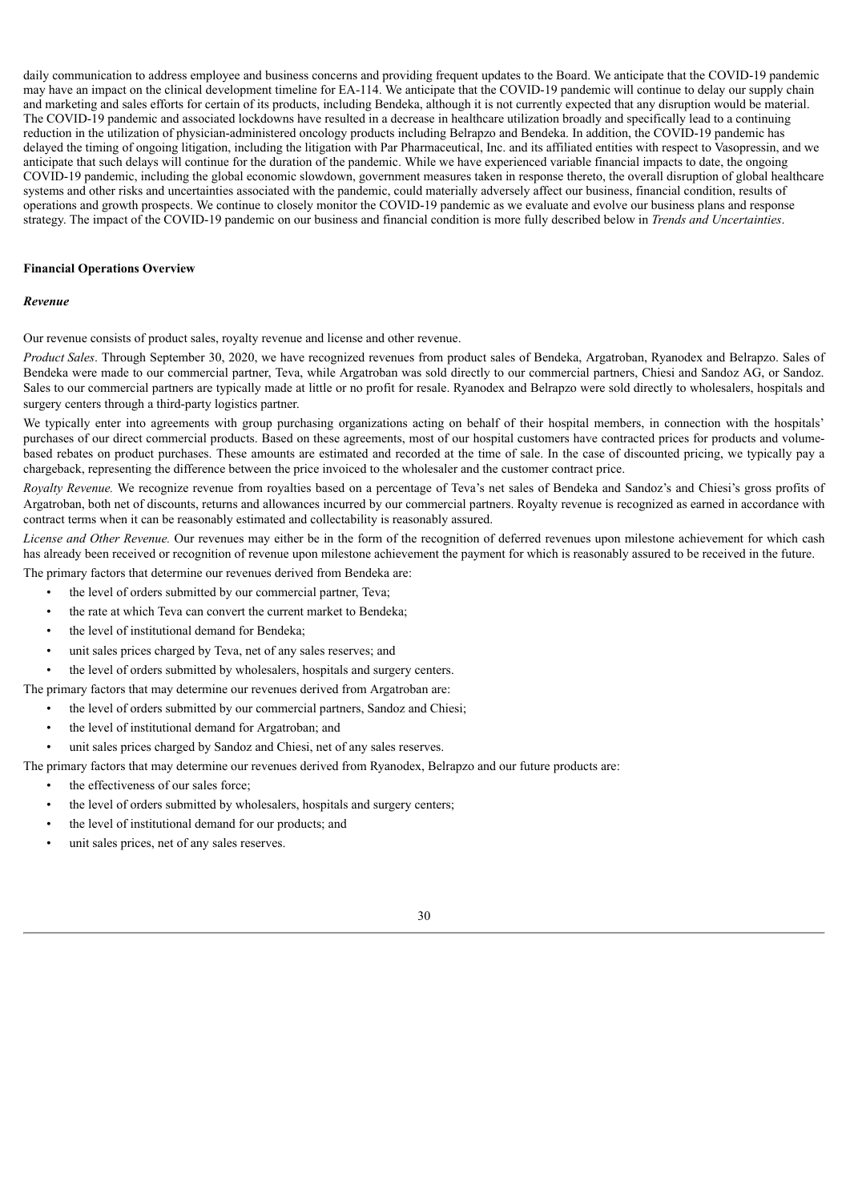daily communication to address employee and business concerns and providing frequent updates to the Board. We anticipate that the COVID-19 pandemic may have an impact on the clinical development timeline for EA-114. We anticipate that the COVID-19 pandemic will continue to delay our supply chain and marketing and sales efforts for certain of its products, including Bendeka, although it is not currently expected that any disruption would be material. The COVID-19 pandemic and associated lockdowns have resulted in a decrease in healthcare utilization broadly and specifically lead to a continuing reduction in the utilization of physician-administered oncology products including Belrapzo and Bendeka. In addition, the COVID-19 pandemic has delayed the timing of ongoing litigation, including the litigation with Par Pharmaceutical, Inc. and its affiliated entities with respect to Vasopressin, and we anticipate that such delays will continue for the duration of the pandemic. While we have experienced variable financial impacts to date, the ongoing COVID-19 pandemic, including the global economic slowdown, government measures taken in response thereto, the overall disruption of global healthcare systems and other risks and uncertainties associated with the pandemic, could materially adversely affect our business, financial condition, results of operations and growth prospects. We continue to closely monitor the COVID-19 pandemic as we evaluate and evolve our business plans and response strategy. The impact of the COVID-19 pandemic on our business and financial condition is more fully described below in *Trends and Uncertainties*.

**Financial Operations Overview**

***Revenue***

Our revenue consists of product sales, royalty revenue and license and other revenue.

*Product Sales*. Through September 30, 2020, we have recognized revenues from product sales of Bendeka, Argatroban, Ryanodex and Belrapzo. Sales of Bendeka were made to our commercial partner, Teva, while Argatroban was sold directly to our commercial partners, Chiesi and Sandoz AG, or Sandoz. Sales to our commercial partners are typically made at little or no profit for resale. Ryanodex and Belrapzo were sold directly to wholesalers, hospitals and surgery centers through a third-party logistics partner.

We typically enter into agreements with group purchasing organizations acting on behalf of their hospital members, in connection with the hospitals' purchases of our direct commercial products. Based on these agreements, most of our hospital customers have contracted prices for products and volume-based rebates on product purchases. These amounts are estimated and recorded at the time of sale. In the case of discounted pricing, we typically pay a chargeback, representing the difference between the price invoiced to the wholesaler and the customer contract price.

*Royalty Revenue.* We recognize revenue from royalties based on a percentage of Teva's net sales of Bendeka and Sandoz's and Chiesi's gross profits of Argatroban, both net of discounts, returns and allowances incurred by our commercial partners. Royalty revenue is recognized as earned in accordance with contract terms when it can be reasonably estimated and collectability is reasonably assured.

*License and Other Revenue.* Our revenues may either be in the form of the recognition of deferred revenues upon milestone achievement for which cash has already been received or recognition of revenue upon milestone achievement the payment for which is reasonably assured to be received in the future.

The primary factors that determine our revenues derived from Bendeka are:

- the level of orders submitted by our commercial partner, Teva;
- the rate at which Teva can convert the current market to Bendeka;
- the level of institutional demand for Bendeka;
- unit sales prices charged by Teva, net of any sales reserves; and
- the level of orders submitted by wholesalers, hospitals and surgery centers.

The primary factors that may determine our revenues derived from Argatroban are:

- the level of orders submitted by our commercial partners, Sandoz and Chiesi;
- the level of institutional demand for Argatroban; and
- unit sales prices charged by Sandoz and Chiesi, net of any sales reserves.

The primary factors that may determine our revenues derived from Ryanodex, Belrapzo and our future products are:

- the effectiveness of our sales force;
- the level of orders submitted by wholesalers, hospitals and surgery centers;
- the level of institutional demand for our products; and
- unit sales prices, net of any sales reserves.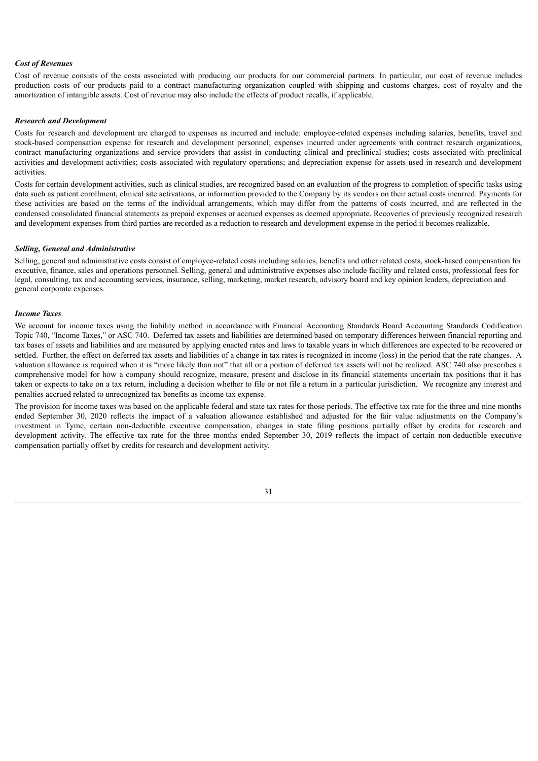***Cost of Revenues***

Cost of revenue consists of the costs associated with producing our products for our commercial partners. In particular, our cost of revenue includes production costs of our products paid to a contract manufacturing organization coupled with shipping and customs charges, cost of royalty and the amortization of intangible assets. Cost of revenue may also include the effects of product recalls, if applicable.

***Research and Development***

Costs for research and development are charged to expenses as incurred and include: employee-related expenses including salaries, benefits, travel and stock-based compensation expense for research and development personnel; expenses incurred under agreements with contract research organizations, contract manufacturing organizations and service providers that assist in conducting clinical and preclinical studies; costs associated with preclinical activities and development activities; costs associated with regulatory operations; and depreciation expense for assets used in research and development activities.

Costs for certain development activities, such as clinical studies, are recognized based on an evaluation of the progress to completion of specific tasks using data such as patient enrollment, clinical site activations, or information provided to the Company by its vendors on their actual costs incurred. Payments for these activities are based on the terms of the individual arrangements, which may differ from the patterns of costs incurred, and are reflected in the condensed consolidated financial statements as prepaid expenses or accrued expenses as deemed appropriate. Recoveries of previously recognized research and development expenses from third parties are recorded as a reduction to research and development expense in the period it becomes realizable.

***Selling, General and Administrative***

Selling, general and administrative costs consist of employee-related costs including salaries, benefits and other related costs, stock-based compensation for executive, finance, sales and operations personnel. Selling, general and administrative expenses also include facility and related costs, professional fees for legal, consulting, tax and accounting services, insurance, selling, marketing, market research, advisory board and key opinion leaders, depreciation and general corporate expenses.

***Income Taxes***

We account for income taxes using the liability method in accordance with Financial Accounting Standards Board Accounting Standards Codification Topic 740, "Income Taxes," or ASC 740. Deferred tax assets and liabilities are determined based on temporary differences between financial reporting and tax bases of assets and liabilities and are measured by applying enacted rates and laws to taxable years in which differences are expected to be recovered or settled. Further, the effect on deferred tax assets and liabilities of a change in tax rates is recognized in income (loss) in the period that the rate changes. A valuation allowance is required when it is "more likely than not" that all or a portion of deferred tax assets will not be realized. ASC 740 also prescribes a comprehensive model for how a company should recognize, measure, present and disclose in its financial statements uncertain tax positions that it has taken or expects to take on a tax return, including a decision whether to file or not file a return in a particular jurisdiction. We recognize any interest and penalties accrued related to unrecognized tax benefits as income tax expense.

The provision for income taxes was based on the applicable federal and state tax rates for those periods. The effective tax rate for the three and nine months ended September 30, 2020 reflects the impact of a valuation allowance established and adjusted for the fair value adjustments on the Company's investment in Tyme, certain non-deductible executive compensation, changes in state filing positions partially offset by credits for research and development activity. The effective tax rate for the three months ended September 30, 2019 reflects the impact of certain non-deductible executive compensation partially offset by credits for research and development activity.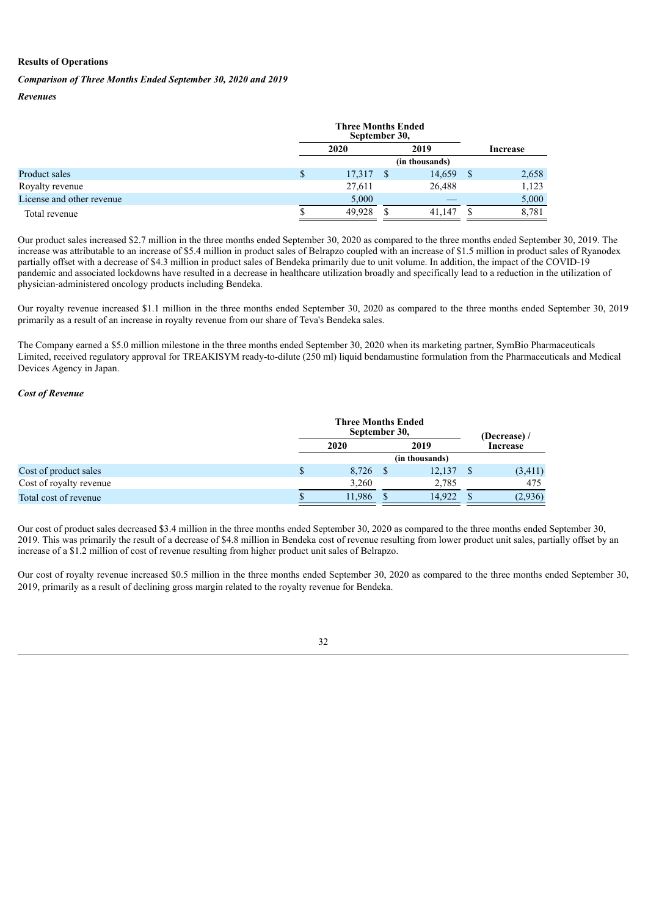**Results of Operations**

***Comparison of Three Months Ended September 30, 2020 and 2019***

***Revenues***

| | Three Months Ended September 30, | | |
|---|---|---|---|
| | 2020 | 2019 | Increase |
| | (in thousands) | | |
| Product sales | $ 17,317 | $ 14,659 | $ 2,658 |
| Royalty revenue | 27,611 | 26,488 | 1,123 |
| License and other revenue | 5,000 | — | 5,000 |
| Total revenue | $ 49,928 | $ 41,147 | $ 8,781 |

Our product sales increased $2.7 million in the three months ended September 30, 2020 as compared to the three months ended September 30, 2019. The increase was attributable to an increase of $5.4 million in product sales of Belrapzo coupled with an increase of $1.5 million in product sales of Ryanodex partially offset with a decrease of $4.3 million in product sales of Bendeka primarily due to unit volume. In addition, the impact of the COVID-19 pandemic and associated lockdowns have resulted in a decrease in healthcare utilization broadly and specifically lead to a reduction in the utilization of physician-administered oncology products including Bendeka.

Our royalty revenue increased $1.1 million in the three months ended September 30, 2020 as compared to the three months ended September 30, 2019 primarily as a result of an increase in royalty revenue from our share of Teva's Bendeka sales.

The Company earned a $5.0 million milestone in the three months ended September 30, 2020 when its marketing partner, SymBio Pharmaceuticals Limited, received regulatory approval for TREAKISYM ready-to-dilute (250 ml) liquid bendamustine formulation from the Pharmaceuticals and Medical Devices Agency in Japan.

***Cost of Revenue***

| | Three Months Ended September 30, | | |
|---|---|---|---|
| | 2020 | 2019 | (Decrease) / Increase |
| | (in thousands) | | |
| Cost of product sales | $ 8,726 | $ 12,137 | $ (3,411) |
| Cost of royalty revenue | 3,260 | 2,785 | 475 |
| Total cost of revenue | $ 11,986 | $ 14,922 | $ (2,936) |

Our cost of product sales decreased $3.4 million in the three months ended September 30, 2020 as compared to the three months ended September 30, 2019. This was primarily the result of a decrease of $4.8 million in Bendeka cost of revenue resulting from lower product unit sales, partially offset by an increase of a $1.2 million of cost of revenue resulting from higher product unit sales of Belrapzo.

Our cost of royalty revenue increased $0.5 million in the three months ended September 30, 2020 as compared to the three months ended September 30, 2019, primarily as a result of declining gross margin related to the royalty revenue for Bendeka.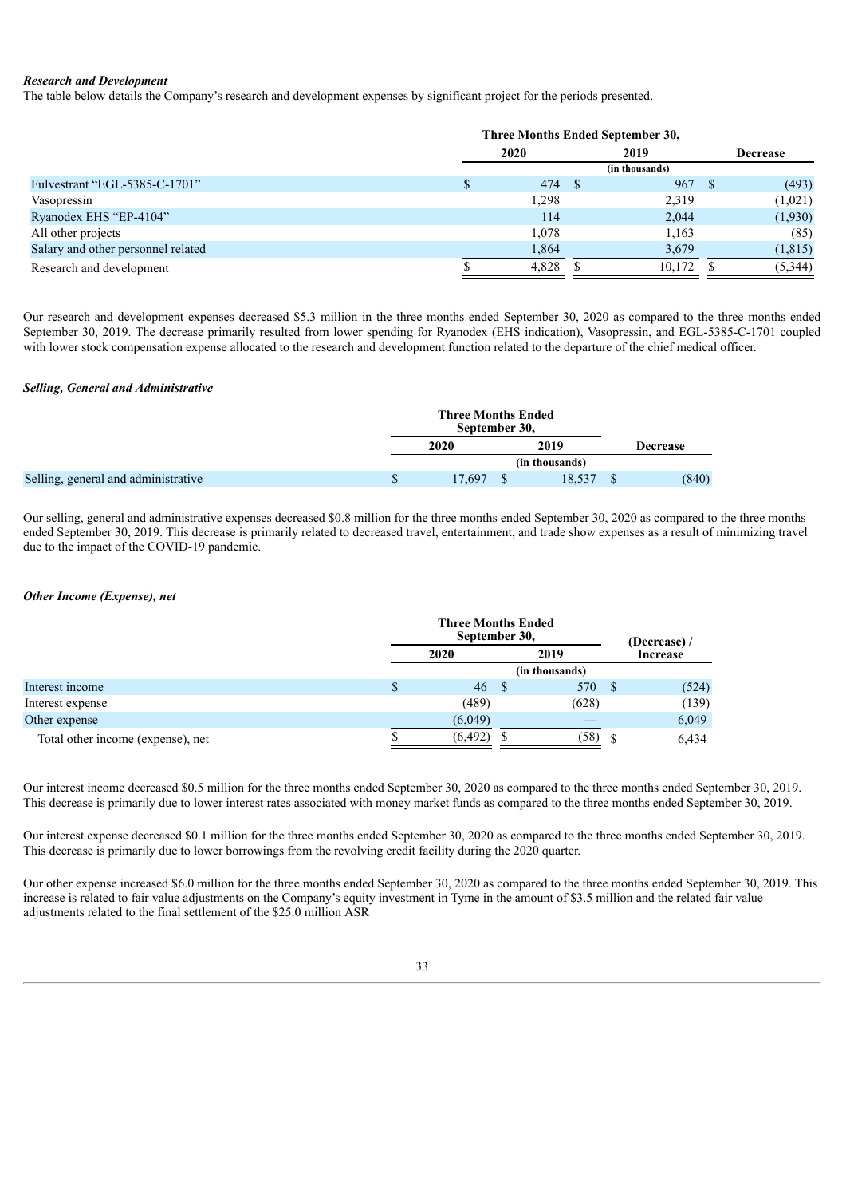***Research and Development***

The table below details the Company's research and development expenses by significant project for the periods presented.

| | Three Months Ended September 30, | | |
|---|---|---|---|
| | 2020 | 2019 | Decrease |
| | (in thousands) | | |
| Fulvestrant "EGL-5385-C-1701" | $ 474 | $ 967 | $ (493) |
| Vasopressin | 1,298 | 2,319 | (1,021) |
| Ryanodex EHS "EP-4104" | 114 | 2,044 | (1,930) |
| All other projects | 1,078 | 1,163 | (85) |
| Salary and other personnel related | 1,864 | 3,679 | (1,815) |
| Research and development | $ 4,828 | $ 10,172 | $ (5,344) |

Our research and development expenses decreased $5.3 million in the three months ended September 30, 2020 as compared to the three months ended September 30, 2019. The decrease primarily resulted from lower spending for Ryanodex (EHS indication), Vasopressin, and EGL-5385-C-1701 coupled with lower stock compensation expense allocated to the research and development function related to the departure of the chief medical officer.

***Selling, General and Administrative***

| | Three Months Ended September 30, | | |
|---|---|---|---|
| | 2020 | 2019 | Decrease |
| | (in thousands) | | |
| Selling, general and administrative | $ 17,697 | $ 18,537 | $ (840) |

Our selling, general and administrative expenses decreased $0.8 million for the three months ended September 30, 2020 as compared to the three months ended September 30, 2019. This decrease is primarily related to decreased travel, entertainment, and trade show expenses as a result of minimizing travel due to the impact of the COVID-19 pandemic.

***Other Income (Expense), net***

| | Three Months Ended September 30, | | |
|---|---|---|---|
| | 2020 | 2019 | (Decrease) / Increase |
| | (in thousands) | | |
| Interest income | $ 46 | $ 570 | $ (524) |
| Interest expense | (489) | (628) | (139) |
| Other expense | (6,049) | — | 6,049 |
| Total other income (expense), net | $ (6,492) | $ (58) | $ 6,434 |

Our interest income decreased $0.5 million for the three months ended September 30, 2020 as compared to the three months ended September 30, 2019. This decrease is primarily due to lower interest rates associated with money market funds as compared to the three months ended September 30, 2019.

Our interest expense decreased $0.1 million for the three months ended September 30, 2020 as compared to the three months ended September 30, 2019. This decrease is primarily due to lower borrowings from the revolving credit facility during the 2020 quarter.

Our other expense increased $6.0 million for the three months ended September 30, 2020 as compared to the three months ended September 30, 2019. This increase is related to fair value adjustments on the Company's equity investment in Tyme in the amount of $3.5 million and the related fair value adjustments related to the final settlement of the $25.0 million ASR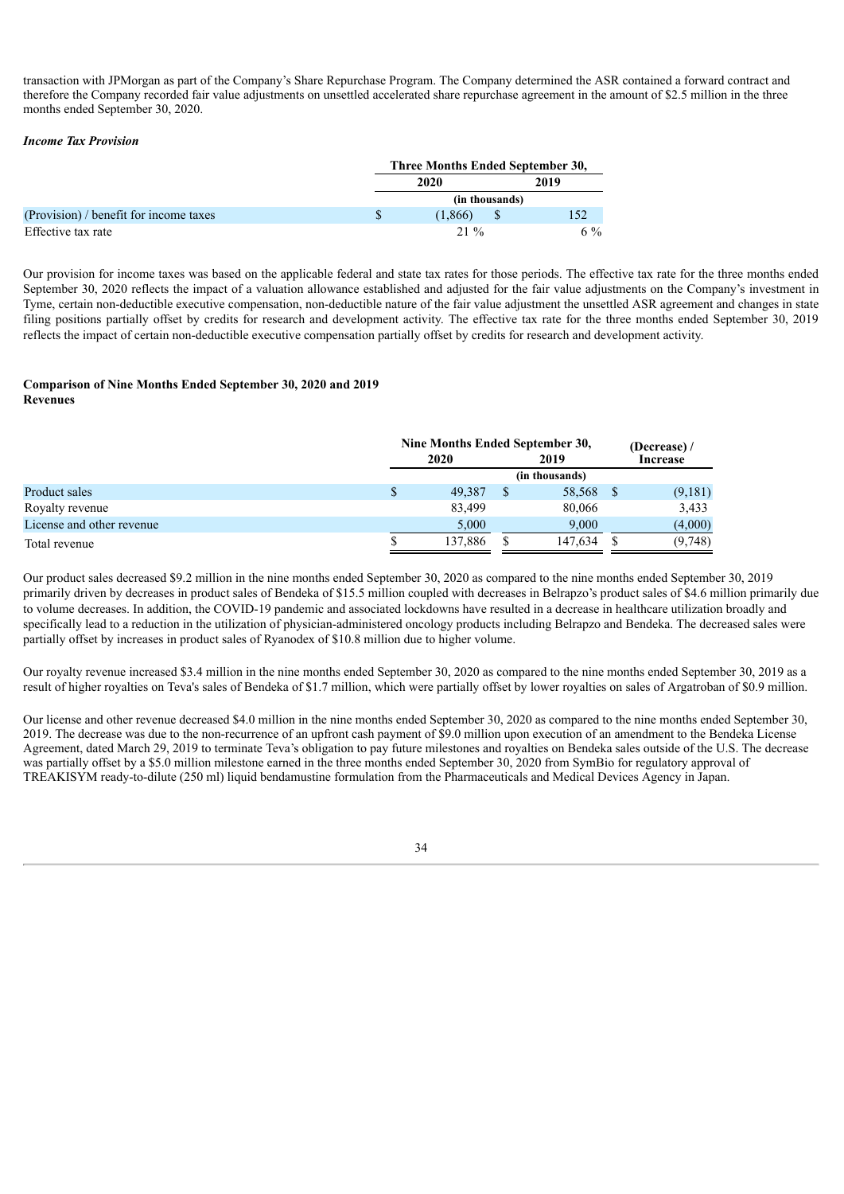transaction with JPMorgan as part of the Company's Share Repurchase Program. The Company determined the ASR contained a forward contract and therefore the Company recorded fair value adjustments on unsettled accelerated share repurchase agreement in the amount of $2.5 million in the three months ended September 30, 2020.

### *Income Tax Provision*

| | Three Months Ended September 30, | |
|---|---|---|
| | 2020 | 2019 |
| | (in thousands) | |
| (Provision) / benefit for income taxes | $ (1,866) | $ 152 |
| Effective tax rate | 21 % | 6 % |

Our provision for income taxes was based on the applicable federal and state tax rates for those periods. The effective tax rate for the three months ended September 30, 2020 reflects the impact of a valuation allowance established and adjusted for the fair value adjustments on the Company's investment in Tyme, certain non-deductible executive compensation, non-deductible nature of the fair value adjustment the unsettled ASR agreement and changes in state filing positions partially offset by credits for research and development activity. The effective tax rate for the three months ended September 30, 2019 reflects the impact of certain non-deductible executive compensation partially offset by credits for research and development activity.

## Comparison of Nine Months Ended September 30, 2020 and 2019

**Revenues**

| | Nine Months Ended September 30, | | (Decrease) / Increase |
|---|---|---|---|
| | 2020 | 2019 | |
| | (in thousands) | | |
| Product sales | $ 49,387 | $ 58,568 | $ (9,181) |
| Royalty revenue | 83,499 | 80,066 | 3,433 |
| License and other revenue | 5,000 | 9,000 | (4,000) |
| Total revenue | $ 137,886 | $ 147,634 | $ (9,748) |

Our product sales decreased $9.2 million in the nine months ended September 30, 2020 as compared to the nine months ended September 30, 2019 primarily driven by decreases in product sales of Bendeka of $15.5 million coupled with decreases in Belrapzo's product sales of $4.6 million primarily due to volume decreases. In addition, the COVID-19 pandemic and associated lockdowns have resulted in a decrease in healthcare utilization broadly and specifically lead to a reduction in the utilization of physician-administered oncology products including Belrapzo and Bendeka. The decreased sales were partially offset by increases in product sales of Ryanodex of $10.8 million due to higher volume.

Our royalty revenue increased $3.4 million in the nine months ended September 30, 2020 as compared to the nine months ended September 30, 2019 as a result of higher royalties on Teva's sales of Bendeka of $1.7 million, which were partially offset by lower royalties on sales of Argatroban of $0.9 million.

Our license and other revenue decreased $4.0 million in the nine months ended September 30, 2020 as compared to the nine months ended September 30, 2019. The decrease was due to the non-recurrence of an upfront cash payment of $9.0 million upon execution of an amendment to the Bendeka License Agreement, dated March 29, 2019 to terminate Teva's obligation to pay future milestones and royalties on Bendeka sales outside of the U.S. The decrease was partially offset by a $5.0 million milestone earned in the three months ended September 30, 2020 from SymBio for regulatory approval of TREAKISYM ready-to-dilute (250 ml) liquid bendamustine formulation from the Pharmaceuticals and Medical Devices Agency in Japan.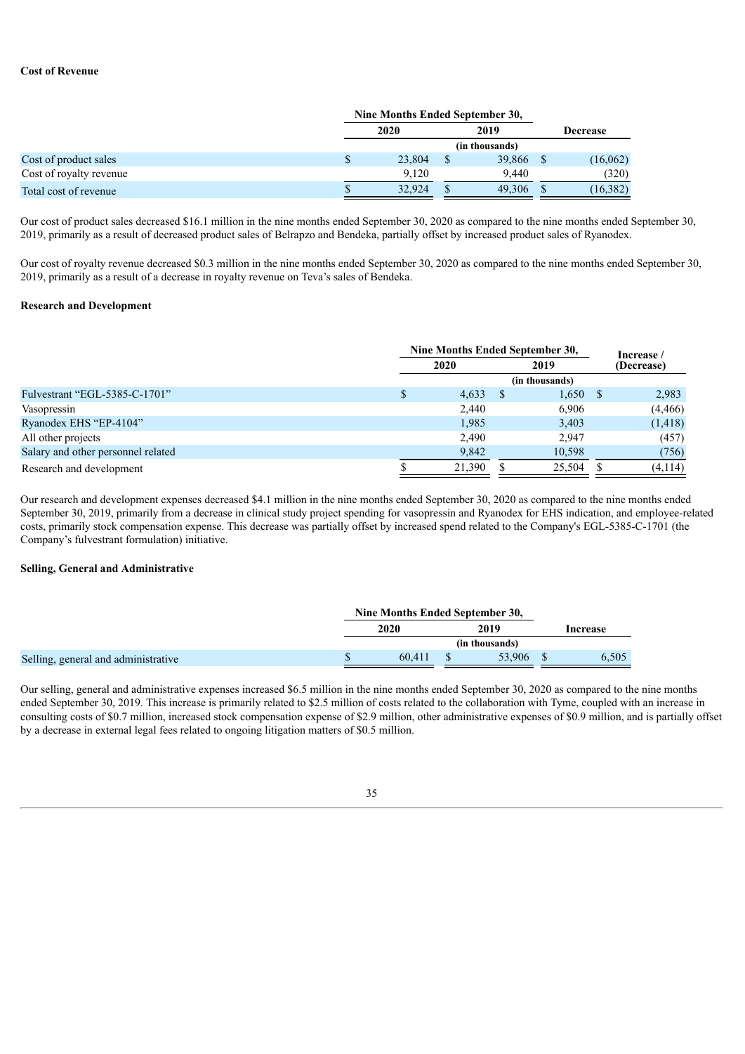**Cost of Revenue**

| | Nine Months Ended September 30, | | |
|---|---|---|---|
| | 2020 | 2019 | Decrease |
| | (in thousands) | | |
| Cost of product sales | $ 23,804 | $ 39,866 | $ (16,062) |
| Cost of royalty revenue | 9,120 | 9,440 | (320) |
| Total cost of revenue | $ 32,924 | $ 49,306 | $ (16,382) |

Our cost of product sales decreased $16.1 million in the nine months ended September 30, 2020 as compared to the nine months ended September 30, 2019, primarily as a result of decreased product sales of Belrapzo and Bendeka, partially offset by increased product sales of Ryanodex.

Our cost of royalty revenue decreased $0.3 million in the nine months ended September 30, 2020 as compared to the nine months ended September 30, 2019, primarily as a result of a decrease in royalty revenue on Teva's sales of Bendeka.

**Research and Development**

| | Nine Months Ended September 30, | | Increase / (Decrease) |
|---|---|---|---|
| | 2020 | 2019 | |
| | (in thousands) | | |
| Fulvestrant "EGL-5385-C-1701" | $ 4,633 | $ 1,650 | $ 2,983 |
| Vasopressin | 2,440 | 6,906 | (4,466) |
| Ryanodex EHS "EP-4104" | 1,985 | 3,403 | (1,418) |
| All other projects | 2,490 | 2,947 | (457) |
| Salary and other personnel related | 9,842 | 10,598 | (756) |
| Research and development | $ 21,390 | $ 25,504 | $ (4,114) |

Our research and development expenses decreased $4.1 million in the nine months ended September 30, 2020 as compared to the nine months ended September 30, 2019, primarily from a decrease in clinical study project spending for vasopressin and Ryanodex for EHS indication, and employee-related costs, primarily stock compensation expense. This decrease was partially offset by increased spend related to the Company's EGL-5385-C-1701 (the Company's fulvestrant formulation) initiative.

**Selling, General and Administrative**

| | Nine Months Ended September 30, | | |
|---|---|---|---|
| | 2020 | 2019 | Increase |
| | (in thousands) | | |
| Selling, general and administrative | $ 60,411 | $ 53,906 | $ 6,505 |

Our selling, general and administrative expenses increased $6.5 million in the nine months ended September 30, 2020 as compared to the nine months ended September 30, 2019. This increase is primarily related to $2.5 million of costs related to the collaboration with Tyme, coupled with an increase in consulting costs of $0.7 million, increased stock compensation expense of $2.9 million, other administrative expenses of $0.9 million, and is partially offset by a decrease in external legal fees related to ongoing litigation matters of $0.5 million.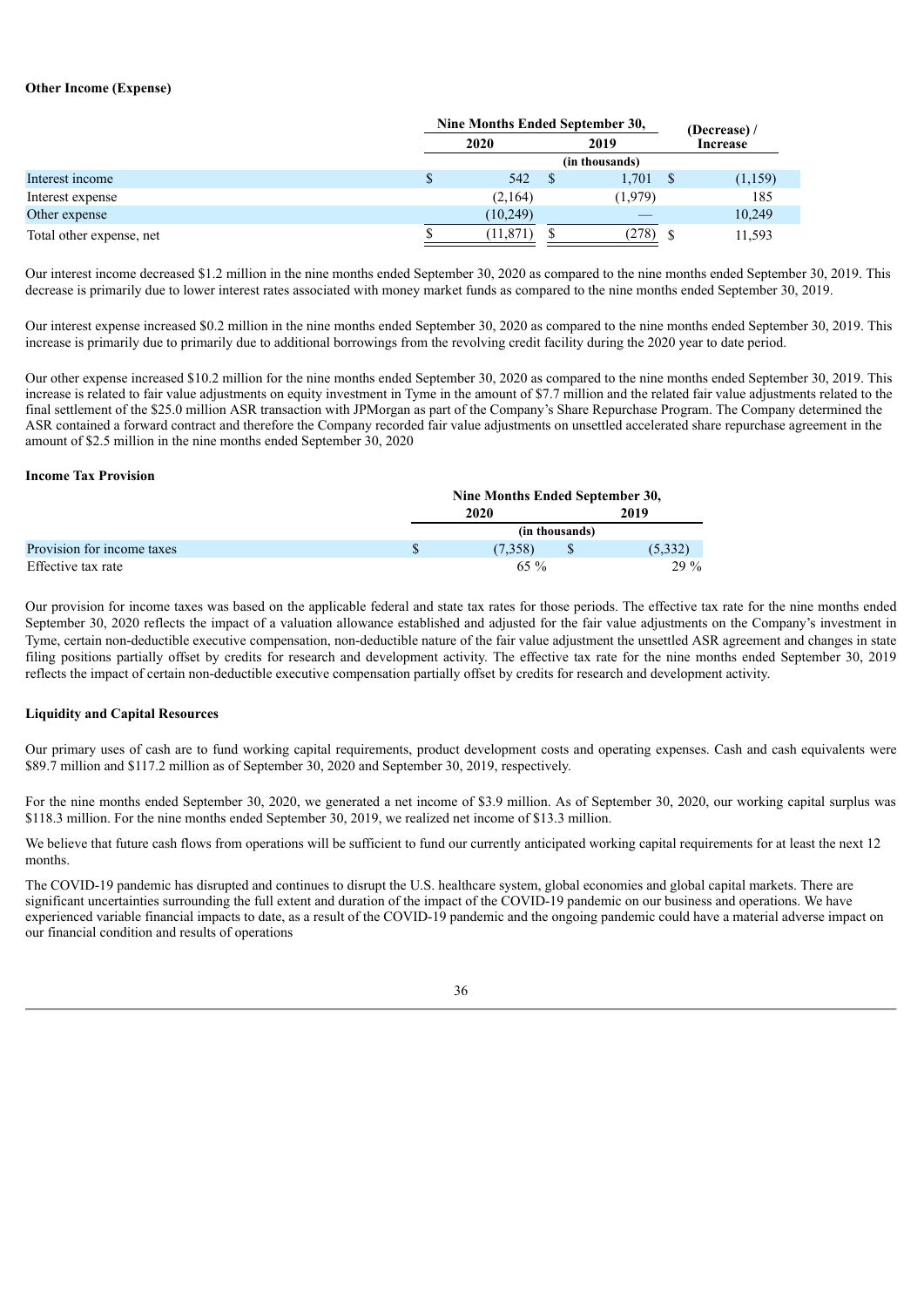**Other Income (Expense)**

| | Nine Months Ended September 30, | | (Decrease) / Increase |
|---|---|---|---|
| | 2020 | 2019 | |
| | (in thousands) | | |
| Interest income | $ 542 | $ 1,701 | $ (1,159) |
| Interest expense | (2,164) | (1,979) | 185 |
| Other expense | (10,249) | — | 10,249 |
| Total other expense, net | $ (11,871) | $ (278) | $ 11,593 |

Our interest income decreased $1.2 million in the nine months ended September 30, 2020 as compared to the nine months ended September 30, 2019. This decrease is primarily due to lower interest rates associated with money market funds as compared to the nine months ended September 30, 2019.

Our interest expense increased $0.2 million in the nine months ended September 30, 2020 as compared to the nine months ended September 30, 2019. This increase is primarily due to primarily due to additional borrowings from the revolving credit facility during the 2020 year to date period.

Our other expense increased $10.2 million for the nine months ended September 30, 2020 as compared to the nine months ended September 30, 2019. This increase is related to fair value adjustments on equity investment in Tyme in the amount of $7.7 million and the related fair value adjustments related to the final settlement of the $25.0 million ASR transaction with JPMorgan as part of the Company's Share Repurchase Program. The Company determined the ASR contained a forward contract and therefore the Company recorded fair value adjustments on unsettled accelerated share repurchase agreement in the amount of $2.5 million in the nine months ended September 30, 2020

**Income Tax Provision**

| | Nine Months Ended September 30, | |
|---|---|---|
| | 2020 | 2019 |
| | (in thousands) | |
| Provision for income taxes | $ (7,358) | $ (5,332) |
| Effective tax rate | 65 % | 29 % |

Our provision for income taxes was based on the applicable federal and state tax rates for those periods. The effective tax rate for the nine months ended September 30, 2020 reflects the impact of a valuation allowance established and adjusted for the fair value adjustments on the Company's investment in Tyme, certain non-deductible executive compensation, non-deductible nature of the fair value adjustment the unsettled ASR agreement and changes in state filing positions partially offset by credits for research and development activity. The effective tax rate for the nine months ended September 30, 2019 reflects the impact of certain non-deductible executive compensation partially offset by credits for research and development activity.

**Liquidity and Capital Resources**

Our primary uses of cash are to fund working capital requirements, product development costs and operating expenses. Cash and cash equivalents were $89.7 million and $117.2 million as of September 30, 2020 and September 30, 2019, respectively.

For the nine months ended September 30, 2020, we generated a net income of $3.9 million. As of September 30, 2020, our working capital surplus was $118.3 million. For the nine months ended September 30, 2019, we realized net income of $13.3 million.

We believe that future cash flows from operations will be sufficient to fund our currently anticipated working capital requirements for at least the next 12 months.

The COVID-19 pandemic has disrupted and continues to disrupt the U.S. healthcare system, global economies and global capital markets. There are significant uncertainties surrounding the full extent and duration of the impact of the COVID-19 pandemic on our business and operations. We have experienced variable financial impacts to date, as a result of the COVID-19 pandemic and the ongoing pandemic could have a material adverse impact on our financial condition and results of operations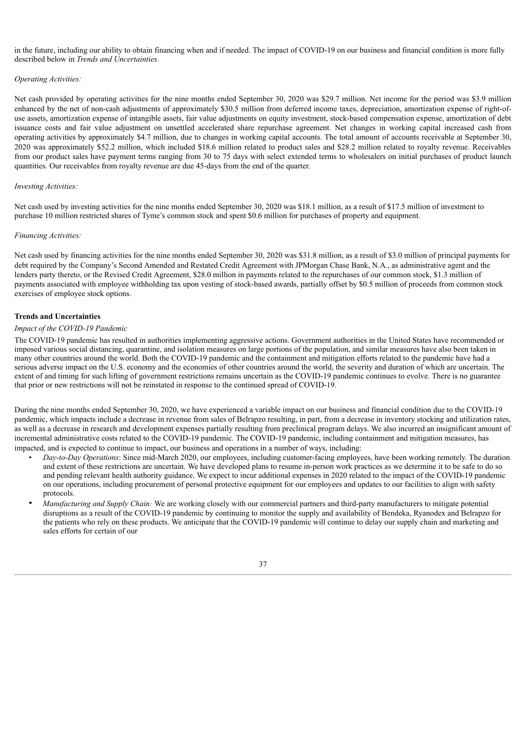in the future, including our ability to obtain financing when and if needed. The impact of COVID-19 on our business and financial condition is more fully described below in *Trends and Uncertainties.*

*Operating Activities:*

Net cash provided by operating activities for the nine months ended September 30, 2020 was $29.7 million. Net income for the period was $3.9 million enhanced by the net of non-cash adjustments of approximately $30.5 million from deferred income taxes, depreciation, amortization expense of right-of-use assets, amortization expense of intangible assets, fair value adjustments on equity investment, stock-based compensation expense, amortization of debt issuance costs and fair value adjustment on unsettled accelerated share repurchase agreement. Net changes in working capital increased cash from operating activities by approximately $4.7 million, due to changes in working capital accounts. The total amount of accounts receivable at September 30, 2020 was approximately $52.2 million, which included $18.6 million related to product sales and $28.2 million related to royalty revenue. Receivables from our product sales have payment terms ranging from 30 to 75 days with select extended terms to wholesalers on initial purchases of product launch quantities. Our receivables from royalty revenue are due 45-days from the end of the quarter.

*Investing Activities:*

Net cash used by investing activities for the nine months ended September 30, 2020 was $18.1 million, as a result of $17.5 million of investment to purchase 10 million restricted shares of Tyme's common stock and spent $0.6 million for purchases of property and equipment.

*Financing Activities:*

Net cash used by financing activities for the nine months ended September 30, 2020 was $31.8 million, as a result of $3.0 million of principal payments for debt required by the Company's Second Amended and Restated Credit Agreement with JPMorgan Chase Bank, N.A., as administrative agent and the lenders party thereto, or the Revised Credit Agreement, $28.0 million in payments related to the repurchases of our common stock, $1.3 million of payments associated with employee withholding tax upon vesting of stock-based awards, partially offset by $0.5 million of proceeds from common stock exercises of employee stock options.

**Trends and Uncertainties**

*Impact of the COVID-19 Pandemic*

The COVID-19 pandemic has resulted in authorities implementing aggressive actions. Government authorities in the United States have recommended or imposed various social distancing, quarantine, and isolation measures on large portions of the population, and similar measures have also been taken in many other countries around the world. Both the COVID-19 pandemic and the containment and mitigation efforts related to the pandemic have had a serious adverse impact on the U.S. economy and the economies of other countries around the world, the severity and duration of which are uncertain. The extent of and timing for such lifting of government restrictions remains uncertain as the COVID-19 pandemic continues to evolve. There is no guarantee that prior or new restrictions will not be reinstated in response to the continued spread of COVID-19.

During the nine months ended September 30, 2020, we have experienced a variable impact on our business and financial condition due to the COVID-19 pandemic, which impacts include a decrease in revenue from sales of Belrapzo resulting, in part, from a decrease in inventory stocking and utilization rates, as well as a decrease in research and development expenses partially resulting from preclinical program delays. We also incurred an insignificant amount of incremental administrative costs related to the COVID-19 pandemic. The COVID-19 pandemic, including containment and mitigation measures, has impacted, and is expected to continue to impact, our business and operations in a number of ways, including:

- *Day-to-Day Operations*: Since mid-March 2020, our employees, including customer-facing employees, have been working remotely. The duration and extent of these restrictions are uncertain. We have developed plans to resume in-person work practices as we determine it to be safe to do so and pending relevant health authority guidance. We expect to incur additional expenses in 2020 related to the impact of the COVID-19 pandemic on our operations, including procurement of personal protective equipment for our employees and updates to our facilities to align with safety protocols.
- *Manufacturing and Supply Chain:* We are working closely with our commercial partners and third-party manufacturers to mitigate potential disruptions as a result of the COVID-19 pandemic by continuing to monitor the supply and availability of Bendeka, Ryanodex and Belrapzo for the patients who rely on these products. We anticipate that the COVID-19 pandemic will continue to delay our supply chain and marketing and sales efforts for certain of our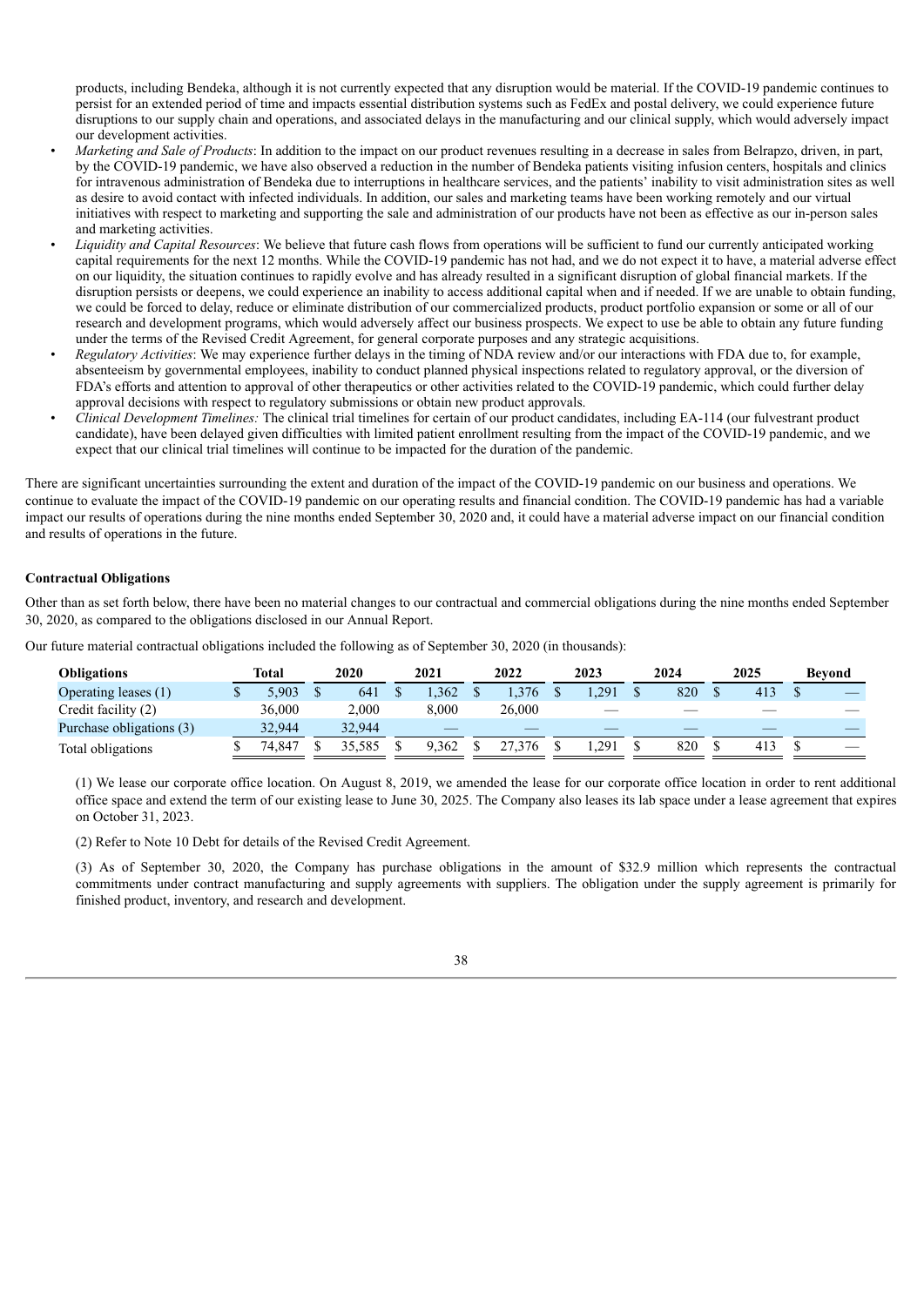products, including Bendeka, although it is not currently expected that any disruption would be material. If the COVID-19 pandemic continues to persist for an extended period of time and impacts essential distribution systems such as FedEx and postal delivery, we could experience future disruptions to our supply chain and operations, and associated delays in the manufacturing and our clinical supply, which would adversely impact our development activities.

- *Marketing and Sale of Products*: In addition to the impact on our product revenues resulting in a decrease in sales from Belrapzo, driven, in part, by the COVID-19 pandemic, we have also observed a reduction in the number of Bendeka patients visiting infusion centers, hospitals and clinics for intravenous administration of Bendeka due to interruptions in healthcare services, and the patients' inability to visit administration sites as well as desire to avoid contact with infected individuals. In addition, our sales and marketing teams have been working remotely and our virtual initiatives with respect to marketing and supporting the sale and administration of our products have not been as effective as our in-person sales and marketing activities.
- *Liquidity and Capital Resources*: We believe that future cash flows from operations will be sufficient to fund our currently anticipated working capital requirements for the next 12 months. While the COVID-19 pandemic has not had, and we do not expect it to have, a material adverse effect on our liquidity, the situation continues to rapidly evolve and has already resulted in a significant disruption of global financial markets. If the disruption persists or deepens, we could experience an inability to access additional capital when and if needed. If we are unable to obtain funding, we could be forced to delay, reduce or eliminate distribution of our commercialized products, product portfolio expansion or some or all of our research and development programs, which would adversely affect our business prospects. We expect to use be able to obtain any future funding under the terms of the Revised Credit Agreement, for general corporate purposes and any strategic acquisitions.
- *Regulatory Activities*: We may experience further delays in the timing of NDA review and/or our interactions with FDA due to, for example, absenteeism by governmental employees, inability to conduct planned physical inspections related to regulatory approval, or the diversion of FDA's efforts and attention to approval of other therapeutics or other activities related to the COVID-19 pandemic, which could further delay approval decisions with respect to regulatory submissions or obtain new product approvals.
- *Clinical Development Timelines:* The clinical trial timelines for certain of our product candidates, including EA-114 (our fulvestrant product candidate), have been delayed given difficulties with limited patient enrollment resulting from the impact of the COVID-19 pandemic, and we expect that our clinical trial timelines will continue to be impacted for the duration of the pandemic.

There are significant uncertainties surrounding the extent and duration of the impact of the COVID-19 pandemic on our business and operations. We continue to evaluate the impact of the COVID-19 pandemic on our operating results and financial condition. The COVID-19 pandemic has had a variable impact our results of operations during the nine months ended September 30, 2020 and, it could have a material adverse impact on our financial condition and results of operations in the future.

**Contractual Obligations**

Other than as set forth below, there have been no material changes to our contractual and commercial obligations during the nine months ended September 30, 2020, as compared to the obligations disclosed in our Annual Report.

Our future material contractual obligations included the following as of September 30, 2020 (in thousands):

| Obligations | Total | 2020 | 2021 | 2022 | 2023 | 2024 | 2025 | Beyond |
|---|---|---|---|---|---|---|---|---|
| Operating leases (1) | $ 5,903 | $ 641 | $ 1,362 | $ 1,376 | $ 1,291 | $ 820 | $ 413 | $ — |
| Credit facility (2) | 36,000 | 2,000 | 8,000 | 26,000 | — | — | — | — |
| Purchase obligations (3) | 32,944 | 32,944 | — | — | — | — | — | — |
| Total obligations | $ 74,847 | $ 35,585 | $ 9,362 | $ 27,376 | $ 1,291 | $ 820 | $ 413 | $ — |

(1) We lease our corporate office location. On August 8, 2019, we amended the lease for our corporate office location in order to rent additional office space and extend the term of our existing lease to June 30, 2025. The Company also leases its lab space under a lease agreement that expires on October 31, 2023.

(2) Refer to Note 10 Debt for details of the Revised Credit Agreement.

(3) As of September 30, 2020, the Company has purchase obligations in the amount of $32.9 million which represents the contractual commitments under contract manufacturing and supply agreements with suppliers. The obligation under the supply agreement is primarily for finished product, inventory, and research and development.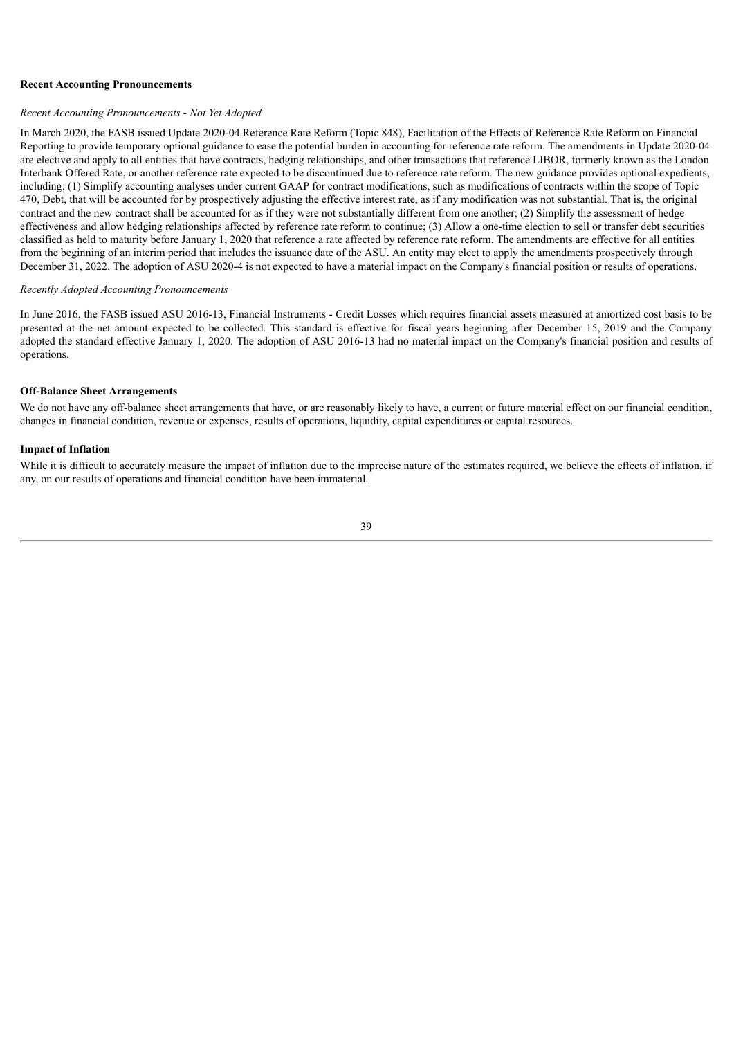**Recent Accounting Pronouncements**

*Recent Accounting Pronouncements - Not Yet Adopted*

In March 2020, the FASB issued Update 2020-04 Reference Rate Reform (Topic 848), Facilitation of the Effects of Reference Rate Reform on Financial Reporting to provide temporary optional guidance to ease the potential burden in accounting for reference rate reform. The amendments in Update 2020-04 are elective and apply to all entities that have contracts, hedging relationships, and other transactions that reference LIBOR, formerly known as the London Interbank Offered Rate, or another reference rate expected to be discontinued due to reference rate reform. The new guidance provides optional expedients, including; (1) Simplify accounting analyses under current GAAP for contract modifications, such as modifications of contracts within the scope of Topic 470, Debt, that will be accounted for by prospectively adjusting the effective interest rate, as if any modification was not substantial. That is, the original contract and the new contract shall be accounted for as if they were not substantially different from one another; (2) Simplify the assessment of hedge effectiveness and allow hedging relationships affected by reference rate reform to continue; (3) Allow a one-time election to sell or transfer debt securities classified as held to maturity before January 1, 2020 that reference a rate affected by reference rate reform. The amendments are effective for all entities from the beginning of an interim period that includes the issuance date of the ASU. An entity may elect to apply the amendments prospectively through December 31, 2022. The adoption of ASU 2020-4 is not expected to have a material impact on the Company's financial position or results of operations.

*Recently Adopted Accounting Pronouncements*

In June 2016, the FASB issued ASU 2016-13, Financial Instruments - Credit Losses which requires financial assets measured at amortized cost basis to be presented at the net amount expected to be collected. This standard is effective for fiscal years beginning after December 15, 2019 and the Company adopted the standard effective January 1, 2020. The adoption of ASU 2016-13 had no material impact on the Company's financial position and results of operations.

**Off-Balance Sheet Arrangements**

We do not have any off-balance sheet arrangements that have, or are reasonably likely to have, a current or future material effect on our financial condition, changes in financial condition, revenue or expenses, results of operations, liquidity, capital expenditures or capital resources.

**Impact of Inflation**

While it is difficult to accurately measure the impact of inflation due to the imprecise nature of the estimates required, we believe the effects of inflation, if any, on our results of operations and financial condition have been immaterial.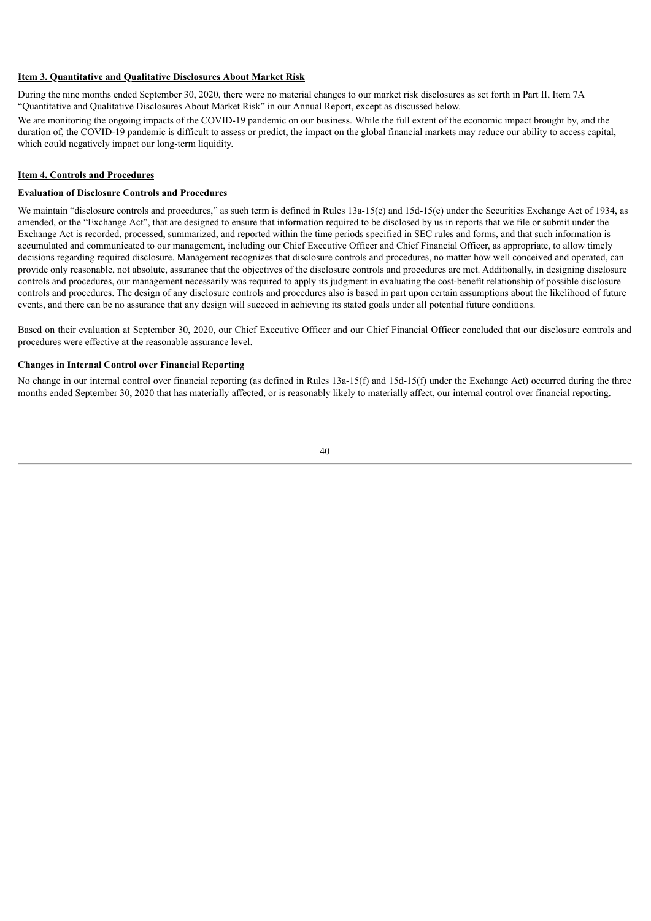## Item 3. Quantitative and Qualitative Disclosures About Market Risk

During the nine months ended September 30, 2020, there were no material changes to our market risk disclosures as set forth in Part II, Item 7A "Quantitative and Qualitative Disclosures About Market Risk" in our Annual Report, except as discussed below.

We are monitoring the ongoing impacts of the COVID-19 pandemic on our business. While the full extent of the economic impact brought by, and the duration of, the COVID-19 pandemic is difficult to assess or predict, the impact on the global financial markets may reduce our ability to access capital, which could negatively impact our long-term liquidity.

## Item 4. Controls and Procedures

### Evaluation of Disclosure Controls and Procedures

We maintain "disclosure controls and procedures," as such term is defined in Rules 13a-15(e) and 15d-15(e) under the Securities Exchange Act of 1934, as amended, or the "Exchange Act", that are designed to ensure that information required to be disclosed by us in reports that we file or submit under the Exchange Act is recorded, processed, summarized, and reported within the time periods specified in SEC rules and forms, and that such information is accumulated and communicated to our management, including our Chief Executive Officer and Chief Financial Officer, as appropriate, to allow timely decisions regarding required disclosure. Management recognizes that disclosure controls and procedures, no matter how well conceived and operated, can provide only reasonable, not absolute, assurance that the objectives of the disclosure controls and procedures are met. Additionally, in designing disclosure controls and procedures, our management necessarily was required to apply its judgment in evaluating the cost-benefit relationship of possible disclosure controls and procedures. The design of any disclosure controls and procedures also is based in part upon certain assumptions about the likelihood of future events, and there can be no assurance that any design will succeed in achieving its stated goals under all potential future conditions.

Based on their evaluation at September 30, 2020, our Chief Executive Officer and our Chief Financial Officer concluded that our disclosure controls and procedures were effective at the reasonable assurance level.

### Changes in Internal Control over Financial Reporting

No change in our internal control over financial reporting (as defined in Rules 13a-15(f) and 15d-15(f) under the Exchange Act) occurred during the three months ended September 30, 2020 that has materially affected, or is reasonably likely to materially affect, our internal control over financial reporting.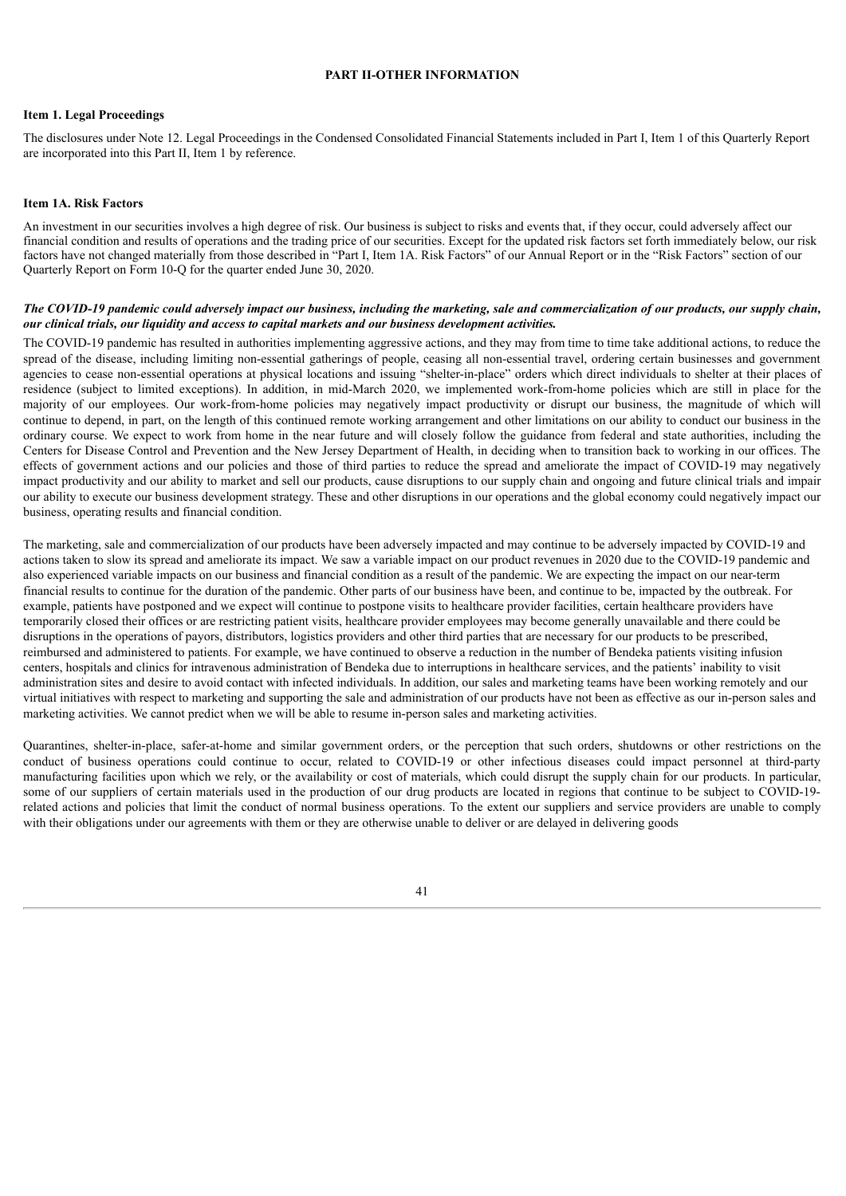## PART II-OTHER INFORMATION

### Item 1. Legal Proceedings

The disclosures under Note 12. Legal Proceedings in the Condensed Consolidated Financial Statements included in Part I, Item 1 of this Quarterly Report are incorporated into this Part II, Item 1 by reference.

### Item 1A. Risk Factors

An investment in our securities involves a high degree of risk. Our business is subject to risks and events that, if they occur, could adversely affect our financial condition and results of operations and the trading price of our securities. Except for the updated risk factors set forth immediately below, our risk factors have not changed materially from those described in "Part I, Item 1A. Risk Factors" of our Annual Report or in the "Risk Factors" section of our Quarterly Report on Form 10-Q for the quarter ended June 30, 2020.

***The COVID-19 pandemic could adversely impact our business, including the marketing, sale and commercialization of our products, our supply chain, our clinical trials, our liquidity and access to capital markets and our business development activities.***

The COVID-19 pandemic has resulted in authorities implementing aggressive actions, and they may from time to time take additional actions, to reduce the spread of the disease, including limiting non-essential gatherings of people, ceasing all non-essential travel, ordering certain businesses and government agencies to cease non-essential operations at physical locations and issuing "shelter-in-place" orders which direct individuals to shelter at their places of residence (subject to limited exceptions). In addition, in mid-March 2020, we implemented work-from-home policies which are still in place for the majority of our employees. Our work-from-home policies may negatively impact productivity or disrupt our business, the magnitude of which will continue to depend, in part, on the length of this continued remote working arrangement and other limitations on our ability to conduct our business in the ordinary course. We expect to work from home in the near future and will closely follow the guidance from federal and state authorities, including the Centers for Disease Control and Prevention and the New Jersey Department of Health, in deciding when to transition back to working in our offices. The effects of government actions and our policies and those of third parties to reduce the spread and ameliorate the impact of COVID-19 may negatively impact productivity and our ability to market and sell our products, cause disruptions to our supply chain and ongoing and future clinical trials and impair our ability to execute our business development strategy. These and other disruptions in our operations and the global economy could negatively impact our business, operating results and financial condition.

The marketing, sale and commercialization of our products have been adversely impacted and may continue to be adversely impacted by COVID-19 and actions taken to slow its spread and ameliorate its impact. We saw a variable impact on our product revenues in 2020 due to the COVID-19 pandemic and also experienced variable impacts on our business and financial condition as a result of the pandemic. We are expecting the impact on our near-term financial results to continue for the duration of the pandemic. Other parts of our business have been, and continue to be, impacted by the outbreak. For example, patients have postponed and we expect will continue to postpone visits to healthcare provider facilities, certain healthcare providers have temporarily closed their offices or are restricting patient visits, healthcare provider employees may become generally unavailable and there could be disruptions in the operations of payors, distributors, logistics providers and other third parties that are necessary for our products to be prescribed, reimbursed and administered to patients. For example, we have continued to observe a reduction in the number of Bendeka patients visiting infusion centers, hospitals and clinics for intravenous administration of Bendeka due to interruptions in healthcare services, and the patients' inability to visit administration sites and desire to avoid contact with infected individuals. In addition, our sales and marketing teams have been working remotely and our virtual initiatives with respect to marketing and supporting the sale and administration of our products have not been as effective as our in-person sales and marketing activities. We cannot predict when we will be able to resume in-person sales and marketing activities.

Quarantines, shelter-in-place, safer-at-home and similar government orders, or the perception that such orders, shutdowns or other restrictions on the conduct of business operations could continue to occur, related to COVID-19 or other infectious diseases could impact personnel at third-party manufacturing facilities upon which we rely, or the availability or cost of materials, which could disrupt the supply chain for our products. In particular, some of our suppliers of certain materials used in the production of our drug products are located in regions that continue to be subject to COVID-19-related actions and policies that limit the conduct of normal business operations. To the extent our suppliers and service providers are unable to comply with their obligations under our agreements with them or they are otherwise unable to deliver or are delayed in delivering goods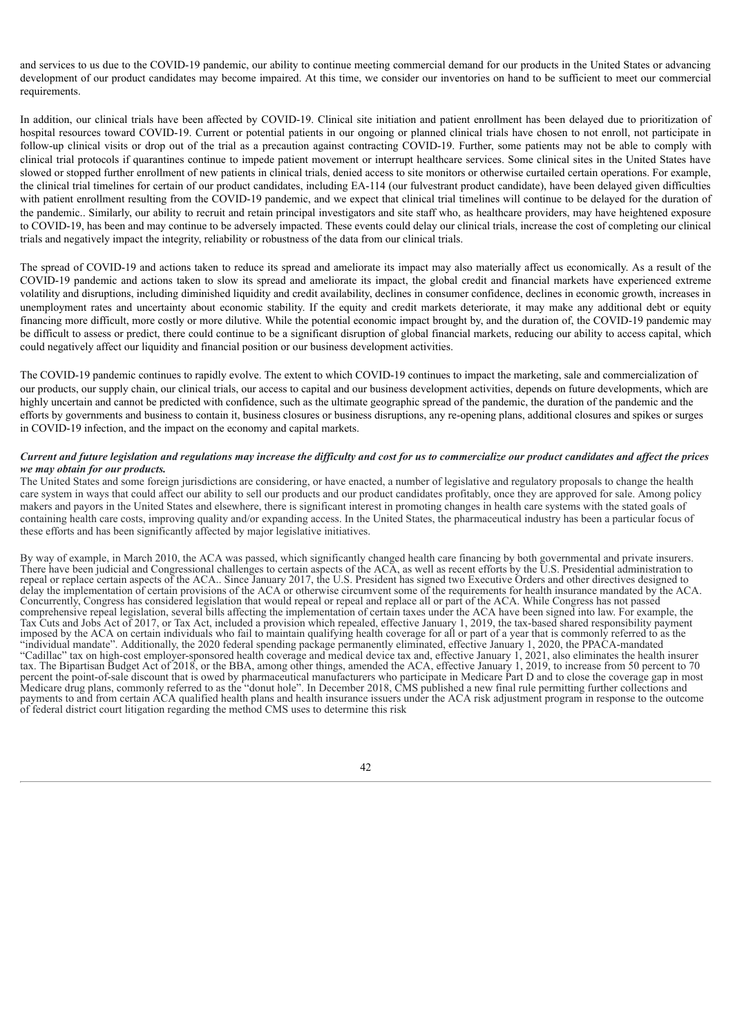and services to us due to the COVID-19 pandemic, our ability to continue meeting commercial demand for our products in the United States or advancing development of our product candidates may become impaired. At this time, we consider our inventories on hand to be sufficient to meet our commercial requirements.

In addition, our clinical trials have been affected by COVID-19. Clinical site initiation and patient enrollment has been delayed due to prioritization of hospital resources toward COVID-19. Current or potential patients in our ongoing or planned clinical trials have chosen to not enroll, not participate in follow-up clinical visits or drop out of the trial as a precaution against contracting COVID-19. Further, some patients may not be able to comply with clinical trial protocols if quarantines continue to impede patient movement or interrupt healthcare services. Some clinical sites in the United States have slowed or stopped further enrollment of new patients in clinical trials, denied access to site monitors or otherwise curtailed certain operations. For example, the clinical trial timelines for certain of our product candidates, including EA-114 (our fulvestrant product candidate), have been delayed given difficulties with patient enrollment resulting from the COVID-19 pandemic, and we expect that clinical trial timelines will continue to be delayed for the duration of the pandemic.. Similarly, our ability to recruit and retain principal investigators and site staff who, as healthcare providers, may have heightened exposure to COVID-19, has been and may continue to be adversely impacted. These events could delay our clinical trials, increase the cost of completing our clinical trials and negatively impact the integrity, reliability or robustness of the data from our clinical trials.

The spread of COVID-19 and actions taken to reduce its spread and ameliorate its impact may also materially affect us economically. As a result of the COVID-19 pandemic and actions taken to slow its spread and ameliorate its impact, the global credit and financial markets have experienced extreme volatility and disruptions, including diminished liquidity and credit availability, declines in consumer confidence, declines in economic growth, increases in unemployment rates and uncertainty about economic stability. If the equity and credit markets deteriorate, it may make any additional debt or equity financing more difficult, more costly or more dilutive. While the potential economic impact brought by, and the duration of, the COVID-19 pandemic may be difficult to assess or predict, there could continue to be a significant disruption of global financial markets, reducing our ability to access capital, which could negatively affect our liquidity and financial position or our business development activities.

The COVID-19 pandemic continues to rapidly evolve. The extent to which COVID-19 continues to impact the marketing, sale and commercialization of our products, our supply chain, our clinical trials, our access to capital and our business development activities, depends on future developments, which are highly uncertain and cannot be predicted with confidence, such as the ultimate geographic spread of the pandemic, the duration of the pandemic and the efforts by governments and business to contain it, business closures or business disruptions, any re-opening plans, additional closures and spikes or surges in COVID-19 infection, and the impact on the economy and capital markets.

***Current and future legislation and regulations may increase the difficulty and cost for us to commercialize our product candidates and affect the prices we may obtain for our products.***

The United States and some foreign jurisdictions are considering, or have enacted, a number of legislative and regulatory proposals to change the health care system in ways that could affect our ability to sell our products and our product candidates profitably, once they are approved for sale. Among policy makers and payors in the United States and elsewhere, there is significant interest in promoting changes in health care systems with the stated goals of containing health care costs, improving quality and/or expanding access. In the United States, the pharmaceutical industry has been a particular focus of these efforts and has been significantly affected by major legislative initiatives.

By way of example, in March 2010, the ACA was passed, which significantly changed health care financing by both governmental and private insurers. There have been judicial and Congressional challenges to certain aspects of the ACA, as well as recent efforts by the U.S. Presidential administration to repeal or replace certain aspects of the ACA.. Since January 2017, the U.S. President has signed two Executive Orders and other directives designed to delay the implementation of certain provisions of the ACA or otherwise circumvent some of the requirements for health insurance mandated by the ACA. Concurrently, Congress has considered legislation that would repeal or repeal and replace all or part of the ACA. While Congress has not passed comprehensive repeal legislation, several bills affecting the implementation of certain taxes under the ACA have been signed into law. For example, the Tax Cuts and Jobs Act of 2017, or Tax Act, included a provision which repealed, effective January 1, 2019, the tax-based shared responsibility payment imposed by the ACA on certain individuals who fail to maintain qualifying health coverage for all or part of a year that is commonly referred to as the "individual mandate". Additionally, the 2020 federal spending package permanently eliminated, effective January 1, 2020, the PPACA-mandated "Cadillac" tax on high-cost employer-sponsored health coverage and medical device tax and, effective January 1, 2021, also eliminates the health insurer tax. The Bipartisan Budget Act of 2018, or the BBA, among other things, amended the ACA, effective January 1, 2019, to increase from 50 percent to 70 percent the point-of-sale discount that is owed by pharmaceutical manufacturers who participate in Medicare Part D and to close the coverage gap in most Medicare drug plans, commonly referred to as the "donut hole". In December 2018, CMS published a new final rule permitting further collections and payments to and from certain ACA qualified health plans and health insurance issuers under the ACA risk adjustment program in response to the outcome of federal district court litigation regarding the method CMS uses to determine this risk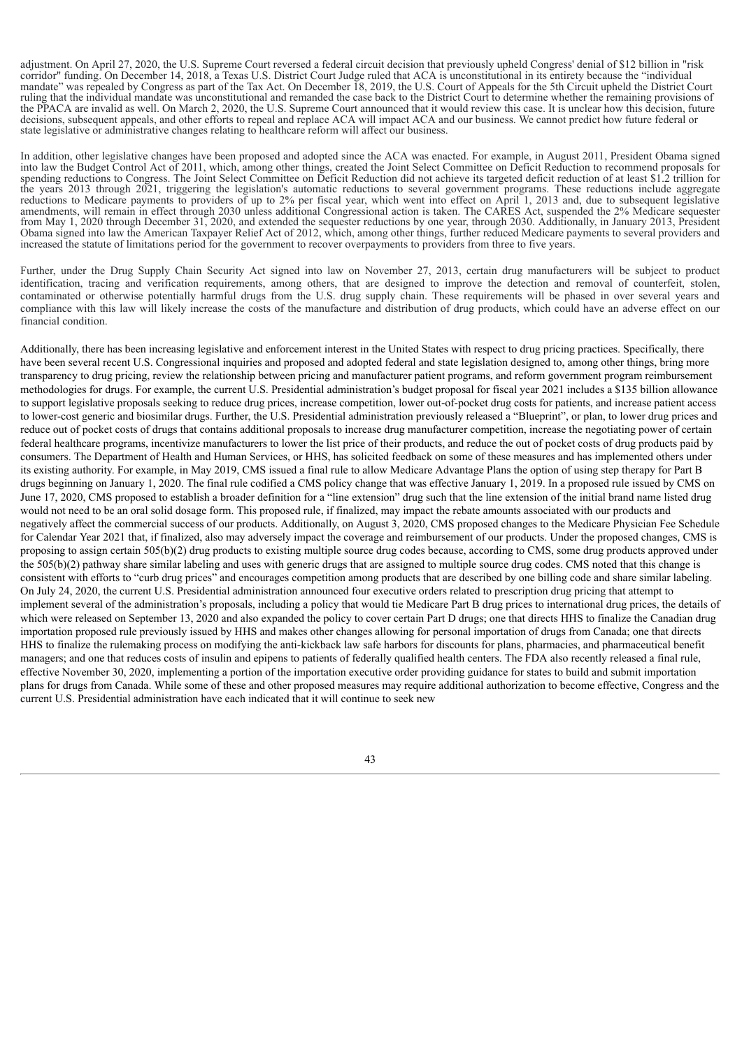adjustment. On April 27, 2020, the U.S. Supreme Court reversed a federal circuit decision that previously upheld Congress' denial of $12 billion in "risk corridor" funding. On December 14, 2018, a Texas U.S. District Court Judge ruled that ACA is unconstitutional in its entirety because the "individual mandate" was repealed by Congress as part of the Tax Act. On December 18, 2019, the U.S. Court of Appeals for the 5th Circuit upheld the District Court ruling that the individual mandate was unconstitutional and remanded the case back to the District Court to determine whether the remaining provisions of the PPACA are invalid as well. On March 2, 2020, the U.S. Supreme Court announced that it would review this case. It is unclear how this decision, future decisions, subsequent appeals, and other efforts to repeal and replace ACA will impact ACA and our business. We cannot predict how future federal or state legislative or administrative changes relating to healthcare reform will affect our business.

In addition, other legislative changes have been proposed and adopted since the ACA was enacted. For example, in August 2011, President Obama signed into law the Budget Control Act of 2011, which, among other things, created the Joint Select Committee on Deficit Reduction to recommend proposals for spending reductions to Congress. The Joint Select Committee on Deficit Reduction did not achieve its targeted deficit reduction of at least $1.2 trillion for the years 2013 through 2021, triggering the legislation's automatic reductions to several government programs. These reductions include aggregate reductions to Medicare payments to providers of up to 2% per fiscal year, which went into effect on April 1, 2013 and, due to subsequent legislative amendments, will remain in effect through 2030 unless additional Congressional action is taken. The CARES Act, suspended the 2% Medicare sequester from May 1, 2020 through December 31, 2020, and extended the sequester reductions by one year, through 2030. Additionally, in January 2013, President Obama signed into law the American Taxpayer Relief Act of 2012, which, among other things, further reduced Medicare payments to several providers and increased the statute of limitations period for the government to recover overpayments to providers from three to five years.

Further, under the Drug Supply Chain Security Act signed into law on November 27, 2013, certain drug manufacturers will be subject to product identification, tracing and verification requirements, among others, that are designed to improve the detection and removal of counterfeit, stolen, contaminated or otherwise potentially harmful drugs from the U.S. drug supply chain. These requirements will be phased in over several years and compliance with this law will likely increase the costs of the manufacture and distribution of drug products, which could have an adverse effect on our financial condition.

Additionally, there has been increasing legislative and enforcement interest in the United States with respect to drug pricing practices. Specifically, there have been several recent U.S. Congressional inquiries and proposed and adopted federal and state legislation designed to, among other things, bring more transparency to drug pricing, review the relationship between pricing and manufacturer patient programs, and reform government program reimbursement methodologies for drugs. For example, the current U.S. Presidential administration's budget proposal for fiscal year 2021 includes a $135 billion allowance to support legislative proposals seeking to reduce drug prices, increase competition, lower out-of-pocket drug costs for patients, and increase patient access to lower-cost generic and biosimilar drugs. Further, the U.S. Presidential administration previously released a "Blueprint", or plan, to lower drug prices and reduce out of pocket costs of drugs that contains additional proposals to increase drug manufacturer competition, increase the negotiating power of certain federal healthcare programs, incentivize manufacturers to lower the list price of their products, and reduce the out of pocket costs of drug products paid by consumers. The Department of Health and Human Services, or HHS, has solicited feedback on some of these measures and has implemented others under its existing authority. For example, in May 2019, CMS issued a final rule to allow Medicare Advantage Plans the option of using step therapy for Part B drugs beginning on January 1, 2020. The final rule codified a CMS policy change that was effective January 1, 2019. In a proposed rule issued by CMS on June 17, 2020, CMS proposed to establish a broader definition for a "line extension" drug such that the line extension of the initial brand name listed drug would not need to be an oral solid dosage form. This proposed rule, if finalized, may impact the rebate amounts associated with our products and negatively affect the commercial success of our products. Additionally, on August 3, 2020, CMS proposed changes to the Medicare Physician Fee Schedule for Calendar Year 2021 that, if finalized, also may adversely impact the coverage and reimbursement of our products. Under the proposed changes, CMS is proposing to assign certain 505(b)(2) drug products to existing multiple source drug codes because, according to CMS, some drug products approved under the 505(b)(2) pathway share similar labeling and uses with generic drugs that are assigned to multiple source drug codes. CMS noted that this change is consistent with efforts to "curb drug prices" and encourages competition among products that are described by one billing code and share similar labeling. On July 24, 2020, the current U.S. Presidential administration announced four executive orders related to prescription drug pricing that attempt to implement several of the administration's proposals, including a policy that would tie Medicare Part B drug prices to international drug prices, the details of which were released on September 13, 2020 and also expanded the policy to cover certain Part D drugs; one that directs HHS to finalize the Canadian drug importation proposed rule previously issued by HHS and makes other changes allowing for personal importation of drugs from Canada; one that directs HHS to finalize the rulemaking process on modifying the anti-kickback law safe harbors for discounts for plans, pharmacies, and pharmaceutical benefit managers; and one that reduces costs of insulin and epipens to patients of federally qualified health centers. The FDA also recently released a final rule, effective November 30, 2020, implementing a portion of the importation executive order providing guidance for states to build and submit importation plans for drugs from Canada. While some of these and other proposed measures may require additional authorization to become effective, Congress and the current U.S. Presidential administration have each indicated that it will continue to seek new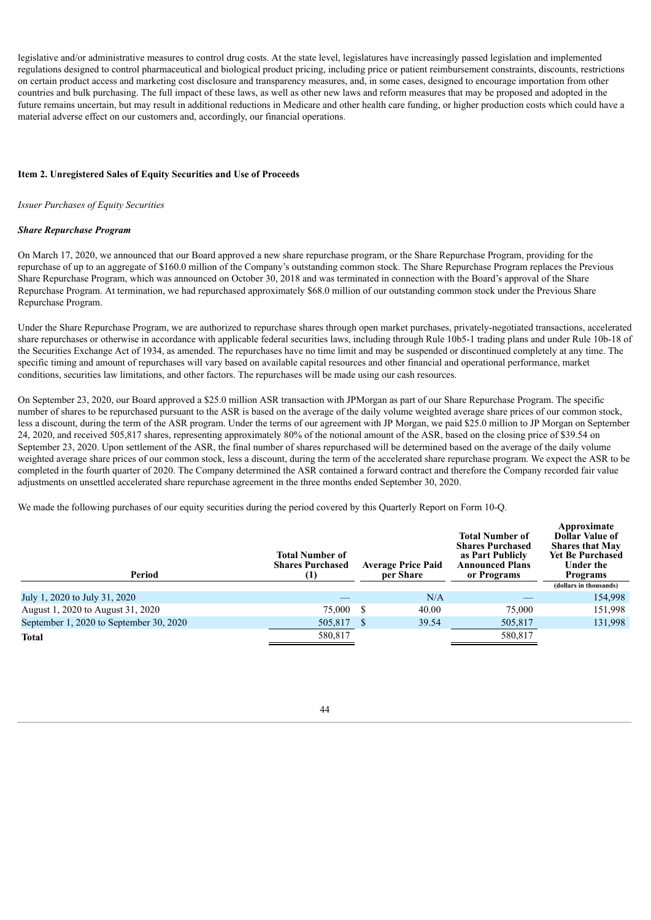legislative and/or administrative measures to control drug costs. At the state level, legislatures have increasingly passed legislation and implemented regulations designed to control pharmaceutical and biological product pricing, including price or patient reimbursement constraints, discounts, restrictions on certain product access and marketing cost disclosure and transparency measures, and, in some cases, designed to encourage importation from other countries and bulk purchasing. The full impact of these laws, as well as other new laws and reform measures that may be proposed and adopted in the future remains uncertain, but may result in additional reductions in Medicare and other health care funding, or higher production costs which could have a material adverse effect on our customers and, accordingly, our financial operations.

### Item 2. Unregistered Sales of Equity Securities and Use of Proceeds

*Issuer Purchases of Equity Securities*

***Share Repurchase Program***

On March 17, 2020, we announced that our Board approved a new share repurchase program, or the Share Repurchase Program, providing for the repurchase of up to an aggregate of $160.0 million of the Company's outstanding common stock. The Share Repurchase Program replaces the Previous Share Repurchase Program, which was announced on October 30, 2018 and was terminated in connection with the Board's approval of the Share Repurchase Program. At termination, we had repurchased approximately $68.0 million of our outstanding common stock under the Previous Share Repurchase Program.

Under the Share Repurchase Program, we are authorized to repurchase shares through open market purchases, privately-negotiated transactions, accelerated share repurchases or otherwise in accordance with applicable federal securities laws, including through Rule 10b5-1 trading plans and under Rule 10b-18 of the Securities Exchange Act of 1934, as amended. The repurchases have no time limit and may be suspended or discontinued completely at any time. The specific timing and amount of repurchases will vary based on available capital resources and other financial and operational performance, market conditions, securities law limitations, and other factors. The repurchases will be made using our cash resources.

On September 23, 2020, our Board approved a $25.0 million ASR transaction with JPMorgan as part of our Share Repurchase Program. The specific number of shares to be repurchased pursuant to the ASR is based on the average of the daily volume weighted average share prices of our common stock, less a discount, during the term of the ASR program. Under the terms of our agreement with JP Morgan, we paid $25.0 million to JP Morgan on September 24, 2020, and received 505,817 shares, representing approximately 80% of the notional amount of the ASR, based on the closing price of $39.54 on September 23, 2020. Upon settlement of the ASR, the final number of shares repurchased will be determined based on the average of the daily volume weighted average share prices of our common stock, less a discount, during the term of the accelerated share repurchase program. We expect the ASR to be completed in the fourth quarter of 2020. The Company determined the ASR contained a forward contract and therefore the Company recorded fair value adjustments on unsettled accelerated share repurchase agreement in the three months ended September 30, 2020.

We made the following purchases of our equity securities during the period covered by this Quarterly Report on Form 10-Q.

| Period | Total Number of Shares Purchased (1) | Average Price Paid per Share | Total Number of Shares Purchased as Part Publicly Announced Plans or Programs | Approximate Dollar Value of Shares that May Yet Be Purchased Under the Programs (dollars in thousands) |
|---|---|---|---|---|
| July 1, 2020 to July 31, 2020 | — | N/A | — | 154,998 |
| August 1, 2020 to August 31, 2020 | 75,000 | $ 40.00 | 75,000 | 151,998 |
| September 1, 2020 to September 30, 2020 | 505,817 | $ 39.54 | 505,817 | 131,998 |
| **Total** | 580,817 | | 580,817 | |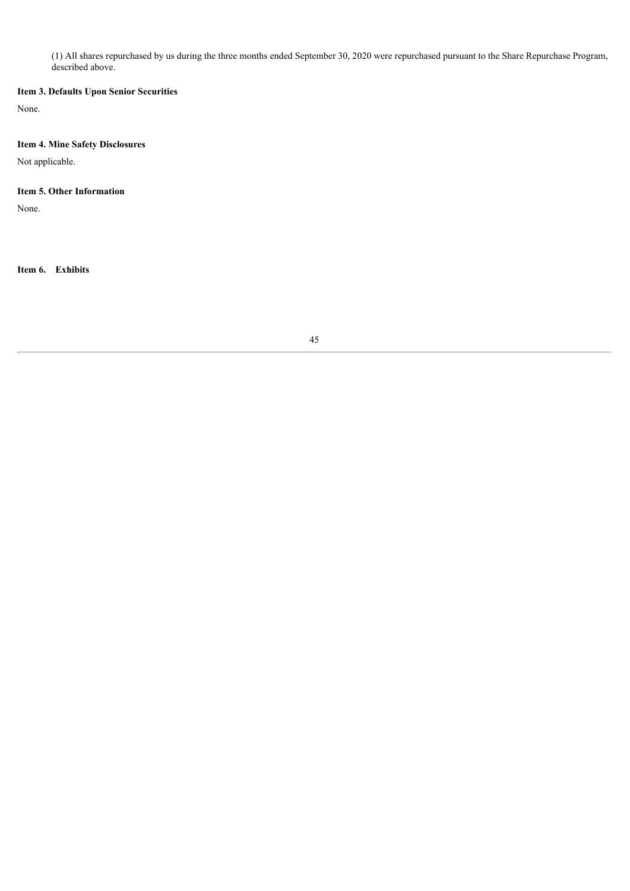(1) All shares repurchased by us during the three months ended September 30, 2020 were repurchased pursuant to the Share Repurchase Program, described above.

### Item 3. Defaults Upon Senior Securities

None.

### Item 4. Mine Safety Disclosures

Not applicable.

### Item 5. Other Information

None.

### Item 6. Exhibits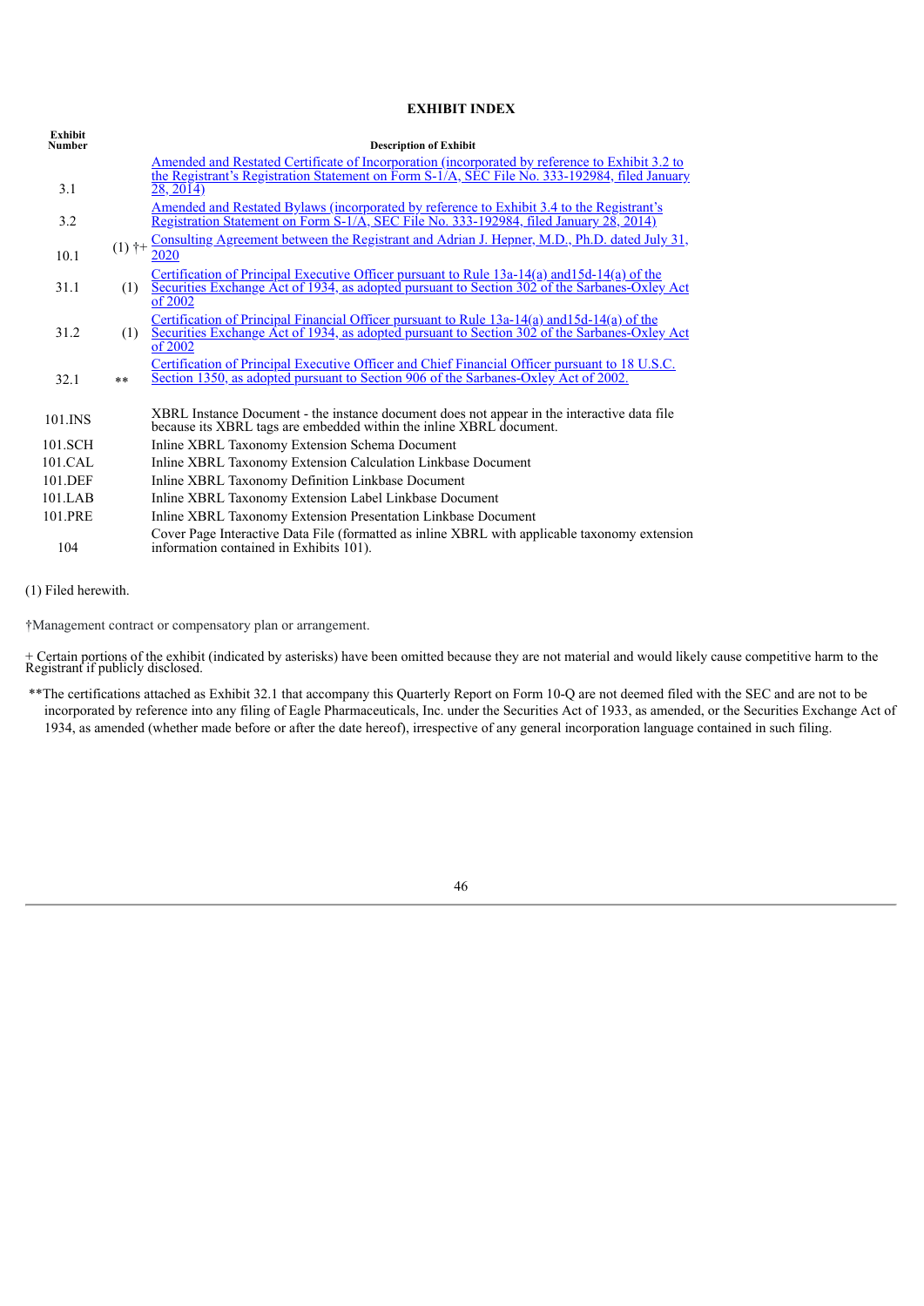## EXHIBIT INDEX

| Exhibit Number | | Description of Exhibit |
|---|---|---|
| 3.1 | | Amended and Restated Certificate of Incorporation (incorporated by reference to Exhibit 3.2 to the Registrant's Registration Statement on Form S-1/A, SEC File No. 333-192984, filed January 28, 2014) |
| 3.2 | | Amended and Restated Bylaws (incorporated by reference to Exhibit 3.4 to the Registrant's Registration Statement on Form S-1/A, SEC File No. 333-192984, filed January 28, 2014) |
| 10.1 | (1) †+ | Consulting Agreement between the Registrant and Adrian J. Hepner, M.D., Ph.D. dated July 31, 2020 |
| 31.1 | (1) | Certification of Principal Executive Officer pursuant to Rule 13a-14(a) and15d-14(a) of the Securities Exchange Act of 1934, as adopted pursuant to Section 302 of the Sarbanes-Oxley Act of 2002 |
| 31.2 | (1) | Certification of Principal Financial Officer pursuant to Rule 13a-14(a) and15d-14(a) of the Securities Exchange Act of 1934, as adopted pursuant to Section 302 of the Sarbanes-Oxley Act of 2002 |
| 32.1 | ** | Certification of Principal Executive Officer and Chief Financial Officer pursuant to 18 U.S.C. Section 1350, as adopted pursuant to Section 906 of the Sarbanes-Oxley Act of 2002. |
| 101.INS | | XBRL Instance Document - the instance document does not appear in the interactive data file because its XBRL tags are embedded within the inline XBRL document. |
| 101.SCH | | Inline XBRL Taxonomy Extension Schema Document |
| 101.CAL | | Inline XBRL Taxonomy Extension Calculation Linkbase Document |
| 101.DEF | | Inline XBRL Taxonomy Definition Linkbase Document |
| 101.LAB | | Inline XBRL Taxonomy Extension Label Linkbase Document |
| 101.PRE | | Inline XBRL Taxonomy Extension Presentation Linkbase Document |
| 104 | | Cover Page Interactive Data File (formatted as inline XBRL with applicable taxonomy extension information contained in Exhibits 101). |

(1) Filed herewith.

†Management contract or compensatory plan or arrangement.

+ Certain portions of the exhibit (indicated by asterisks) have been omitted because they are not material and would likely cause competitive harm to the Registrant if publicly disclosed.

**The certifications attached as Exhibit 32.1 that accompany this Quarterly Report on Form 10-Q are not deemed filed with the SEC and are not to be incorporated by reference into any filing of Eagle Pharmaceuticals, Inc. under the Securities Act of 1933, as amended, or the Securities Exchange Act of 1934, as amended (whether made before or after the date hereof), irrespective of any general incorporation language contained in such filing.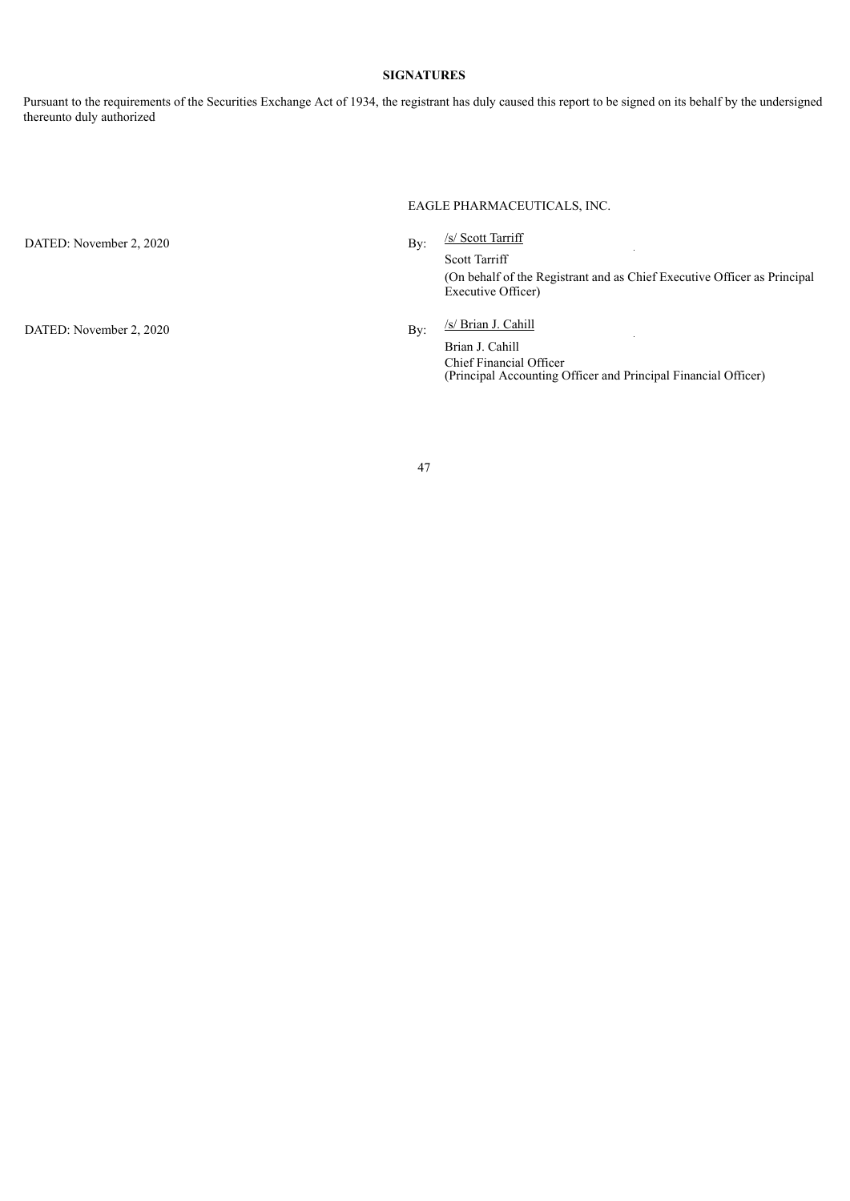## SIGNATURES

Pursuant to the requirements of the Securities Exchange Act of 1934, the registrant has duly caused this report to be signed on its behalf by the undersigned thereunto duly authorized

EAGLE PHARMACEUTICALS, INC.

| | | |
|---|---|---|
| DATED: November 2, 2020 | By: | /s/ Scott Tarriff<br>Scott Tarriff<br>(On behalf of the Registrant and as Chief Executive Officer as Principal Executive Officer) |
| DATED: November 2, 2020 | By: | /s/ Brian J. Cahill<br>Brian J. Cahill<br>Chief Financial Officer<br>(Principal Accounting Officer and Principal Financial Officer) |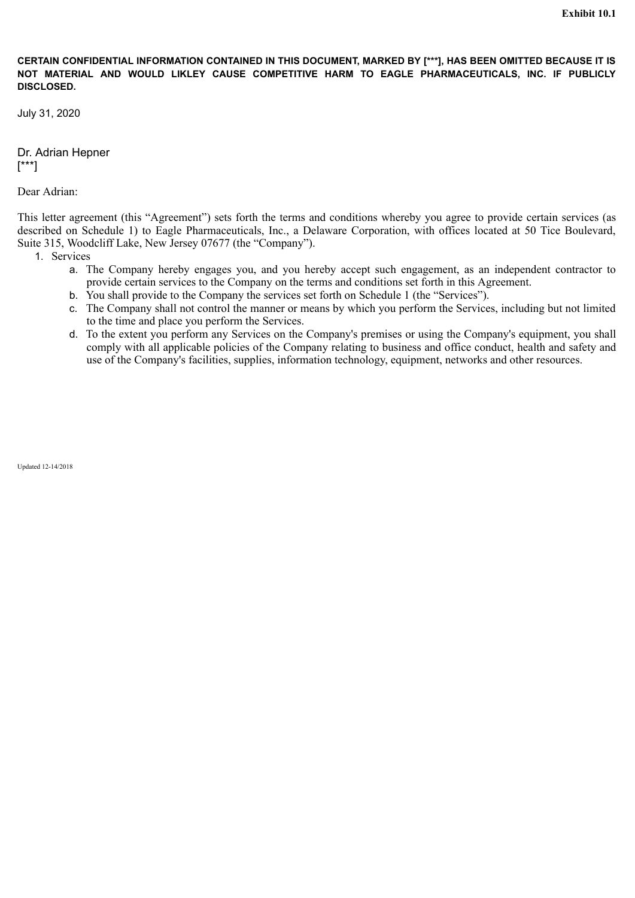**Exhibit 10.1**

**CERTAIN CONFIDENTIAL INFORMATION CONTAINED IN THIS DOCUMENT, MARKED BY [***], HAS BEEN OMITTED BECAUSE IT IS NOT MATERIAL AND WOULD LIKLEY CAUSE COMPETITIVE HARM TO EAGLE PHARMACEUTICALS, INC. IF PUBLICLY DISCLOSED.**

July 31, 2020

Dr. Adrian Hepner
[***]

Dear Adrian:

This letter agreement (this "Agreement") sets forth the terms and conditions whereby you agree to provide certain services (as described on Schedule 1) to Eagle Pharmaceuticals, Inc., a Delaware Corporation, with offices located at 50 Tice Boulevard, Suite 315, Woodcliff Lake, New Jersey 07677 (the "Company").

1. Services
   a. The Company hereby engages you, and you hereby accept such engagement, as an independent contractor to provide certain services to the Company on the terms and conditions set forth in this Agreement.
   b. You shall provide to the Company the services set forth on Schedule 1 (the "Services").
   c. The Company shall not control the manner or means by which you perform the Services, including but not limited to the time and place you perform the Services.
   d. To the extent you perform any Services on the Company's premises or using the Company's equipment, you shall comply with all applicable policies of the Company relating to business and office conduct, health and safety and use of the Company's facilities, supplies, information technology, equipment, networks and other resources.

Updated 12-14/2018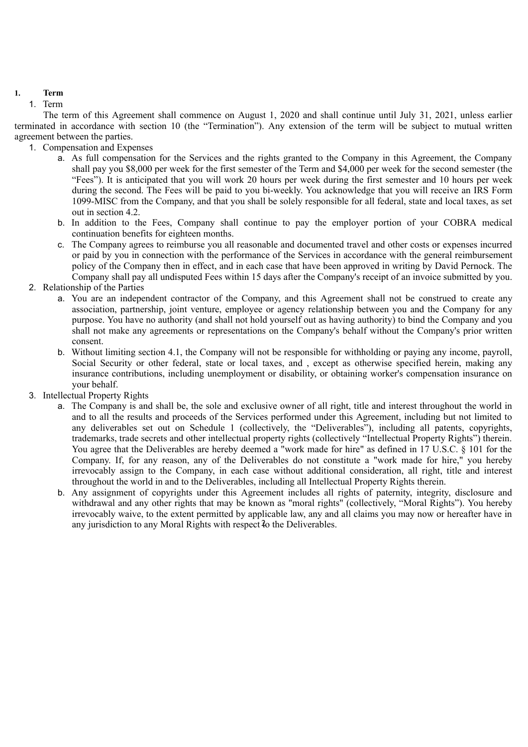**1. Term**

1. Term

The term of this Agreement shall commence on August 1, 2020 and shall continue until July 31, 2021, unless earlier terminated in accordance with section 10 (the "Termination"). Any extension of the term will be subject to mutual written agreement between the parties.

1. Compensation and Expenses
   a. As full compensation for the Services and the rights granted to the Company in this Agreement, the Company shall pay you $8,000 per week for the first semester of the Term and $4,000 per week for the second semester (the "Fees"). It is anticipated that you will work 20 hours per week during the first semester and 10 hours per week during the second. The Fees will be paid to you bi-weekly. You acknowledge that you will receive an IRS Form 1099-MISC from the Company, and that you shall be solely responsible for all federal, state and local taxes, as set out in section 4.2.
   b. In addition to the Fees, Company shall continue to pay the employer portion of your COBRA medical continuation benefits for eighteen months.
   c. The Company agrees to reimburse you all reasonable and documented travel and other costs or expenses incurred or paid by you in connection with the performance of the Services in accordance with the general reimbursement policy of the Company then in effect, and in each case that have been approved in writing by David Pernock. The Company shall pay all undisputed Fees within 15 days after the Company's receipt of an invoice submitted by you.
2. Relationship of the Parties
   a. You are an independent contractor of the Company, and this Agreement shall not be construed to create any association, partnership, joint venture, employee or agency relationship between you and the Company for any purpose. You have no authority (and shall not hold yourself out as having authority) to bind the Company and you shall not make any agreements or representations on the Company's behalf without the Company's prior written consent.
   b. Without limiting section 4.1, the Company will not be responsible for withholding or paying any income, payroll, Social Security or other federal, state or local taxes, and , except as otherwise specified herein, making any insurance contributions, including unemployment or disability, or obtaining worker's compensation insurance on your behalf.
3. Intellectual Property Rights
   a. The Company is and shall be, the sole and exclusive owner of all right, title and interest throughout the world in and to all the results and proceeds of the Services performed under this Agreement, including but not limited to any deliverables set out on Schedule 1 (collectively, the "Deliverables"), including all patents, copyrights, trademarks, trade secrets and other intellectual property rights (collectively "Intellectual Property Rights") therein. You agree that the Deliverables are hereby deemed a "work made for hire" as defined in 17 U.S.C. § 101 for the Company. If, for any reason, any of the Deliverables do not constitute a "work made for hire," you hereby irrevocably assign to the Company, in each case without additional consideration, all right, title and interest throughout the world in and to the Deliverables, including all Intellectual Property Rights therein.
   b. Any assignment of copyrights under this Agreement includes all rights of paternity, integrity, disclosure and withdrawal and any other rights that may be known as "moral rights" (collectively, "Moral Rights"). You hereby irrevocably waive, to the extent permitted by applicable law, any and all claims you may now or hereafter have in any jurisdiction to any Moral Rights with respect to the Deliverables.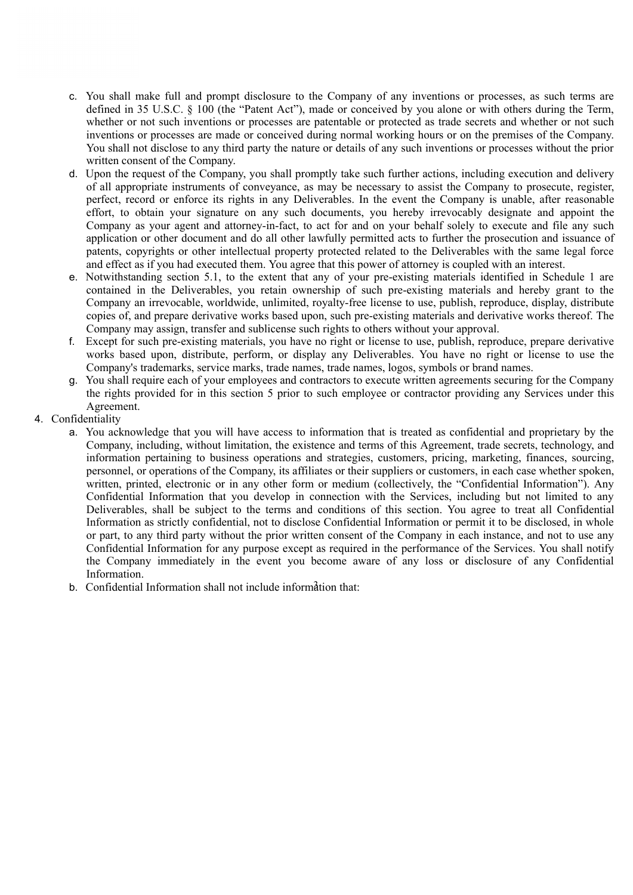c. You shall make full and prompt disclosure to the Company of any inventions or processes, as such terms are defined in 35 U.S.C. § 100 (the "Patent Act"), made or conceived by you alone or with others during the Term, whether or not such inventions or processes are patentable or protected as trade secrets and whether or not such inventions or processes are made or conceived during normal working hours or on the premises of the Company. You shall not disclose to any third party the nature or details of any such inventions or processes without the prior written consent of the Company.

d. Upon the request of the Company, you shall promptly take such further actions, including execution and delivery of all appropriate instruments of conveyance, as may be necessary to assist the Company to prosecute, register, perfect, record or enforce its rights in any Deliverables. In the event the Company is unable, after reasonable effort, to obtain your signature on any such documents, you hereby irrevocably designate and appoint the Company as your agent and attorney-in-fact, to act for and on your behalf solely to execute and file any such application or other document and do all other lawfully permitted acts to further the prosecution and issuance of patents, copyrights or other intellectual property protected related to the Deliverables with the same legal force and effect as if you had executed them. You agree that this power of attorney is coupled with an interest.

e. Notwithstanding section 5.1, to the extent that any of your pre-existing materials identified in Schedule 1 are contained in the Deliverables, you retain ownership of such pre-existing materials and hereby grant to the Company an irrevocable, worldwide, unlimited, royalty-free license to use, publish, reproduce, display, distribute copies of, and prepare derivative works based upon, such pre-existing materials and derivative works thereof. The Company may assign, transfer and sublicense such rights to others without your approval.

f. Except for such pre-existing materials, you have no right or license to use, publish, reproduce, prepare derivative works based upon, distribute, perform, or display any Deliverables. You have no right or license to use the Company's trademarks, service marks, trade names, trade names, logos, symbols or brand names.

g. You shall require each of your employees and contractors to execute written agreements securing for the Company the rights provided for in this section 5 prior to such employee or contractor providing any Services under this Agreement.

4. Confidentiality

a. You acknowledge that you will have access to information that is treated as confidential and proprietary by the Company, including, without limitation, the existence and terms of this Agreement, trade secrets, technology, and information pertaining to business operations and strategies, customers, pricing, marketing, finances, sourcing, personnel, or operations of the Company, its affiliates or their suppliers or customers, in each case whether spoken, written, printed, electronic or in any other form or medium (collectively, the "Confidential Information"). Any Confidential Information that you develop in connection with the Services, including but not limited to any Deliverables, shall be subject to the terms and conditions of this section. You agree to treat all Confidential Information as strictly confidential, not to disclose Confidential Information or permit it to be disclosed, in whole or part, to any third party without the prior written consent of the Company in each instance, and not to use any Confidential Information for any purpose except as required in the performance of the Services. You shall notify the Company immediately in the event you become aware of any loss or disclosure of any Confidential Information.

b. Confidential Information shall not include information that: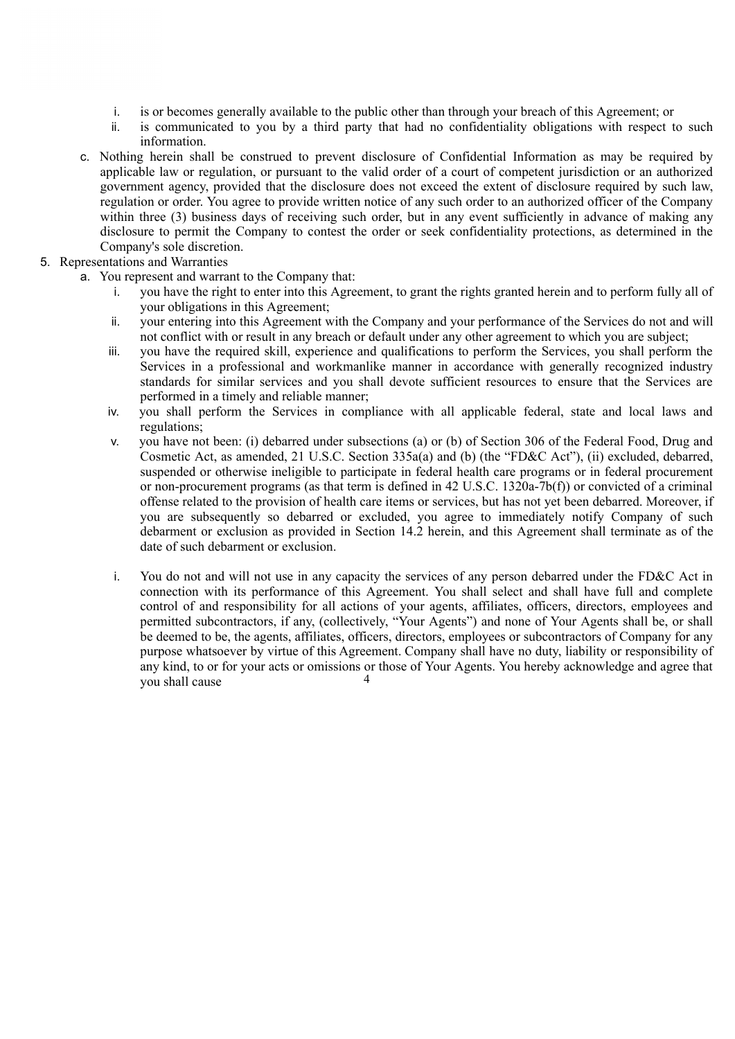i. is or becomes generally available to the public other than through your breach of this Agreement; or
   ii. is communicated to you by a third party that had no confidentiality obligations with respect to such information.

c. Nothing herein shall be construed to prevent disclosure of Confidential Information as may be required by applicable law or regulation, or pursuant to the valid order of a court of competent jurisdiction or an authorized government agency, provided that the disclosure does not exceed the extent of disclosure required by such law, regulation or order. You agree to provide written notice of any such order to an authorized officer of the Company within three (3) business days of receiving such order, but in any event sufficiently in advance of making any disclosure to permit the Company to contest the order or seek confidentiality protections, as determined in the Company's sole discretion.

5. Representations and Warranties
   a. You represent and warrant to the Company that:
      i. you have the right to enter into this Agreement, to grant the rights granted herein and to perform fully all of your obligations in this Agreement;
      ii. your entering into this Agreement with the Company and your performance of the Services do not and will not conflict with or result in any breach or default under any other agreement to which you are subject;
      iii. you have the required skill, experience and qualifications to perform the Services, you shall perform the Services in a professional and workmanlike manner in accordance with generally recognized industry standards for similar services and you shall devote sufficient resources to ensure that the Services are performed in a timely and reliable manner;
      iv. you shall perform the Services in compliance with all applicable federal, state and local laws and regulations;
      v. you have not been: (i) debarred under subsections (a) or (b) of Section 306 of the Federal Food, Drug and Cosmetic Act, as amended, 21 U.S.C. Section 335a(a) and (b) (the "FD&C Act"), (ii) excluded, debarred, suspended or otherwise ineligible to participate in federal health care programs or in federal procurement or non-procurement programs (as that term is defined in 42 U.S.C. 1320a-7b(f)) or convicted of a criminal offense related to the provision of health care items or services, but has not yet been debarred. Moreover, if you are subsequently so debarred or excluded, you agree to immediately notify Company of such debarment or exclusion as provided in Section 14.2 herein, and this Agreement shall terminate as of the date of such debarment or exclusion.

      i. You do not and will not use in any capacity the services of any person debarred under the FD&C Act in connection with its performance of this Agreement. You shall select and shall have full and complete control of and responsibility for all actions of your agents, affiliates, officers, directors, employees and permitted subcontractors, if any, (collectively, "Your Agents") and none of Your Agents shall be, or shall be deemed to be, the agents, affiliates, officers, directors, employees or subcontractors of Company for any purpose whatsoever by virtue of this Agreement. Company shall have no duty, liability or responsibility of any kind, to or for your acts or omissions or those of Your Agents. You hereby acknowledge and agree that you shall cause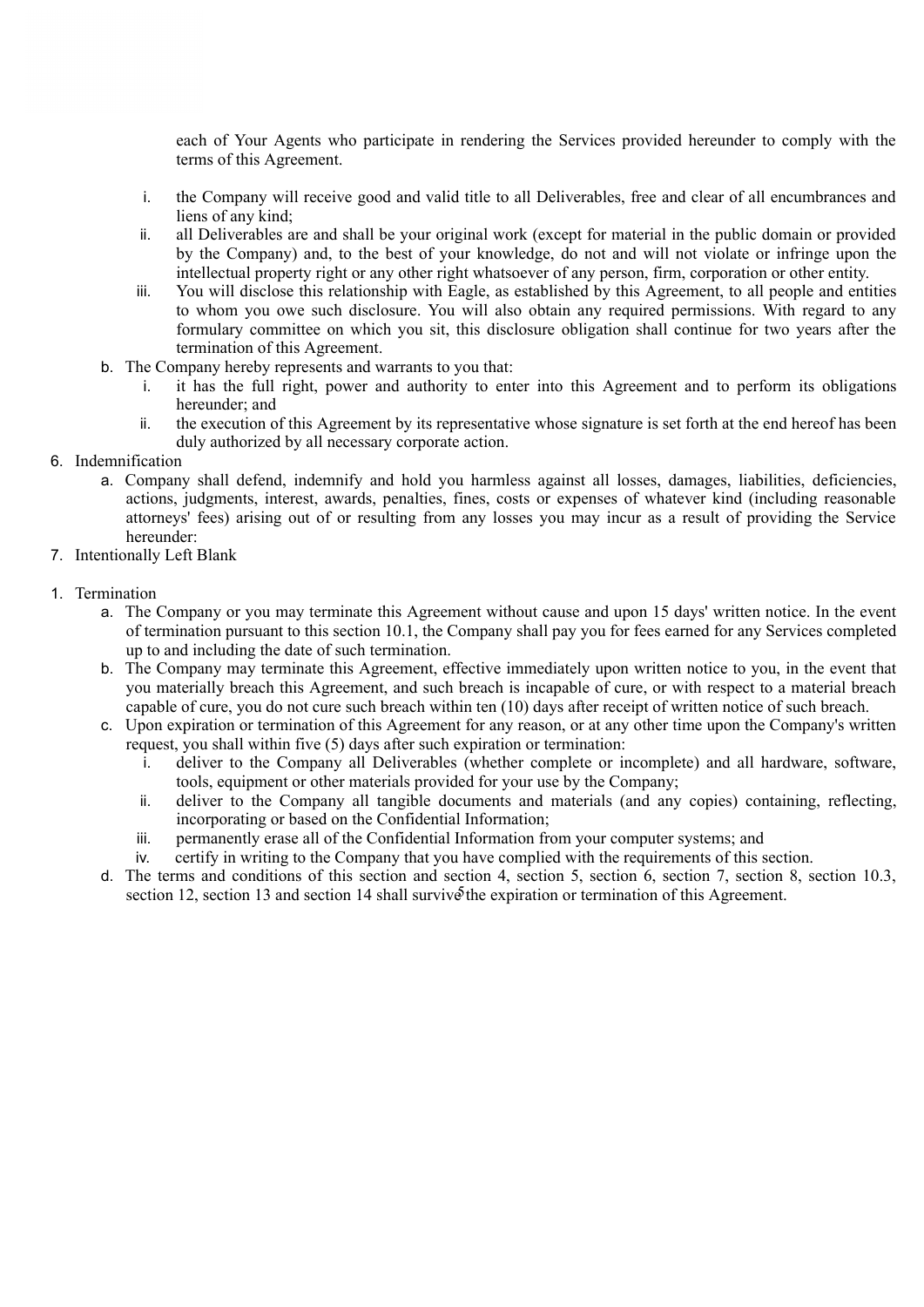each of Your Agents who participate in rendering the Services provided hereunder to comply with the terms of this Agreement.

   i. the Company will receive good and valid title to all Deliverables, free and clear of all encumbrances and liens of any kind;
   ii. all Deliverables are and shall be your original work (except for material in the public domain or provided by the Company) and, to the best of your knowledge, do not and will not violate or infringe upon the intellectual property right or any other right whatsoever of any person, firm, corporation or other entity.
   iii. You will disclose this relationship with Eagle, as established by this Agreement, to all people and entities to whom you owe such disclosure. You will also obtain any required permissions. With regard to any formulary committee on which you sit, this disclosure obligation shall continue for two years after the termination of this Agreement.

b. The Company hereby represents and warrants to you that:
   i. it has the full right, power and authority to enter into this Agreement and to perform its obligations hereunder; and
   ii. the execution of this Agreement by its representative whose signature is set forth at the end hereof has been duly authorized by all necessary corporate action.

6. Indemnification
   a. Company shall defend, indemnify and hold you harmless against all losses, damages, liabilities, deficiencies, actions, judgments, interest, awards, penalties, fines, costs or expenses of whatever kind (including reasonable attorneys' fees) arising out of or resulting from any losses you may incur as a result of providing the Service hereunder:
7. Intentionally Left Blank

1. Termination
   a. The Company or you may terminate this Agreement without cause and upon 15 days' written notice. In the event of termination pursuant to this section 10.1, the Company shall pay you for fees earned for any Services completed up to and including the date of such termination.
   b. The Company may terminate this Agreement, effective immediately upon written notice to you, in the event that you materially breach this Agreement, and such breach is incapable of cure, or with respect to a material breach capable of cure, you do not cure such breach within ten (10) days after receipt of written notice of such breach.
   c. Upon expiration or termination of this Agreement for any reason, or at any other time upon the Company's written request, you shall within five (5) days after such expiration or termination:
      i. deliver to the Company all Deliverables (whether complete or incomplete) and all hardware, software, tools, equipment or other materials provided for your use by the Company;
      ii. deliver to the Company all tangible documents and materials (and any copies) containing, reflecting, incorporating or based on the Confidential Information;
      iii. permanently erase all of the Confidential Information from your computer systems; and
      iv. certify in writing to the Company that you have complied with the requirements of this section.
   d. The terms and conditions of this section and section 4, section 5, section 6, section 7, section 8, section 10.3, section 12, section 13 and section 14 shall survive the expiration or termination of this Agreement.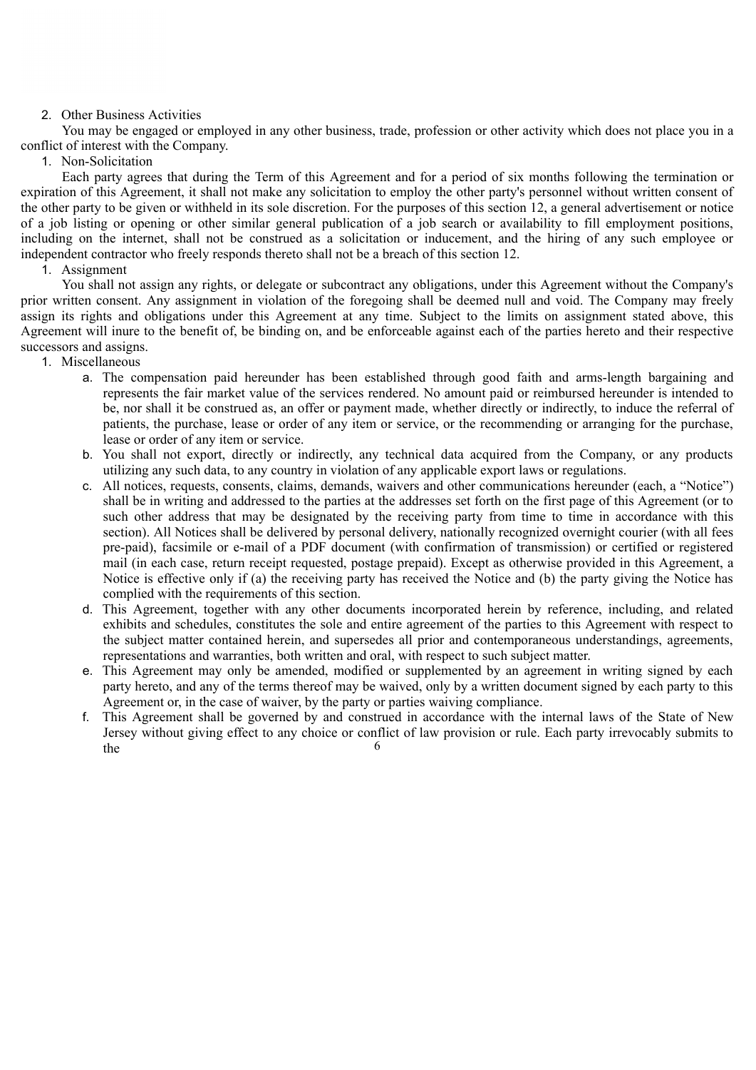2. Other Business Activities

You may be engaged or employed in any other business, trade, profession or other activity which does not place you in a conflict of interest with the Company.

1. Non-Solicitation

Each party agrees that during the Term of this Agreement and for a period of six months following the termination or expiration of this Agreement, it shall not make any solicitation to employ the other party's personnel without written consent of the other party to be given or withheld in its sole discretion. For the purposes of this section 12, a general advertisement or notice of a job listing or opening or other similar general publication of a job search or availability to fill employment positions, including on the internet, shall not be construed as a solicitation or inducement, and the hiring of any such employee or independent contractor who freely responds thereto shall not be a breach of this section 12.

1. Assignment

You shall not assign any rights, or delegate or subcontract any obligations, under this Agreement without the Company's prior written consent. Any assignment in violation of the foregoing shall be deemed null and void. The Company may freely assign its rights and obligations under this Agreement at any time. Subject to the limits on assignment stated above, this Agreement will inure to the benefit of, be binding on, and be enforceable against each of the parties hereto and their respective successors and assigns.

1. Miscellaneous

a. The compensation paid hereunder has been established through good faith and arms-length bargaining and represents the fair market value of the services rendered. No amount paid or reimbursed hereunder is intended to be, nor shall it be construed as, an offer or payment made, whether directly or indirectly, to induce the referral of patients, the purchase, lease or order of any item or service, or the recommending or arranging for the purchase, lease or order of any item or service.

b. You shall not export, directly or indirectly, any technical data acquired from the Company, or any products utilizing any such data, to any country in violation of any applicable export laws or regulations.

c. All notices, requests, consents, claims, demands, waivers and other communications hereunder (each, a "Notice") shall be in writing and addressed to the parties at the addresses set forth on the first page of this Agreement (or to such other address that may be designated by the receiving party from time to time in accordance with this section). All Notices shall be delivered by personal delivery, nationally recognized overnight courier (with all fees pre-paid), facsimile or e-mail of a PDF document (with confirmation of transmission) or certified or registered mail (in each case, return receipt requested, postage prepaid). Except as otherwise provided in this Agreement, a Notice is effective only if (a) the receiving party has received the Notice and (b) the party giving the Notice has complied with the requirements of this section.

d. This Agreement, together with any other documents incorporated herein by reference, including, and related exhibits and schedules, constitutes the sole and entire agreement of the parties to this Agreement with respect to the subject matter contained herein, and supersedes all prior and contemporaneous understandings, agreements, representations and warranties, both written and oral, with respect to such subject matter.

e. This Agreement may only be amended, modified or supplemented by an agreement in writing signed by each party hereto, and any of the terms thereof may be waived, only by a written document signed by each party to this Agreement or, in the case of waiver, by the party or parties waiving compliance.

f. This Agreement shall be governed by and construed in accordance with the internal laws of the State of New Jersey without giving effect to any choice or conflict of law provision or rule. Each party irrevocably submits to the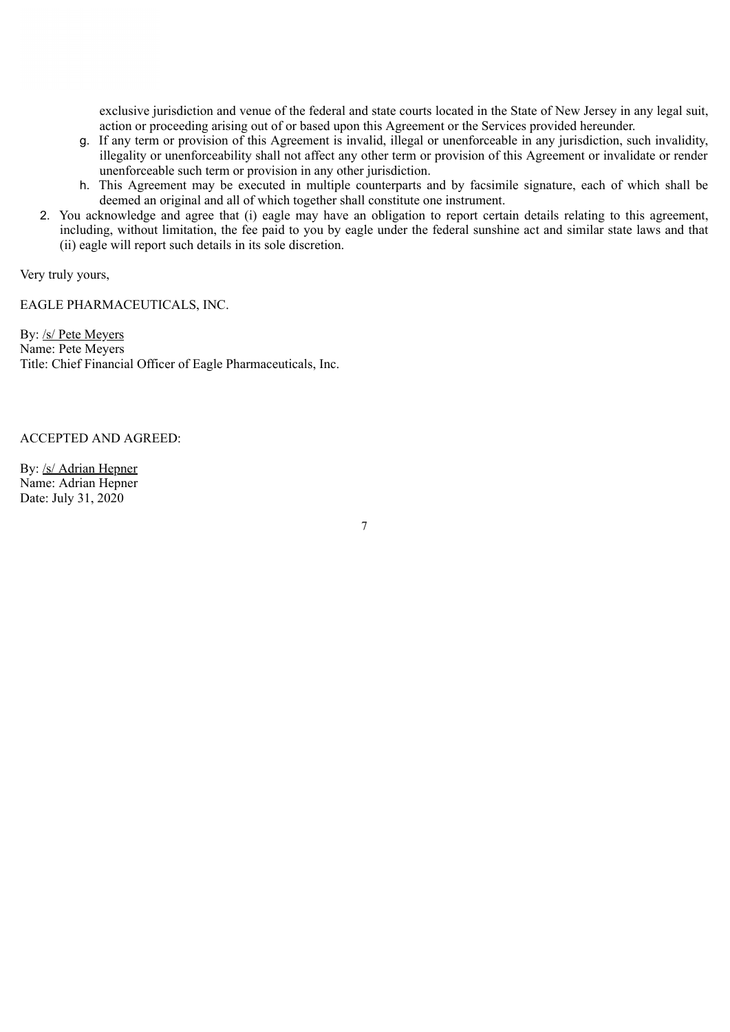exclusive jurisdiction and venue of the federal and state courts located in the State of New Jersey in any legal suit, action or proceeding arising out of or based upon this Agreement or the Services provided hereunder.

g. If any term or provision of this Agreement is invalid, illegal or unenforceable in any jurisdiction, such invalidity, illegality or unenforceability shall not affect any other term or provision of this Agreement or invalidate or render unenforceable such term or provision in any other jurisdiction.

h. This Agreement may be executed in multiple counterparts and by facsimile signature, each of which shall be deemed an original and all of which together shall constitute one instrument.

2. You acknowledge and agree that (i) eagle may have an obligation to report certain details relating to this agreement, including, without limitation, the fee paid to you by eagle under the federal sunshine act and similar state laws and that (ii) eagle will report such details in its sole discretion.

Very truly yours,

EAGLE PHARMACEUTICALS, INC.

By: /s/ Pete Meyers
Name: Pete Meyers
Title: Chief Financial Officer of Eagle Pharmaceuticals, Inc.

ACCEPTED AND AGREED:

By: /s/ Adrian Hepner
Name: Adrian Hepner
Date: July 31, 2020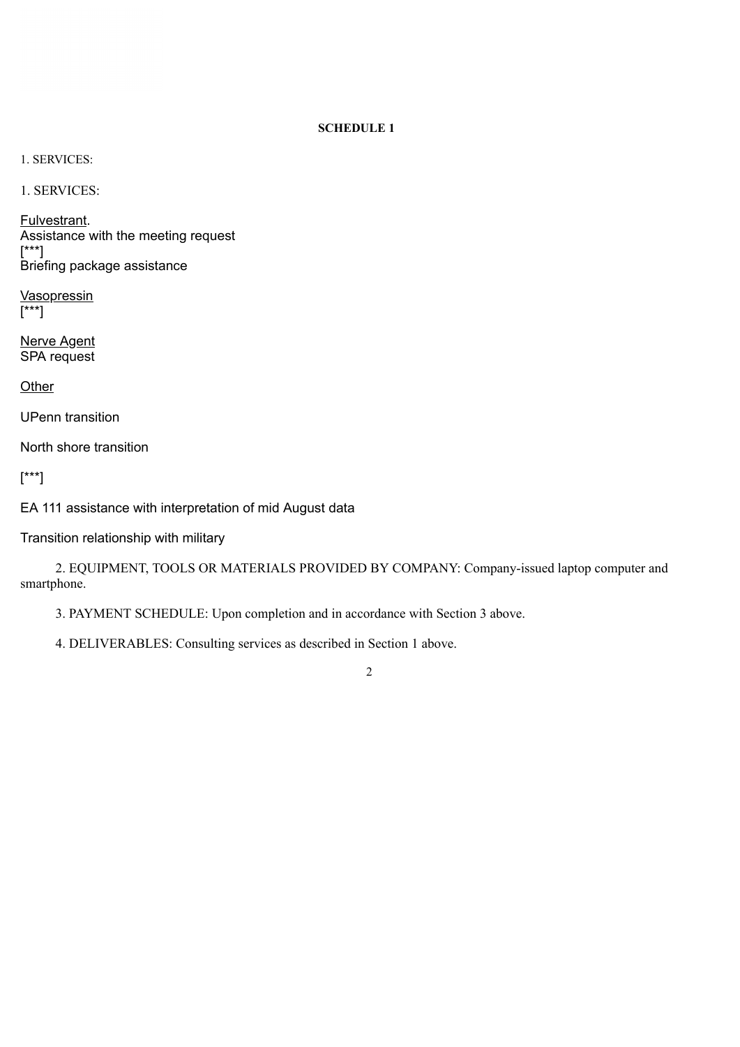**SCHEDULE 1**

1. SERVICES:

1. SERVICES:

<u>Fulvestrant</u>.
Assistance with the meeting request
[***]
Briefing package assistance

<u>Vasopressin</u>
[***]

<u>Nerve Agent</u>
SPA request

<u>Other</u>

UPenn transition

North shore transition

[***]

EA 111 assistance with interpretation of mid August data

Transition relationship with military

2. EQUIPMENT, TOOLS OR MATERIALS PROVIDED BY COMPANY: Company-issued laptop computer and smartphone.

3. PAYMENT SCHEDULE: Upon completion and in accordance with Section 3 above.

4. DELIVERABLES: Consulting services as described in Section 1 above.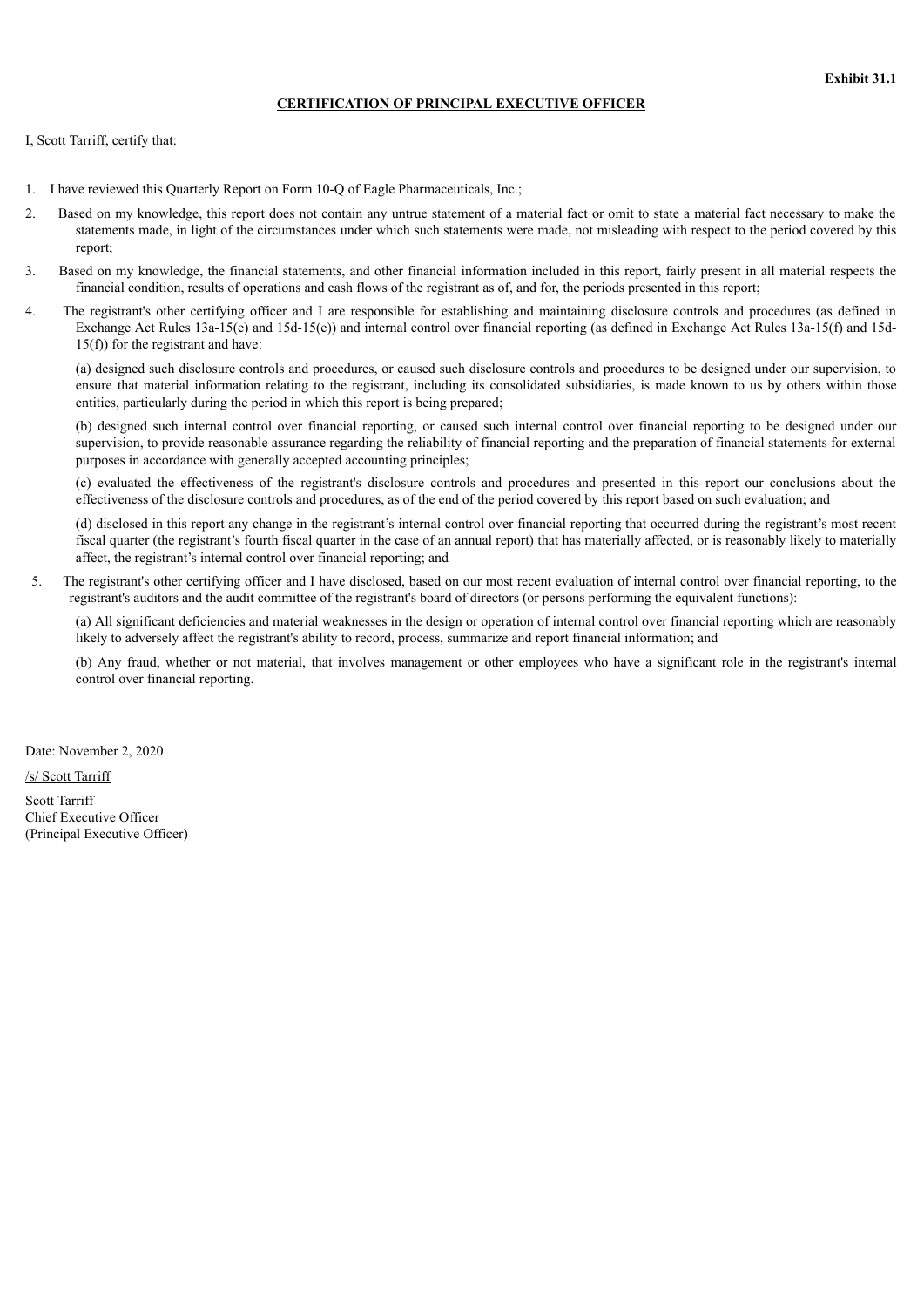**Exhibit 31.1**

**CERTIFICATION OF PRINCIPAL EXECUTIVE OFFICER**

I, Scott Tarriff, certify that:

1. I have reviewed this Quarterly Report on Form 10-Q of Eagle Pharmaceuticals, Inc.;
2. Based on my knowledge, this report does not contain any untrue statement of a material fact or omit to state a material fact necessary to make the statements made, in light of the circumstances under which such statements were made, not misleading with respect to the period covered by this report;
3. Based on my knowledge, the financial statements, and other financial information included in this report, fairly present in all material respects the financial condition, results of operations and cash flows of the registrant as of, and for, the periods presented in this report;
4. The registrant's other certifying officer and I are responsible for establishing and maintaining disclosure controls and procedures (as defined in Exchange Act Rules 13a-15(e) and 15d-15(e)) and internal control over financial reporting (as defined in Exchange Act Rules 13a-15(f) and 15d-15(f)) for the registrant and have:

   (a) designed such disclosure controls and procedures, or caused such disclosure controls and procedures to be designed under our supervision, to ensure that material information relating to the registrant, including its consolidated subsidiaries, is made known to us by others within those entities, particularly during the period in which this report is being prepared;

   (b) designed such internal control over financial reporting, or caused such internal control over financial reporting to be designed under our supervision, to provide reasonable assurance regarding the reliability of financial reporting and the preparation of financial statements for external purposes in accordance with generally accepted accounting principles;

   (c) evaluated the effectiveness of the registrant's disclosure controls and procedures and presented in this report our conclusions about the effectiveness of the disclosure controls and procedures, as of the end of the period covered by this report based on such evaluation; and

   (d) disclosed in this report any change in the registrant's internal control over financial reporting that occurred during the registrant's most recent fiscal quarter (the registrant's fourth fiscal quarter in the case of an annual report) that has materially affected, or is reasonably likely to materially affect, the registrant's internal control over financial reporting; and
5. The registrant's other certifying officer and I have disclosed, based on our most recent evaluation of internal control over financial reporting, to the registrant's auditors and the audit committee of the registrant's board of directors (or persons performing the equivalent functions):

   (a) All significant deficiencies and material weaknesses in the design or operation of internal control over financial reporting which are reasonably likely to adversely affect the registrant's ability to record, process, summarize and report financial information; and

   (b) Any fraud, whether or not material, that involves management or other employees who have a significant role in the registrant's internal control over financial reporting.

Date: November 2, 2020

/s/ Scott Tarriff

Scott Tarriff
Chief Executive Officer
(Principal Executive Officer)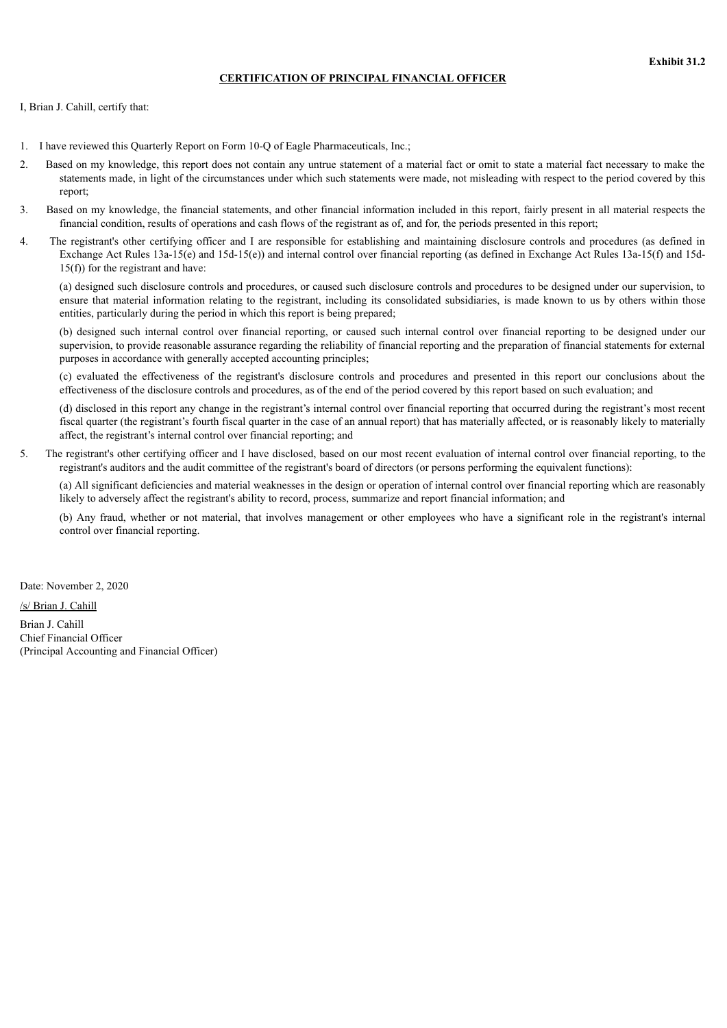**Exhibit 31.2**

**CERTIFICATION OF PRINCIPAL FINANCIAL OFFICER**

I, Brian J. Cahill, certify that:

1. I have reviewed this Quarterly Report on Form 10-Q of Eagle Pharmaceuticals, Inc.;
2. Based on my knowledge, this report does not contain any untrue statement of a material fact or omit to state a material fact necessary to make the statements made, in light of the circumstances under which such statements were made, not misleading with respect to the period covered by this report;
3. Based on my knowledge, the financial statements, and other financial information included in this report, fairly present in all material respects the financial condition, results of operations and cash flows of the registrant as of, and for, the periods presented in this report;
4. The registrant's other certifying officer and I are responsible for establishing and maintaining disclosure controls and procedures (as defined in Exchange Act Rules 13a-15(e) and 15d-15(e)) and internal control over financial reporting (as defined in Exchange Act Rules 13a-15(f) and 15d-15(f)) for the registrant and have:

   (a) designed such disclosure controls and procedures, or caused such disclosure controls and procedures to be designed under our supervision, to ensure that material information relating to the registrant, including its consolidated subsidiaries, is made known to us by others within those entities, particularly during the period in which this report is being prepared;

   (b) designed such internal control over financial reporting, or caused such internal control over financial reporting to be designed under our supervision, to provide reasonable assurance regarding the reliability of financial reporting and the preparation of financial statements for external purposes in accordance with generally accepted accounting principles;

   (c) evaluated the effectiveness of the registrant's disclosure controls and procedures and presented in this report our conclusions about the effectiveness of the disclosure controls and procedures, as of the end of the period covered by this report based on such evaluation; and

   (d) disclosed in this report any change in the registrant's internal control over financial reporting that occurred during the registrant's most recent fiscal quarter (the registrant's fourth fiscal quarter in the case of an annual report) that has materially affected, or is reasonably likely to materially affect, the registrant's internal control over financial reporting; and

5. The registrant's other certifying officer and I have disclosed, based on our most recent evaluation of internal control over financial reporting, to the registrant's auditors and the audit committee of the registrant's board of directors (or persons performing the equivalent functions):

   (a) All significant deficiencies and material weaknesses in the design or operation of internal control over financial reporting which are reasonably likely to adversely affect the registrant's ability to record, process, summarize and report financial information; and

   (b) Any fraud, whether or not material, that involves management or other employees who have a significant role in the registrant's internal control over financial reporting.

Date: November 2, 2020

/s/ Brian J. Cahill

Brian J. Cahill
Chief Financial Officer
(Principal Accounting and Financial Officer)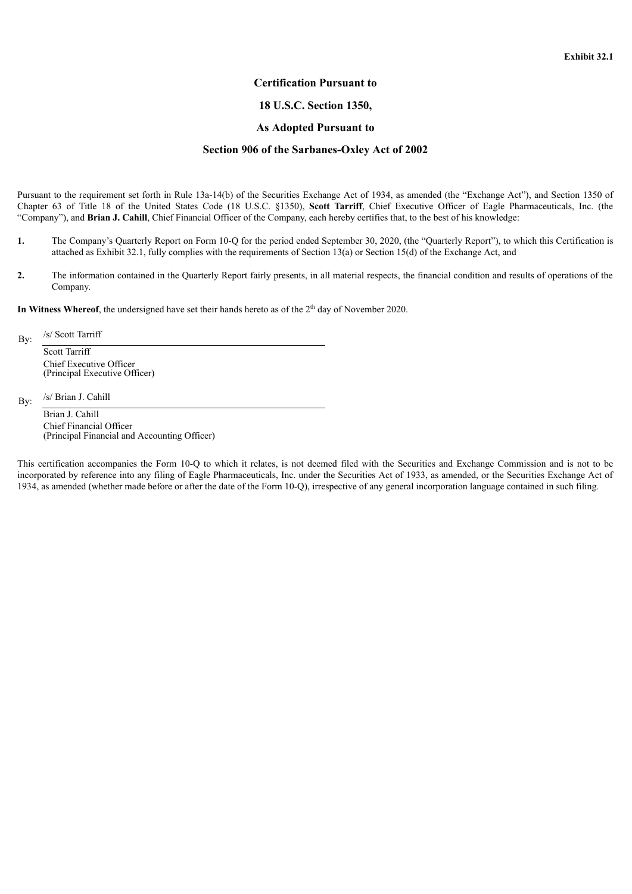**Exhibit 32.1**

**Certification Pursuant to**

**18 U.S.C. Section 1350,**

**As Adopted Pursuant to**

**Section 906 of the Sarbanes-Oxley Act of 2002**

Pursuant to the requirement set forth in Rule 13a-14(b) of the Securities Exchange Act of 1934, as amended (the "Exchange Act"), and Section 1350 of Chapter 63 of Title 18 of the United States Code (18 U.S.C. §1350), **Scott Tarriff**, Chief Executive Officer of Eagle Pharmaceuticals, Inc. (the "Company"), and **Brian J. Cahill**, Chief Financial Officer of the Company, each hereby certifies that, to the best of his knowledge:

**1.** The Company's Quarterly Report on Form 10-Q for the period ended September 30, 2020, (the "Quarterly Report"), to which this Certification is attached as Exhibit 32.1, fully complies with the requirements of Section 13(a) or Section 15(d) of the Exchange Act, and

**2.** The information contained in the Quarterly Report fairly presents, in all material respects, the financial condition and results of operations of the Company.

**In Witness Whereof**, the undersigned have set their hands hereto as of the 2[th] day of November 2020.

By: /s/ Scott Tarriff

Scott Tarriff
Chief Executive Officer
(Principal Executive Officer)

By: /s/ Brian J. Cahill

Brian J. Cahill
Chief Financial Officer
(Principal Financial and Accounting Officer)

This certification accompanies the Form 10-Q to which it relates, is not deemed filed with the Securities and Exchange Commission and is not to be incorporated by reference into any filing of Eagle Pharmaceuticals, Inc. under the Securities Act of 1933, as amended, or the Securities Exchange Act of 1934, as amended (whether made before or after the date of the Form 10-Q), irrespective of any general incorporation language contained in such filing.